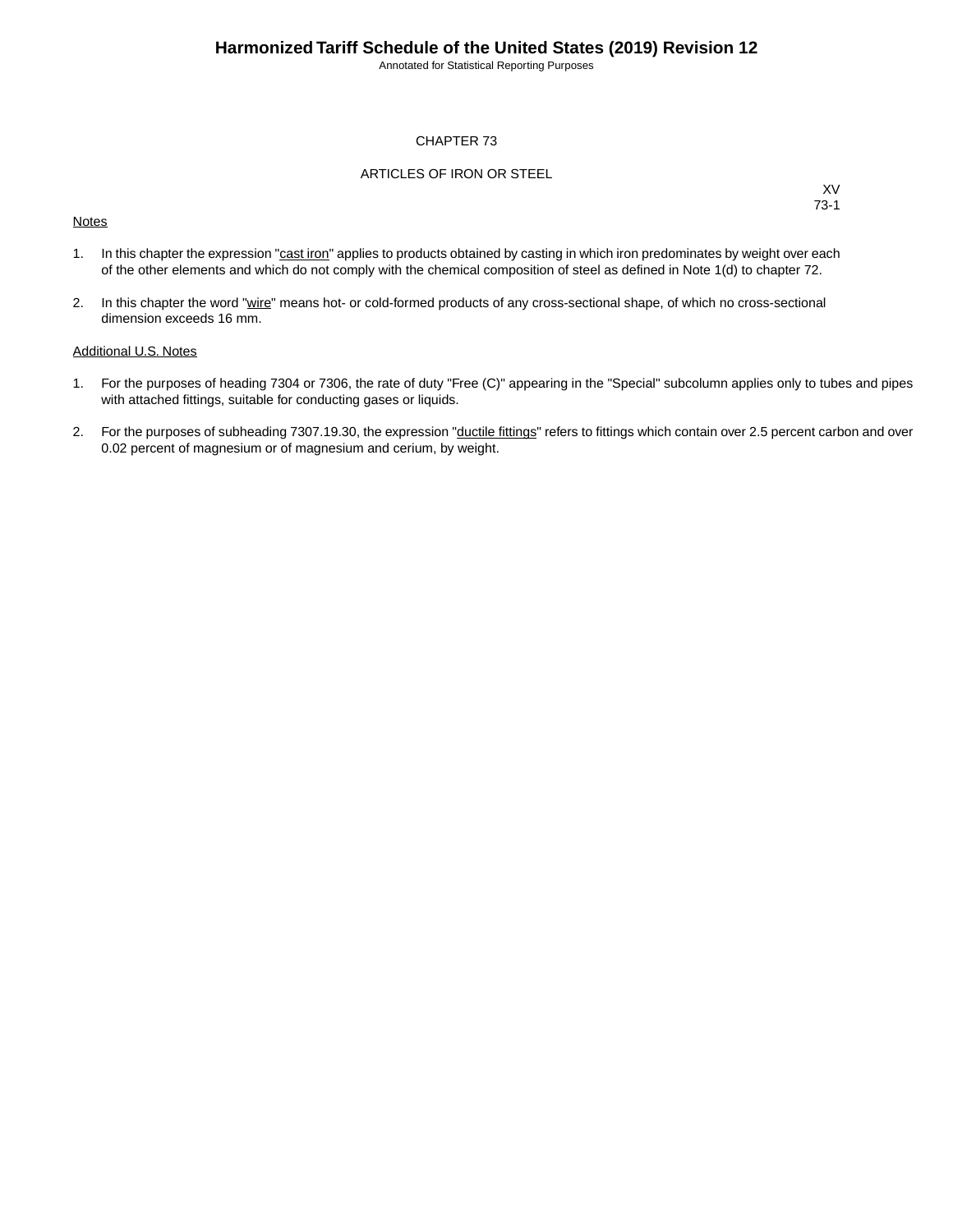# CHAPTER 73

## ARTICLES OF IRON OR STEEL

XV
73-1

Notes

1. In this chapter the expression "cast iron" applies to products obtained by casting in which iron predominates by weight over each of the other elements and which do not comply with the chemical composition of steel as defined in Note 1(d) to chapter 72.

2. In this chapter the word "wire" means hot- or cold-formed products of any cross-sectional shape, of which no cross-sectional dimension exceeds 16 mm.

Additional U.S. Notes

1. For the purposes of heading 7304 or 7306, the rate of duty "Free (C)" appearing in the "Special" subcolumn applies only to tubes and pipes with attached fittings, suitable for conducting gases or liquids.

2. For the purposes of subheading 7307.19.30, the expression "ductile fittings" refers to fittings which contain over 2.5 percent carbon and over 0.02 percent of magnesium or of magnesium and cerium, by weight.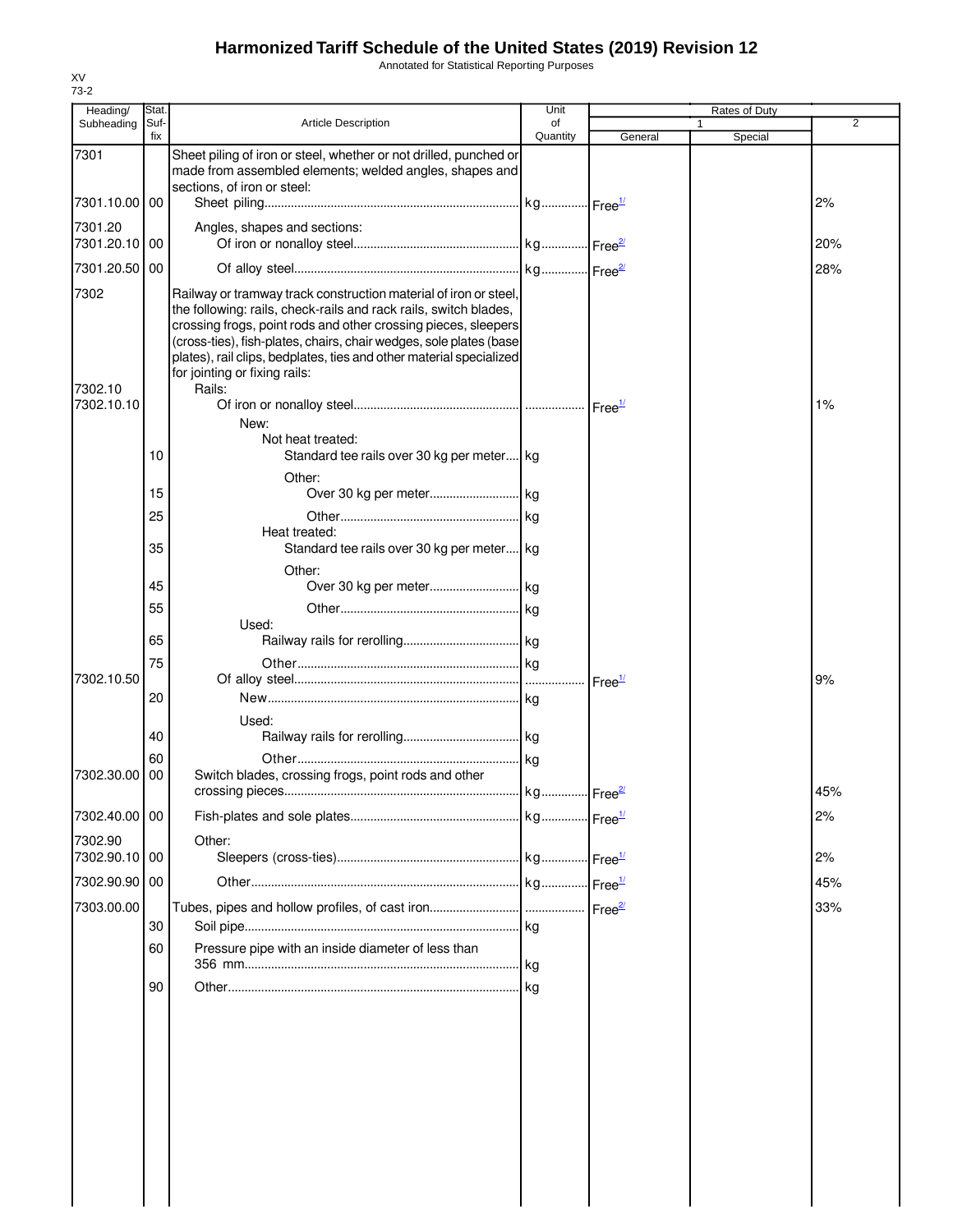# Harmonized Tariff Schedule of the United States (2019) Revision 12

Annotated for Statistical Reporting Purposes

XV
73-2

| Heading/ Subheading | Stat. Suf- fix | Article Description | Unit of Quantity | Rates of Duty 1 General | Special | 2 |
|---|---|---|---|---|---|---|
| 7301 | | Sheet piling of iron or steel, whether or not drilled, punched or made from assembled elements; welded angles, shapes and sections, of iron or steel: | | | | |
| 7301.10.00 | 00 | Sheet piling | kg | Free[1/] | | 2% |
| 7301.20 | | Angles, shapes and sections: | | | | |
| 7301.20.10 | 00 | Of iron or nonalloy steel | kg | Free[2/] | | 20% |
| 7301.20.50 | 00 | Of alloy steel | kg | Free[2/] | | 28% |
| 7302 | | Railway or tramway track construction material of iron or steel, the following: rails, check-rails and rack rails, switch blades, crossing frogs, point rods and other crossing pieces, sleepers (cross-ties), fish-plates, chairs, chair wedges, sole plates (base plates), rail clips, bedplates, ties and other material specialized for jointing or fixing rails: | | | | |
| 7302.10 | | Rails: | | | | |
| 7302.10.10 | | Of iron or nonalloy steel | | Free[1/] | | 1% |
| | | New: | | | | |
| | | Not heat treated: | | | | |
| | 10 | Standard tee rails over 30 kg per meter | kg | | | |
| | | Other: | | | | |
| | 15 | Over 30 kg per meter | kg | | | |
| | 25 | Other | kg | | | |
| | | Heat treated: | | | | |
| | 35 | Standard tee rails over 30 kg per meter | kg | | | |
| | | Other: | | | | |
| | 45 | Over 30 kg per meter | kg | | | |
| | 55 | Other | kg | | | |
| | | Used: | | | | |
| | 65 | Railway rails for rerolling | kg | | | |
| | 75 | Other | kg | | | |
| 7302.10.50 | | Of alloy steel | | Free[1/] | | 9% |
| | 20 | New | kg | | | |
| | | Used: | | | | |
| | 40 | Railway rails for rerolling | kg | | | |
| | 60 | Other | kg | | | |
| 7302.30.00 | 00 | Switch blades, crossing frogs, point rods and other crossing pieces | kg | Free[2/] | | 45% |
| 7302.40.00 | 00 | Fish-plates and sole plates | kg | Free[1/] | | 2% |
| 7302.90 | | Other: | | | | |
| 7302.90.10 | 00 | Sleepers (cross-ties) | kg | Free[1/] | | 2% |
| 7302.90.90 | 00 | Other | kg | Free[1/] | | 45% |
| 7303.00.00 | | Tubes, pipes and hollow profiles, of cast iron | | Free[2/] | | 33% |
| | 30 | Soil pipe | kg | | | |
| | 60 | Pressure pipe with an inside diameter of less than 356 mm | kg | | | |
| | 90 | Other | kg | | | |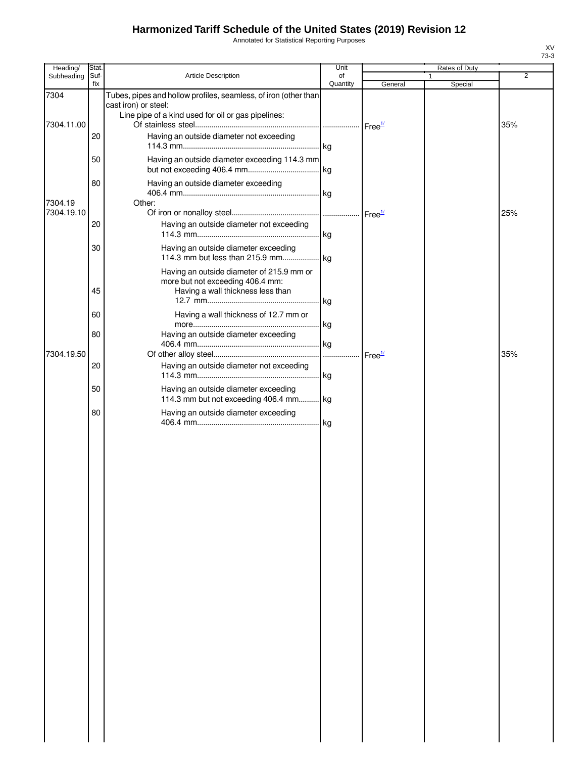# Harmonized Tariff Schedule of the United States (2019) Revision 12

Annotated for Statistical Reporting Purposes

XV
73-3

| Heading/ Subheading | Stat. Suf- fix | Article Description | Unit of Quantity | Rates of Duty 1 General | Special | 2 |
|---|---|---|---|---|---|---|
| 7304 | | Tubes, pipes and hollow profiles, seamless, of iron (other than cast iron) or steel: | | | | |
| | | Line pipe of a kind used for oil or gas pipelines: | | | | |
| 7304.11.00 | | Of stainless steel | | Free[1/] | | 35% |
| | 20 | Having an outside diameter not exceeding 114.3 mm | kg | | | |
| | 50 | Having an outside diameter exceeding 114.3 mm but not exceeding 406.4 mm | kg | | | |
| | 80 | Having an outside diameter exceeding 406.4 mm | kg | | | |
| 7304.19 | | Other: | | | | |
| 7304.19.10 | | Of iron or nonalloy steel | | Free[1/] | | 25% |
| | 20 | Having an outside diameter not exceeding 114.3 mm | kg | | | |
| | 30 | Having an outside diameter exceeding 114.3 mm but less than 215.9 mm | kg | | | |
| | | Having an outside diameter of 215.9 mm or more but not exceeding 406.4 mm: | | | | |
| | 45 | Having a wall thickness less than 12.7 mm | kg | | | |
| | 60 | Having a wall thickness of 12.7 mm or more | kg | | | |
| | 80 | Having an outside diameter exceeding 406.4 mm | kg | | | |
| 7304.19.50 | | Of other alloy steel | | Free[1/] | | 35% |
| | 20 | Having an outside diameter not exceeding 114.3 mm | kg | | | |
| | 50 | Having an outside diameter exceeding 114.3 mm but not exceeding 406.4 mm | kg | | | |
| | 80 | Having an outside diameter exceeding 406.4 mm | kg | | | |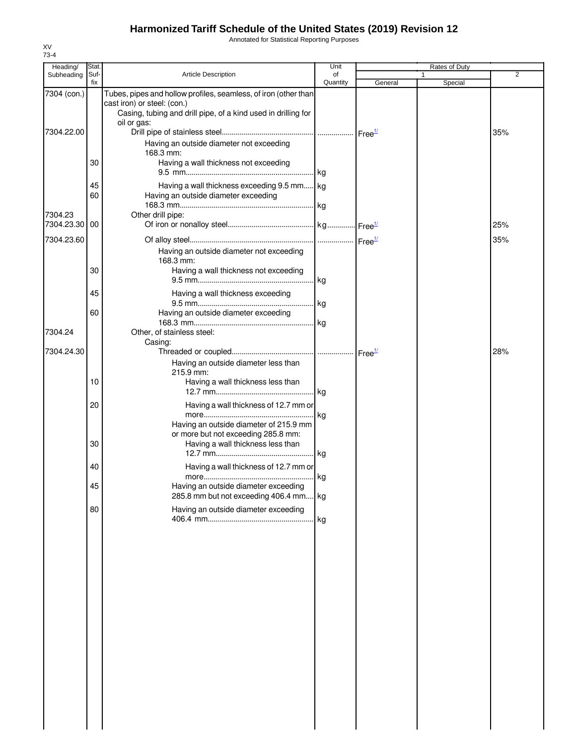# Harmonized Tariff Schedule of the United States (2019) Revision 12

Annotated for Statistical Reporting Purposes

XV
73-4

| Heading/ Subheading | Stat. Suf- fix | Article Description | Unit of Quantity | Rates of Duty 1 General | Rates of Duty 1 Special | Rates of Duty 2 |
|---|---|---|---|---|---|---|
| 7304 (con.) | | Tubes, pipes and hollow profiles, seamless, of iron (other than cast iron) or steel: (con.) | | | | |
| | | Casing, tubing and drill pipe, of a kind used in drilling for oil or gas: | | | | |
| 7304.22.00 | | Drill pipe of stainless steel | | Free[1/] | | 35% |
| | | Having an outside diameter not exceeding 168.3 mm: | | | | |
| | 30 | Having a wall thickness not exceeding 9.5 mm | kg | | | |
| | 45 | Having a wall thickness exceeding 9.5 mm | kg | | | |
| | 60 | Having an outside diameter exceeding 168.3 mm | kg | | | |
| 7304.23 | | Other drill pipe: | | | | |
| 7304.23.30 | 00 | Of iron or nonalloy steel | kg | Free[1/] | | 25% |
| 7304.23.60 | | Of alloy steel | | Free[1/] | | 35% |
| | | Having an outside diameter not exceeding 168.3 mm: | | | | |
| | 30 | Having a wall thickness not exceeding 9.5 mm | kg | | | |
| | 45 | Having a wall thickness exceeding 9.5 mm | kg | | | |
| | 60 | Having an outside diameter exceeding 168.3 mm | kg | | | |
| 7304.24 | | Other, of stainless steel: | | | | |
| | | Casing: | | | | |
| 7304.24.30 | | Threaded or coupled | | Free[1/] | | 28% |
| | | Having an outside diameter less than 215.9 mm: | | | | |
| | 10 | Having a wall thickness less than 12.7 mm | kg | | | |
| | 20 | Having a wall thickness of 12.7 mm or more | kg | | | |
| | | Having an outside diameter of 215.9 mm or more but not exceeding 285.8 mm: | | | | |
| | 30 | Having a wall thickness less than 12.7 mm | kg | | | |
| | 40 | Having a wall thickness of 12.7 mm or more | kg | | | |
| | 45 | Having an outside diameter exceeding 285.8 mm but not exceeding 406.4 mm | kg | | | |
| | 80 | Having an outside diameter exceeding 406.4 mm | kg | | | |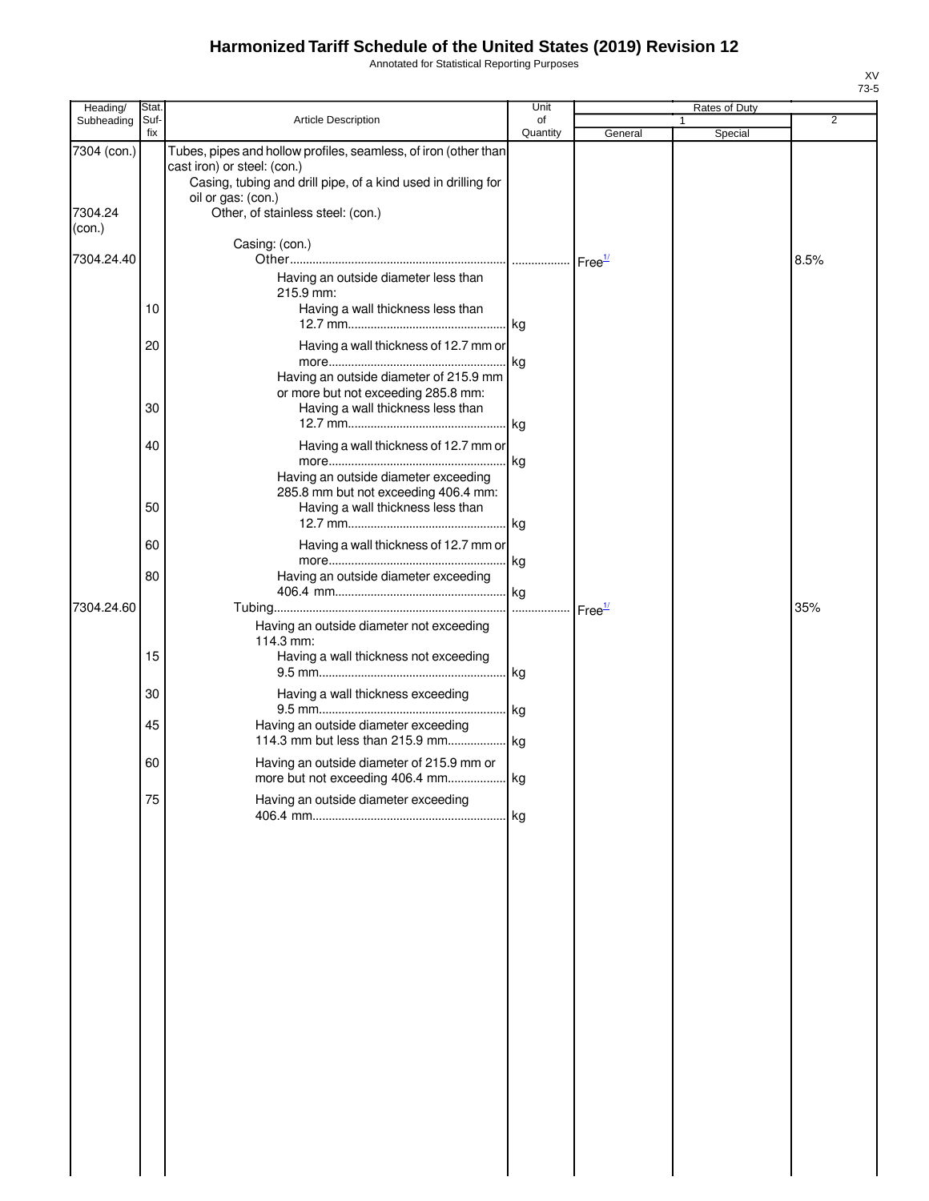# Harmonized Tariff Schedule of the United States (2019) Revision 12

Annotated for Statistical Reporting Purposes

XV
73-5

| Heading/ Subheading | Stat. Suf- fix | Article Description | Unit of Quantity | Rates of Duty | | |
|---|---|---|---|---|---|---|
| | | | | 1 | | 2 |
| | | | | General | Special | |
| 7304 (con.) | | Tubes, pipes and hollow profiles, seamless, of iron (other than cast iron) or steel: (con.) | | | | |
| | | Casing, tubing and drill pipe, of a kind used in drilling for oil or gas: (con.) | | | | |
| 7304.24 (con.) | | Other, of stainless steel: (con.) | | | | |
| | | Casing: (con.) | | | | |
| 7304.24.40 | | Other | | Free[1/] | | 8.5% |
| | | Having an outside diameter less than 215.9 mm: | | | | |
| | 10 | Having a wall thickness less than 12.7 mm | kg | | | |
| | 20 | Having a wall thickness of 12.7 mm or more | kg | | | |
| | | Having an outside diameter of 215.9 mm or more but not exceeding 285.8 mm: | | | | |
| | 30 | Having a wall thickness less than 12.7 mm | kg | | | |
| | 40 | Having a wall thickness of 12.7 mm or more | kg | | | |
| | | Having an outside diameter exceeding 285.8 mm but not exceeding 406.4 mm: | | | | |
| | 50 | Having a wall thickness less than 12.7 mm | kg | | | |
| | 60 | Having a wall thickness of 12.7 mm or more | kg | | | |
| | 80 | Having an outside diameter exceeding 406.4 mm | kg | | | |
| 7304.24.60 | | Tubing | | Free[1/] | | 35% |
| | | Having an outside diameter not exceeding 114.3 mm: | | | | |
| | 15 | Having a wall thickness not exceeding 9.5 mm | kg | | | |
| | 30 | Having a wall thickness exceeding 9.5 mm | kg | | | |
| | 45 | Having an outside diameter exceeding 114.3 mm but less than 215.9 mm | kg | | | |
| | 60 | Having an outside diameter of 215.9 mm or more but not exceeding 406.4 mm | kg | | | |
| | 75 | Having an outside diameter exceeding 406.4 mm | kg | | | |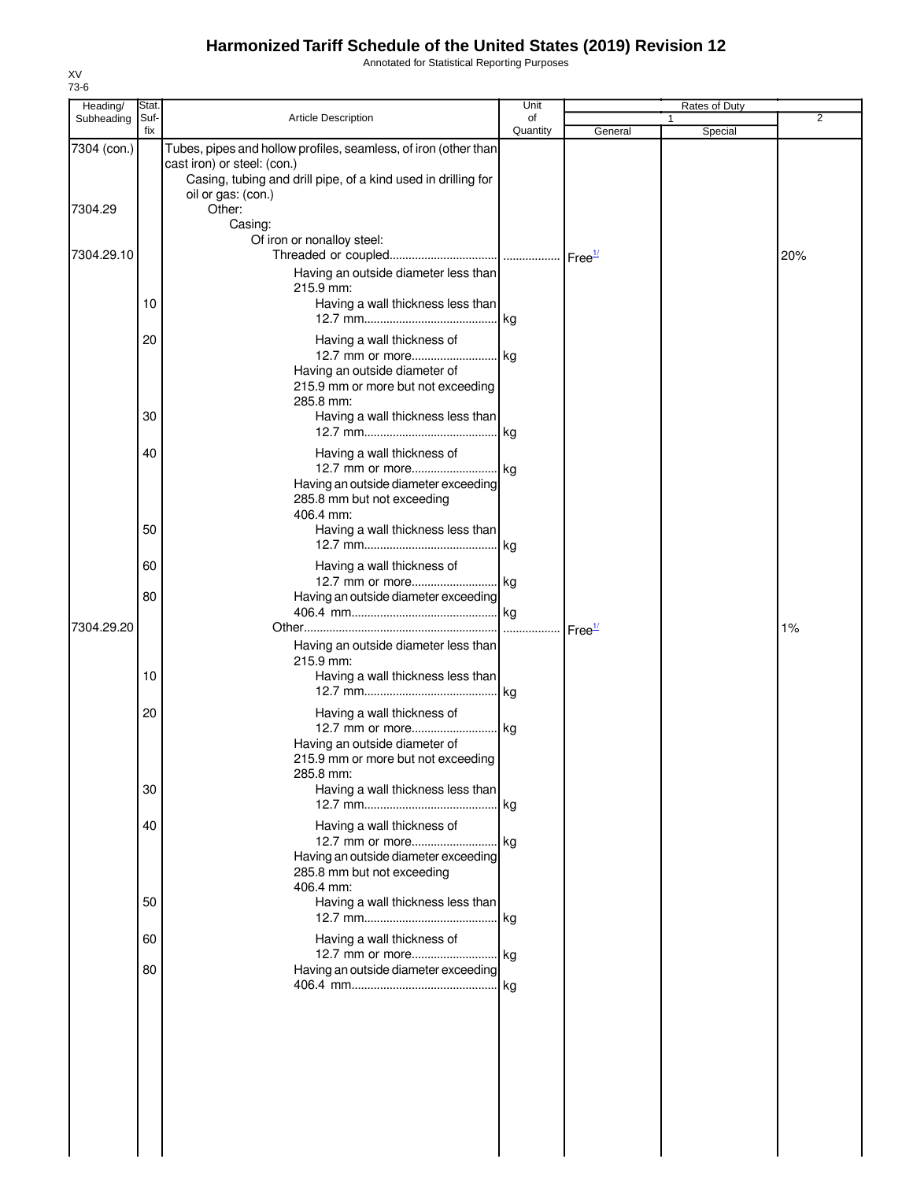# Harmonized Tariff Schedule of the United States (2019) Revision 12

Annotated for Statistical Reporting Purposes

XV
73-6

| Heading/ Subheading | Stat. Suf- fix | Article Description | Unit of Quantity | Rates of Duty 1 General | Special | 2 |
|---|---|---|---|---|---|---|
| 7304 (con.) | | Tubes, pipes and hollow profiles, seamless, of iron (other than cast iron) or steel: (con.) | | | | |
| | | Casing, tubing and drill pipe, of a kind used in drilling for oil or gas: (con.) | | | | |
| 7304.29 | | Other: | | | | |
| | | Casing: | | | | |
| | | Of iron or nonalloy steel: | | | | |
| 7304.29.10 | | Threaded or coupled | | Free[1/] | | 20% |
| | | Having an outside diameter less than 215.9 mm: | | | | |
| | 10 | Having a wall thickness less than 12.7 mm | kg | | | |
| | 20 | Having a wall thickness of 12.7 mm or more | kg | | | |
| | | Having an outside diameter of 215.9 mm or more but not exceeding 285.8 mm: | | | | |
| | 30 | Having a wall thickness less than 12.7 mm | kg | | | |
| | 40 | Having a wall thickness of 12.7 mm or more | kg | | | |
| | | Having an outside diameter exceeding 285.8 mm but not exceeding 406.4 mm: | | | | |
| | 50 | Having a wall thickness less than 12.7 mm | kg | | | |
| | 60 | Having a wall thickness of 12.7 mm or more | kg | | | |
| | 80 | Having an outside diameter exceeding 406.4 mm | kg | | | |
| 7304.29.20 | | Other | | Free[1/] | | 1% |
| | | Having an outside diameter less than 215.9 mm: | | | | |
| | 10 | Having a wall thickness less than 12.7 mm | kg | | | |
| | 20 | Having a wall thickness of 12.7 mm or more | kg | | | |
| | | Having an outside diameter of 215.9 mm or more but not exceeding 285.8 mm: | | | | |
| | 30 | Having a wall thickness less than 12.7 mm | kg | | | |
| | 40 | Having a wall thickness of 12.7 mm or more | kg | | | |
| | | Having an outside diameter exceeding 285.8 mm but not exceeding 406.4 mm: | | | | |
| | 50 | Having a wall thickness less than 12.7 mm | kg | | | |
| | 60 | Having a wall thickness of 12.7 mm or more | kg | | | |
| | 80 | Having an outside diameter exceeding 406.4 mm | kg | | | |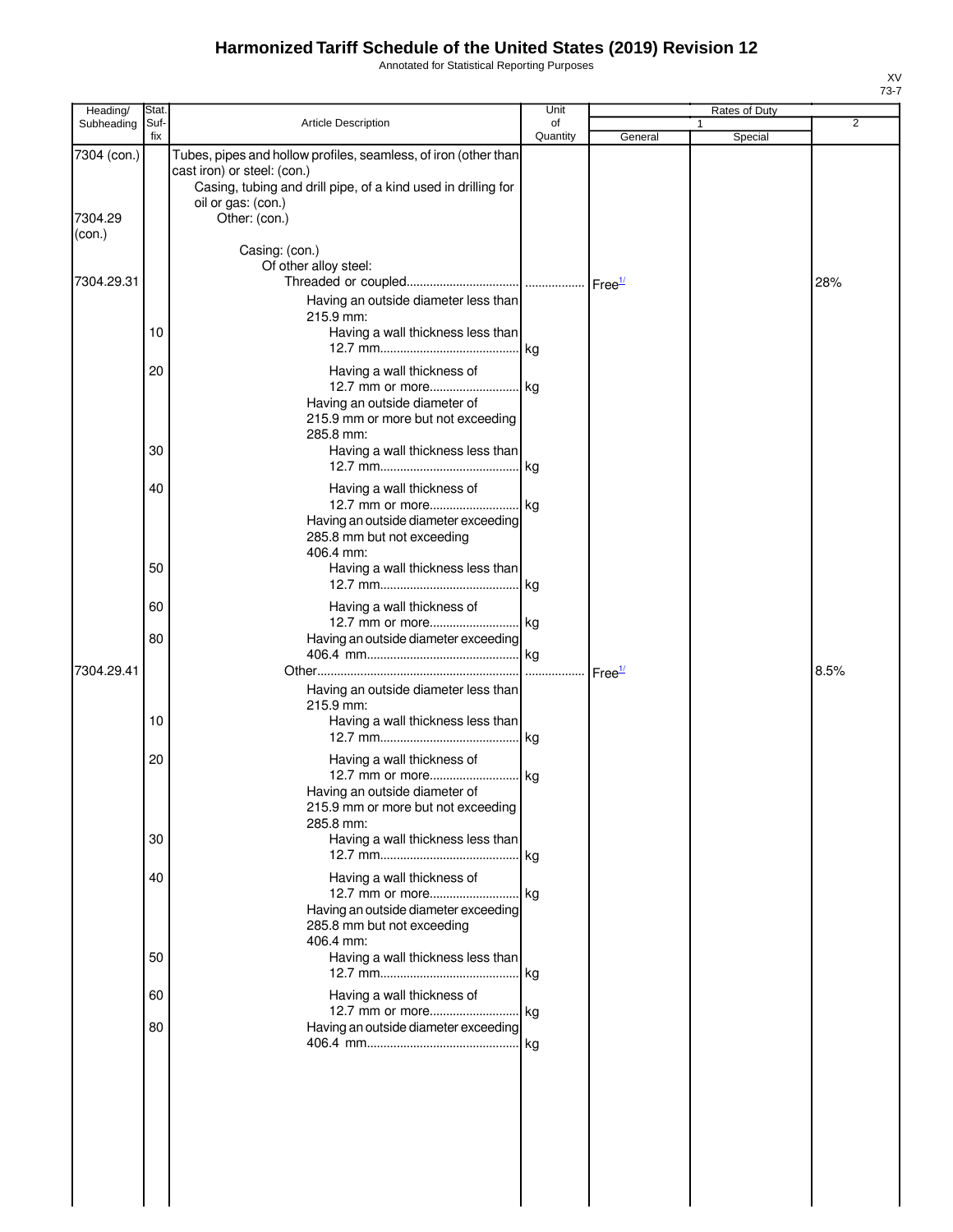# Harmonized Tariff Schedule of the United States (2019) Revision 12

Annotated for Statistical Reporting Purposes

| Heading/ Subheading | Stat. Suf- fix | Article Description | Unit of Quantity | Rates of Duty 1 General | Rates of Duty 1 Special | Rates of Duty 2 |
|---|---|---|---|---|---|---|
| 7304 (con.) | | Tubes, pipes and hollow profiles, seamless, of iron (other than cast iron) or steel: (con.) | | | | |
| | | Casing, tubing and drill pipe, of a kind used in drilling for oil or gas: (con.) | | | | |
| 7304.29 (con.) | | Other: (con.) | | | | |
| | | Casing: (con.) | | | | |
| | | Of other alloy steel: | | | | |
| 7304.29.31 | | Threaded or coupled | | Free[1/] | | 28% |
| | | Having an outside diameter less than 215.9 mm: | | | | |
| | 10 | Having a wall thickness less than 12.7 mm | kg | | | |
| | 20 | Having a wall thickness of 12.7 mm or more | kg | | | |
| | | Having an outside diameter of 215.9 mm or more but not exceeding 285.8 mm: | | | | |
| | 30 | Having a wall thickness less than 12.7 mm | kg | | | |
| | 40 | Having a wall thickness of 12.7 mm or more | kg | | | |
| | | Having an outside diameter exceeding 285.8 mm but not exceeding 406.4 mm: | | | | |
| | 50 | Having a wall thickness less than 12.7 mm | kg | | | |
| | 60 | Having a wall thickness of 12.7 mm or more | kg | | | |
| | 80 | Having an outside diameter exceeding 406.4 mm | kg | | | |
| 7304.29.41 | | Other | | Free[1/] | | 8.5% |
| | | Having an outside diameter less than 215.9 mm: | | | | |
| | 10 | Having a wall thickness less than 12.7 mm | kg | | | |
| | 20 | Having a wall thickness of 12.7 mm or more | kg | | | |
| | | Having an outside diameter of 215.9 mm or more but not exceeding 285.8 mm: | | | | |
| | 30 | Having a wall thickness less than 12.7 mm | kg | | | |
| | 40 | Having a wall thickness of 12.7 mm or more | kg | | | |
| | | Having an outside diameter exceeding 285.8 mm but not exceeding 406.4 mm: | | | | |
| | 50 | Having a wall thickness less than 12.7 mm | kg | | | |
| | 60 | Having a wall thickness of 12.7 mm or more | kg | | | |
| | 80 | Having an outside diameter exceeding 406.4 mm | kg | | | |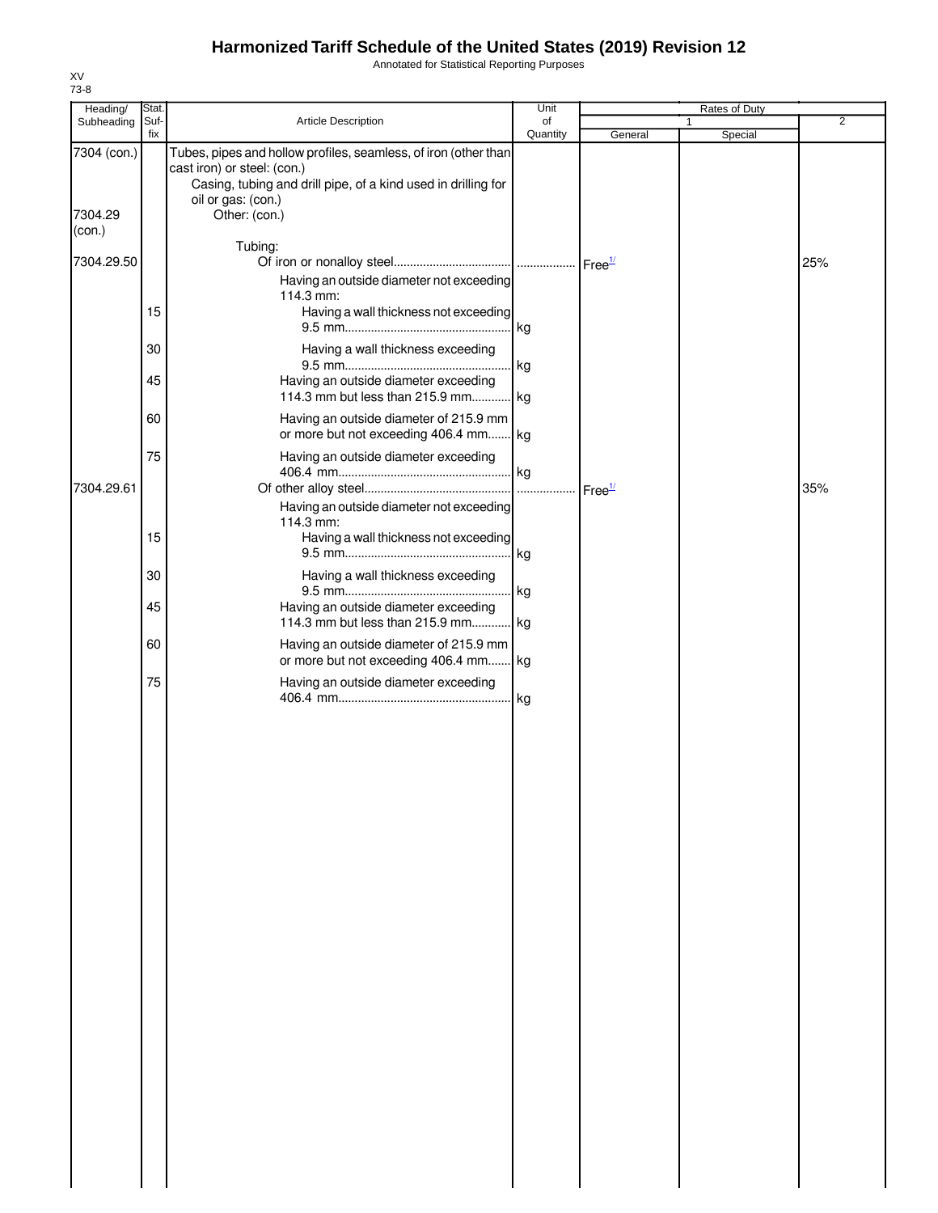# Harmonized Tariff Schedule of the United States (2019) Revision 12

Annotated for Statistical Reporting Purposes

XV
73-8

| Heading/ Subheading | Stat. Suf- fix | Article Description | Unit of Quantity | Rates of Duty 1 General | Rates of Duty 1 Special | Rates of Duty 2 |
|---|---|---|---|---|---|---|
| 7304 (con.) | | Tubes, pipes and hollow profiles, seamless, of iron (other than cast iron) or steel: (con.) | | | | |
| | | Casing, tubing and drill pipe, of a kind used in drilling for oil or gas: (con.) | | | | |
| 7304.29 (con.) | | Other: (con.) | | | | |
| | | Tubing: | | | | |
| 7304.29.50 | | Of iron or nonalloy steel | | Free[1/] | | 25% |
| | | Having an outside diameter not exceeding 114.3 mm: | | | | |
| | 15 | Having a wall thickness not exceeding 9.5 mm | kg | | | |
| | 30 | Having a wall thickness exceeding 9.5 mm | kg | | | |
| | 45 | Having an outside diameter exceeding 114.3 mm but less than 215.9 mm | kg | | | |
| | 60 | Having an outside diameter of 215.9 mm or more but not exceeding 406.4 mm | kg | | | |
| | 75 | Having an outside diameter exceeding 406.4 mm | kg | | | |
| 7304.29.61 | | Of other alloy steel | | Free[1/] | | 35% |
| | | Having an outside diameter not exceeding 114.3 mm: | | | | |
| | 15 | Having a wall thickness not exceeding 9.5 mm | kg | | | |
| | 30 | Having a wall thickness exceeding 9.5 mm | kg | | | |
| | 45 | Having an outside diameter exceeding 114.3 mm but less than 215.9 mm | kg | | | |
| | 60 | Having an outside diameter of 215.9 mm or more but not exceeding 406.4 mm | kg | | | |
| | 75 | Having an outside diameter exceeding 406.4 mm | kg | | | |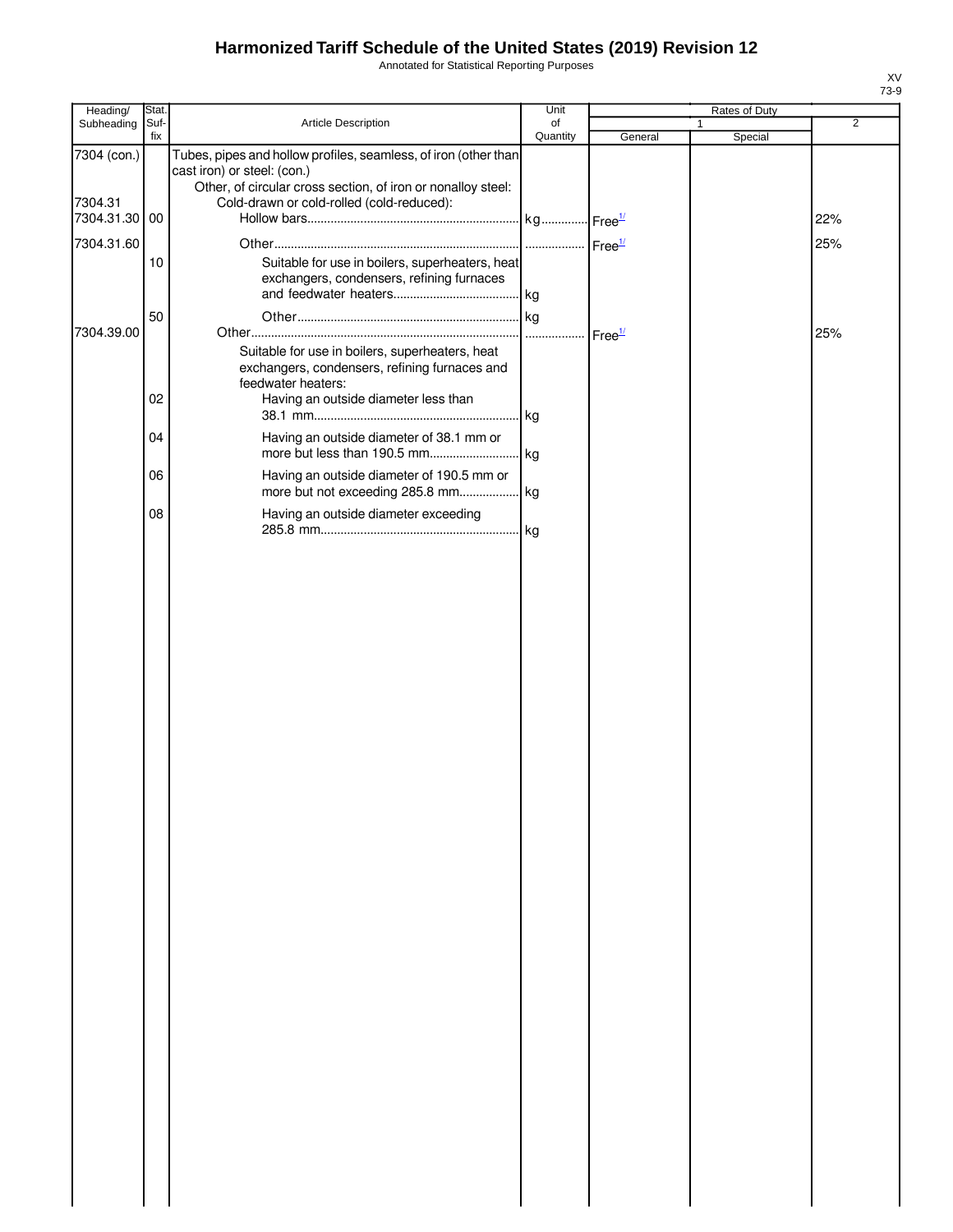# Harmonized Tariff Schedule of the United States (2019) Revision 12

Annotated for Statistical Reporting Purposes

XV
73-9

| Heading/ Subheading | Stat. Suf- fix | Article Description | Unit of Quantity | Rates of Duty | | |
|---|---|---|---|---|---|---|
| | | | | 1 | | 2 |
| | | | | General | Special | |
| 7304 (con.) | | Tubes, pipes and hollow profiles, seamless, of iron (other than cast iron) or steel: (con.) | | | | |
| | | Other, of circular cross section, of iron or nonalloy steel: | | | | |
| 7304.31 | | Cold-drawn or cold-rolled (cold-reduced): | | | | |
| 7304.31.30 | 00 | Hollow bars | kg | Free[1/] | | 22% |
| 7304.31.60 | | Other | | Free[1/] | | 25% |
| | 10 | Suitable for use in boilers, superheaters, heat exchangers, condensers, refining furnaces and feedwater heaters | kg | | | |
| | 50 | Other | kg | | | |
| 7304.39.00 | | Other | | Free[1/] | | 25% |
| | | Suitable for use in boilers, superheaters, heat exchangers, condensers, refining furnaces and feedwater heaters: | | | | |
| | 02 | Having an outside diameter less than 38.1 mm | kg | | | |
| | 04 | Having an outside diameter of 38.1 mm or more but less than 190.5 mm | kg | | | |
| | 06 | Having an outside diameter of 190.5 mm or more but not exceeding 285.8 mm | kg | | | |
| | 08 | Having an outside diameter exceeding 285.8 mm | kg | | | |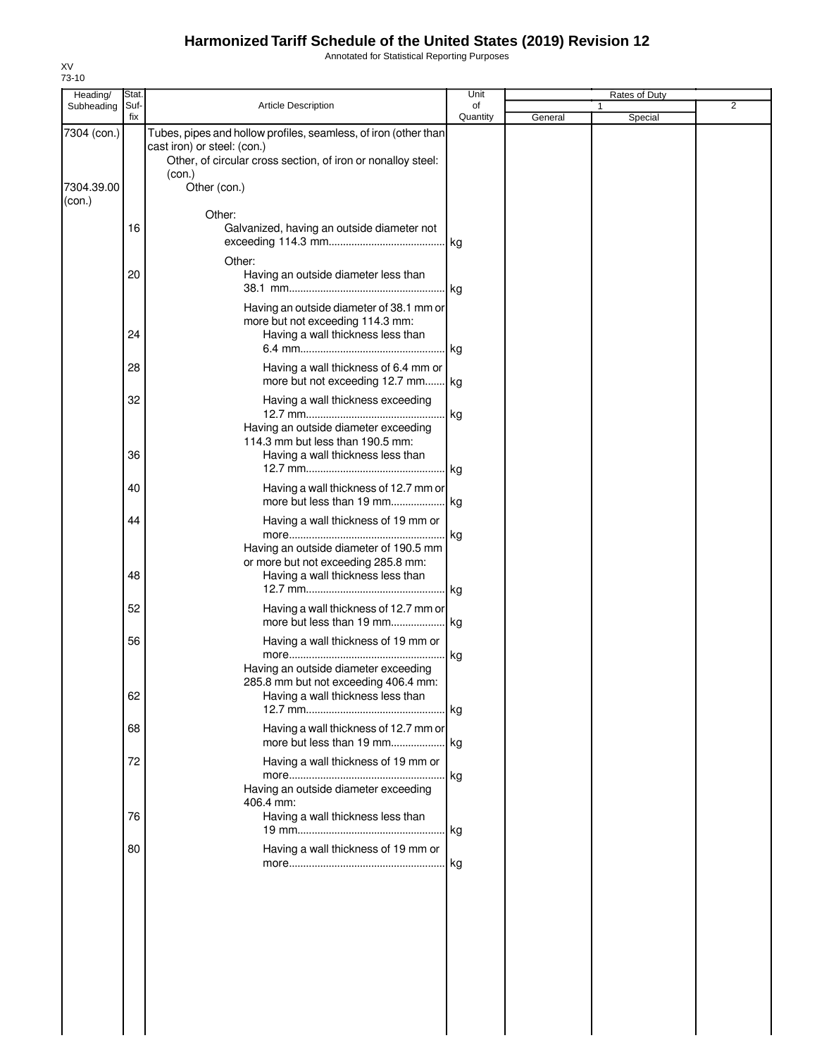# Harmonized Tariff Schedule of the United States (2019) Revision 12

Annotated for Statistical Reporting Purposes

XV
73-10

| Heading/ Subheading | Stat. Suf- fix | Article Description | Unit of Quantity | Rates of Duty 1 General | Rates of Duty 1 Special | Rates of Duty 2 |
|---|---|---|---|---|---|---|
| 7304 (con.) | | Tubes, pipes and hollow profiles, seamless, of iron (other than cast iron) or steel: (con.) | | | | |
| | | Other, of circular cross section, of iron or nonalloy steel: (con.) | | | | |
| 7304.39.00 (con.) | | Other (con.) | | | | |
| | | Other: | | | | |
| | 16 | Galvanized, having an outside diameter not exceeding 114.3 mm | kg | | | |
| | | Other: | | | | |
| | 20 | Having an outside diameter less than 38.1 mm | kg | | | |
| | | Having an outside diameter of 38.1 mm or more but not exceeding 114.3 mm: | | | | |
| | 24 | Having a wall thickness less than 6.4 mm | kg | | | |
| | 28 | Having a wall thickness of 6.4 mm or more but not exceeding 12.7 mm | kg | | | |
| | 32 | Having a wall thickness exceeding 12.7 mm | kg | | | |
| | | Having an outside diameter exceeding 114.3 mm but less than 190.5 mm: | | | | |
| | 36 | Having a wall thickness less than 12.7 mm | kg | | | |
| | 40 | Having a wall thickness of 12.7 mm or more but less than 19 mm | kg | | | |
| | 44 | Having a wall thickness of 19 mm or more | kg | | | |
| | | Having an outside diameter of 190.5 mm or more but not exceeding 285.8 mm: | | | | |
| | 48 | Having a wall thickness less than 12.7 mm | kg | | | |
| | 52 | Having a wall thickness of 12.7 mm or more but less than 19 mm | kg | | | |
| | 56 | Having a wall thickness of 19 mm or more | kg | | | |
| | | Having an outside diameter exceeding 285.8 mm but not exceeding 406.4 mm: | | | | |
| | 62 | Having a wall thickness less than 12.7 mm | kg | | | |
| | 68 | Having a wall thickness of 12.7 mm or more but less than 19 mm | kg | | | |
| | 72 | Having a wall thickness of 19 mm or more | kg | | | |
| | | Having an outside diameter exceeding 406.4 mm: | | | | |
| | 76 | Having a wall thickness less than 19 mm | kg | | | |
| | 80 | Having a wall thickness of 19 mm or more | kg | | | |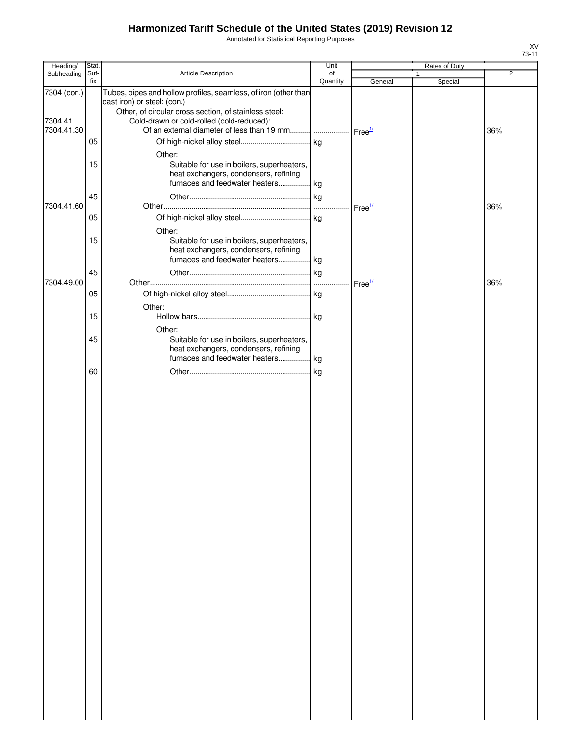# Harmonized Tariff Schedule of the United States (2019) Revision 12

Annotated for Statistical Reporting Purposes

XV
73-11

| Heading/ Subheading | Stat. Suf- fix | Article Description | Unit of Quantity | Rates of Duty 1 General | Special | 2 |
|---|---|---|---|---|---|---|
| 7304 (con.) | | Tubes, pipes and hollow profiles, seamless, of iron (other than cast iron) or steel: (con.) | | | | |
| | | Other, of circular cross section, of stainless steel: | | | | |
| 7304.41 | | Cold-drawn or cold-rolled (cold-reduced): | | | | |
| 7304.41.30 | | Of an external diameter of less than 19 mm | | Free[1/] | | 36% |
| | 05 | Of high-nickel alloy steel | kg | | | |
| | | Other: | | | | |
| | 15 | Suitable for use in boilers, superheaters, heat exchangers, condensers, refining furnaces and feedwater heaters | kg | | | |
| | 45 | Other | kg | | | |
| 7304.41.60 | | Other | | Free[1/] | | 36% |
| | 05 | Of high-nickel alloy steel | kg | | | |
| | | Other: | | | | |
| | 15 | Suitable for use in boilers, superheaters, heat exchangers, condensers, refining furnaces and feedwater heaters | kg | | | |
| | 45 | Other | kg | | | |
| 7304.49.00 | | Other | | Free[1/] | | 36% |
| | 05 | Of high-nickel alloy steel | kg | | | |
| | | Other: | | | | |
| | 15 | Hollow bars | kg | | | |
| | | Other: | | | | |
| | 45 | Suitable for use in boilers, superheaters, heat exchangers, condensers, refining furnaces and feedwater heaters | kg | | | |
| | 60 | Other | kg | | | |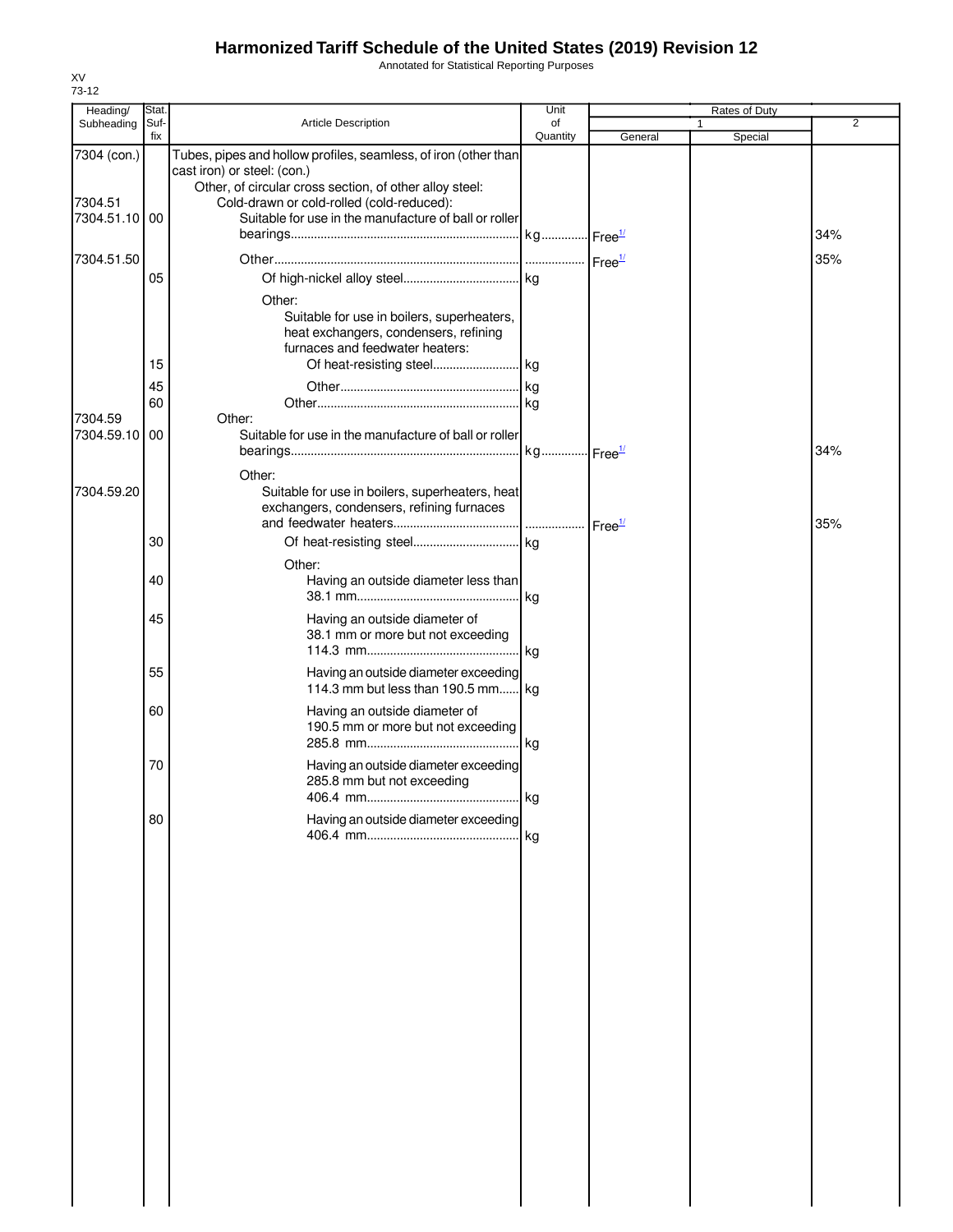# Harmonized Tariff Schedule of the United States (2019) Revision 12

Annotated for Statistical Reporting Purposes

XV
73-12

| Heading/ Subheading | Stat. Suf- fix | Article Description | Unit of Quantity | Rates of Duty 1 General | Special | 2 |
|---|---|---|---|---|---|---|
| 7304 (con.) | | Tubes, pipes and hollow profiles, seamless, of iron (other than cast iron) or steel: (con.) | | | | |
| | | Other, of circular cross section, of other alloy steel: | | | | |
| 7304.51 | | Cold-drawn or cold-rolled (cold-reduced): | | | | |
| 7304.51.10 | 00 | Suitable for use in the manufacture of ball or roller bearings | kg | Free[1/] | | 34% |
| 7304.51.50 | | Other | | Free[1/] | | 35% |
| | 05 | Of high-nickel alloy steel | kg | | | |
| | | Other: | | | | |
| | | Suitable for use in boilers, superheaters, heat exchangers, condensers, refining furnaces and feedwater heaters: | | | | |
| | 15 | Of heat-resisting steel | kg | | | |
| | 45 | Other | kg | | | |
| | 60 | Other | kg | | | |
| 7304.59 | | Other: | | | | |
| 7304.59.10 | 00 | Suitable for use in the manufacture of ball or roller bearings | kg | Free[1/] | | 34% |
| | | Other: | | | | |
| 7304.59.20 | | Suitable for use in boilers, superheaters, heat exchangers, condensers, refining furnaces and feedwater heaters | | Free[1/] | | 35% |
| | 30 | Of heat-resisting steel | kg | | | |
| | | Other: | | | | |
| | 40 | Having an outside diameter less than 38.1 mm | kg | | | |
| | 45 | Having an outside diameter of 38.1 mm or more but not exceeding 114.3 mm | kg | | | |
| | 55 | Having an outside diameter exceeding 114.3 mm but less than 190.5 mm | kg | | | |
| | 60 | Having an outside diameter of 190.5 mm or more but not exceeding 285.8 mm | kg | | | |
| | 70 | Having an outside diameter exceeding 285.8 mm but not exceeding 406.4 mm | kg | | | |
| | 80 | Having an outside diameter exceeding 406.4 mm | kg | | | |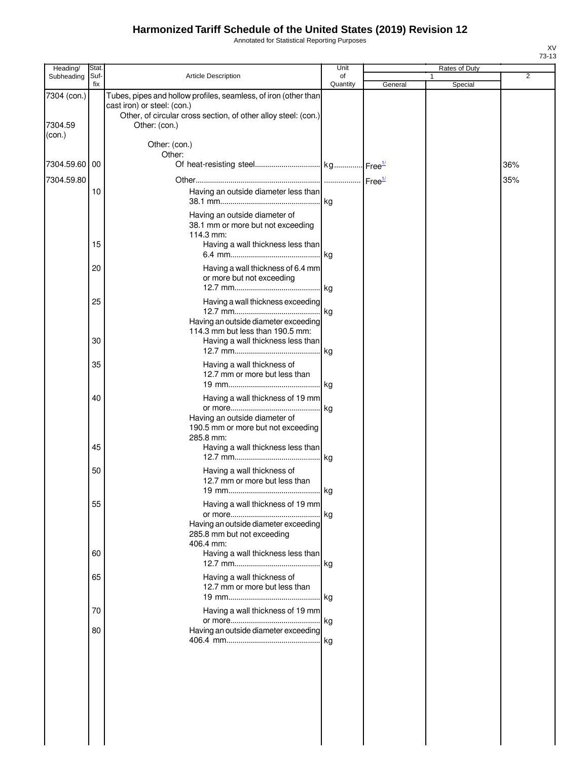# Harmonized Tariff Schedule of the United States (2019) Revision 12

Annotated for Statistical Reporting Purposes

XV
73-13

| Heading/ Subheading | Stat. Suf- fix | Article Description | Unit of Quantity | Rates of Duty 1 General | Rates of Duty 1 Special | Rates of Duty 2 |
|---|---|---|---|---|---|---|
| 7304 (con.) | | Tubes, pipes and hollow profiles, seamless, of iron (other than cast iron) or steel: (con.) | | | | |
| | | Other, of circular cross section, of other alloy steel: (con.) | | | | |
| 7304.59 (con.) | | Other: (con.) | | | | |
| | | Other: (con.) | | | | |
| | | Other: | | | | |
| 7304.59.60 | 00 | Of heat-resisting steel | kg | Free[1/] | | 36% |
| 7304.59.80 | | Other | | Free[1/] | | 35% |
| | 10 | Having an outside diameter less than 38.1 mm | kg | | | |
| | | Having an outside diameter of 38.1 mm or more but not exceeding 114.3 mm: | | | | |
| | 15 | Having a wall thickness less than 6.4 mm | kg | | | |
| | 20 | Having a wall thickness of 6.4 mm or more but not exceeding 12.7 mm | kg | | | |
| | 25 | Having a wall thickness exceeding 12.7 mm | kg | | | |
| | | Having an outside diameter exceeding 114.3 mm but less than 190.5 mm: | | | | |
| | 30 | Having a wall thickness less than 12.7 mm | kg | | | |
| | 35 | Having a wall thickness of 12.7 mm or more but less than 19 mm | kg | | | |
| | 40 | Having a wall thickness of 19 mm or more | kg | | | |
| | | Having an outside diameter of 190.5 mm or more but not exceeding 285.8 mm: | | | | |
| | 45 | Having a wall thickness less than 12.7 mm | kg | | | |
| | 50 | Having a wall thickness of 12.7 mm or more but less than 19 mm | kg | | | |
| | 55 | Having a wall thickness of 19 mm or more | kg | | | |
| | | Having an outside diameter exceeding 285.8 mm but not exceeding 406.4 mm: | | | | |
| | 60 | Having a wall thickness less than 12.7 mm | kg | | | |
| | 65 | Having a wall thickness of 12.7 mm or more but less than 19 mm | kg | | | |
| | 70 | Having a wall thickness of 19 mm or more | kg | | | |
| | 80 | Having an outside diameter exceeding 406.4 mm | kg | | | |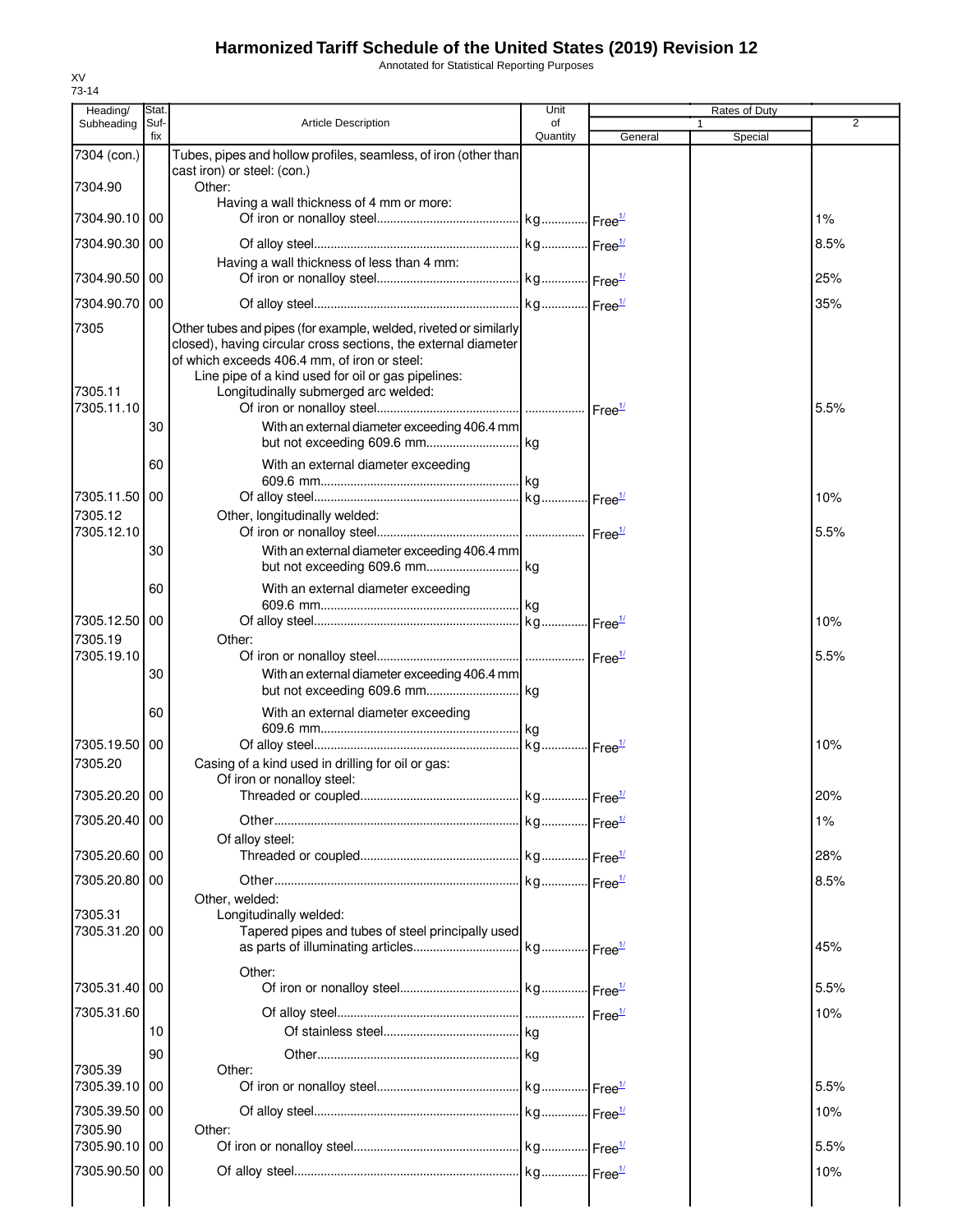# Harmonized Tariff Schedule of the United States (2019) Revision 12

Annotated for Statistical Reporting Purposes

XV
73-14

| Heading/ Subheading | Stat. Suf-fix | Article Description | Unit of Quantity | Rates of Duty 1 General | Special | 2 |
|---|---|---|---|---|---|---|
| 7304 (con.) | | Tubes, pipes and hollow profiles, seamless, of iron (other than cast iron) or steel: (con.) | | | | |
| 7304.90 | | Other: | | | | |
| | | Having a wall thickness of 4 mm or more: | | | | |
| 7304.90.10 | 00 | Of iron or nonalloy steel | kg | Free[1/] | | 1% |
| 7304.90.30 | 00 | Of alloy steel | kg | Free[1/] | | 8.5% |
| | | Having a wall thickness of less than 4 mm: | | | | |
| 7304.90.50 | 00 | Of iron or nonalloy steel | kg | Free[1/] | | 25% |
| 7304.90.70 | 00 | Of alloy steel | kg | Free[1/] | | 35% |
| 7305 | | Other tubes and pipes (for example, welded, riveted or similarly closed), having circular cross sections, the external diameter of which exceeds 406.4 mm, of iron or steel: | | | | |
| | | Line pipe of a kind used for oil or gas pipelines: | | | | |
| 7305.11 | | Longitudinally submerged arc welded: | | | | |
| 7305.11.10 | | Of iron or nonalloy steel | | Free[1/] | | 5.5% |
| | 30 | With an external diameter exceeding 406.4 mm but not exceeding 609.6 mm | kg | | | |
| | 60 | With an external diameter exceeding 609.6 mm | kg | | | |
| 7305.11.50 | 00 | Of alloy steel | kg | Free[1/] | | 10% |
| 7305.12 | | Other, longitudinally welded: | | | | |
| 7305.12.10 | | Of iron or nonalloy steel | | Free[1/] | | 5.5% |
| | 30 | With an external diameter exceeding 406.4 mm but not exceeding 609.6 mm | kg | | | |
| | 60 | With an external diameter exceeding 609.6 mm | kg | | | |
| 7305.12.50 | 00 | Of alloy steel | kg | Free[1/] | | 10% |
| 7305.19 | | Other: | | | | |
| 7305.19.10 | | Of iron or nonalloy steel | | Free[1/] | | 5.5% |
| | 30 | With an external diameter exceeding 406.4 mm but not exceeding 609.6 mm | kg | | | |
| | 60 | With an external diameter exceeding 609.6 mm | kg | | | |
| 7305.19.50 | 00 | Of alloy steel | kg | Free[1/] | | 10% |
| 7305.20 | | Casing of a kind used in drilling for oil or gas: | | | | |
| | | Of iron or nonalloy steel: | | | | |
| 7305.20.20 | 00 | Threaded or coupled | kg | Free[1/] | | 20% |
| 7305.20.40 | 00 | Other | kg | Free[1/] | | 1% |
| | | Of alloy steel: | | | | |
| 7305.20.60 | 00 | Threaded or coupled | kg | Free[1/] | | 28% |
| 7305.20.80 | 00 | Other | kg | Free[1/] | | 8.5% |
| | | Other, welded: | | | | |
| 7305.31 | | Longitudinally welded: | | | | |
| 7305.31.20 | 00 | Tapered pipes and tubes of steel principally used as parts of illuminating articles | kg | Free[1/] | | 45% |
| | | Other: | | | | |
| 7305.31.40 | 00 | Of iron or nonalloy steel | kg | Free[1/] | | 5.5% |
| 7305.31.60 | | Of alloy steel | | Free[1/] | | 10% |
| | 10 | Of stainless steel | kg | | | |
| | 90 | Other | kg | | | |
| 7305.39 | | Other: | | | | |
| 7305.39.10 | 00 | Of iron or nonalloy steel | kg | Free[1/] | | 5.5% |
| 7305.39.50 | 00 | Of alloy steel | kg | Free[1/] | | 10% |
| 7305.90 | | Other: | | | | |
| 7305.90.10 | 00 | Of iron or nonalloy steel | kg | Free[1/] | | 5.5% |
| 7305.90.50 | 00 | Of alloy steel | kg | Free[1/] | | 10% |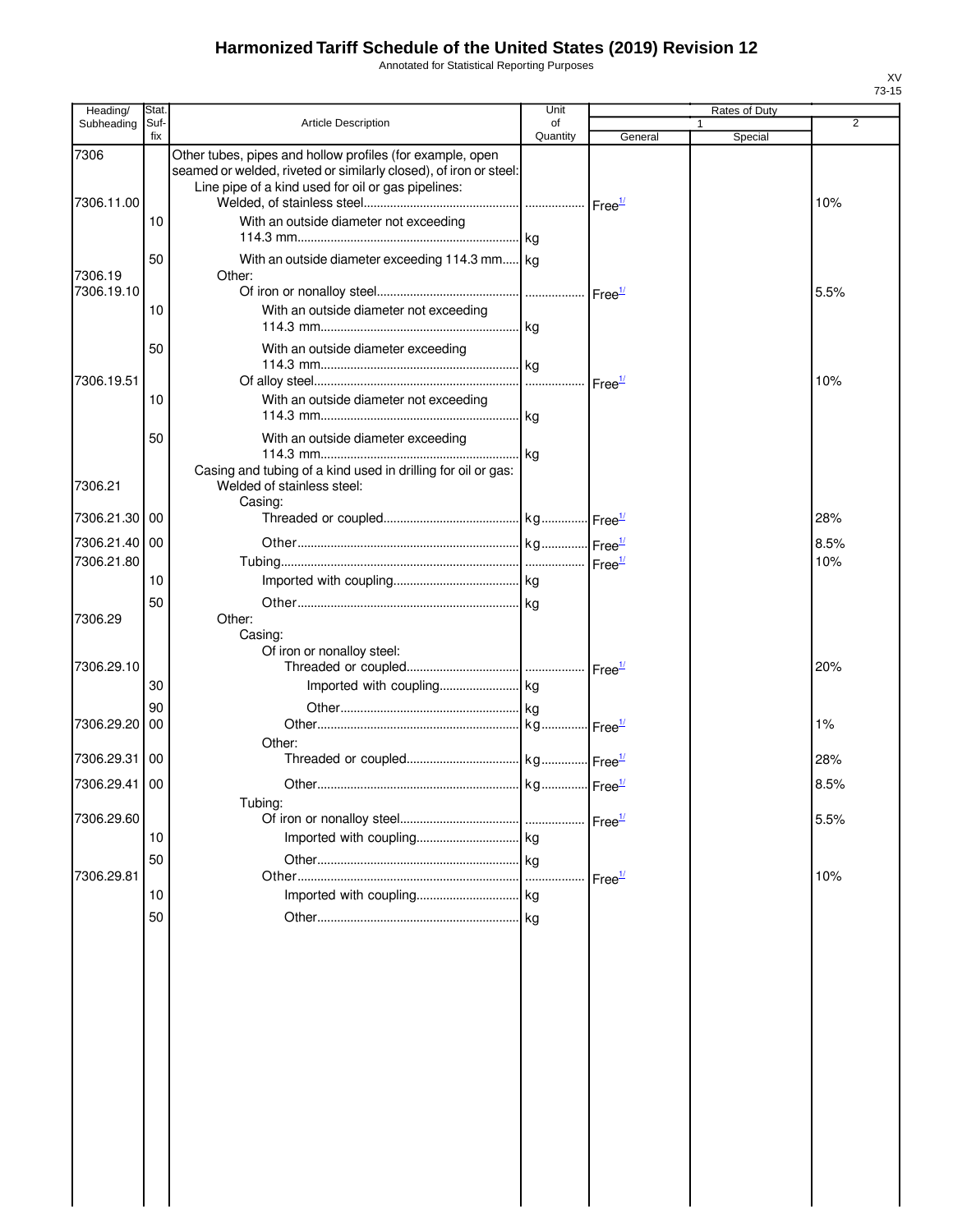# Harmonized Tariff Schedule of the United States (2019) Revision 12

Annotated for Statistical Reporting Purposes

XV
73-15

| Heading/ Subheading | Stat. Suf- fix | Article Description | Unit of Quantity | Rates of Duty 1 General | Special | 2 |
|---|---|---|---|---|---|---|
| 7306 | | Other tubes, pipes and hollow profiles (for example, open seamed or welded, riveted or similarly closed), of iron or steel: | | | | |
| | | Line pipe of a kind used for oil or gas pipelines: | | | | |
| 7306.11.00 | | Welded, of stainless steel | | Free[1/] | | 10% |
| | 10 | With an outside diameter not exceeding 114.3 mm | kg | | | |
| | 50 | With an outside diameter exceeding 114.3 mm | kg | | | |
| 7306.19 | | Other: | | | | |
| 7306.19.10 | | Of iron or nonalloy steel | | Free[1/] | | 5.5% |
| | 10 | With an outside diameter not exceeding 114.3 mm | kg | | | |
| | 50 | With an outside diameter exceeding 114.3 mm | kg | | | |
| 7306.19.51 | | Of alloy steel | | Free[1/] | | 10% |
| | 10 | With an outside diameter not exceeding 114.3 mm | kg | | | |
| | 50 | With an outside diameter exceeding 114.3 mm | kg | | | |
| | | Casing and tubing of a kind used in drilling for oil or gas: | | | | |
| 7306.21 | | Welded of stainless steel: | | | | |
| | | Casing: | | | | |
| 7306.21.30 | 00 | Threaded or coupled | kg | Free[1/] | | 28% |
| 7306.21.40 | 00 | Other | kg | Free[1/] | | 8.5% |
| 7306.21.80 | | Tubing | | Free[1/] | | 10% |
| | 10 | Imported with coupling | kg | | | |
| | 50 | Other | kg | | | |
| 7306.29 | | Other: | | | | |
| | | Casing: | | | | |
| | | Of iron or nonalloy steel: | | | | |
| 7306.29.10 | | Threaded or coupled | | Free[1/] | | 20% |
| | 30 | Imported with coupling | kg | | | |
| | 90 | Other | kg | | | |
| 7306.29.20 | 00 | Other | kg | Free[1/] | | 1% |
| | | Other: | | | | |
| 7306.29.31 | 00 | Threaded or coupled | kg | Free[1/] | | 28% |
| 7306.29.41 | 00 | Other | kg | Free[1/] | | 8.5% |
| | | Tubing: | | | | |
| 7306.29.60 | | Of iron or nonalloy steel | | Free[1/] | | 5.5% |
| | 10 | Imported with coupling | kg | | | |
| | 50 | Other | kg | | | |
| 7306.29.81 | | Other | | Free[1/] | | 10% |
| | 10 | Imported with coupling | kg | | | |
| | 50 | Other | kg | | | |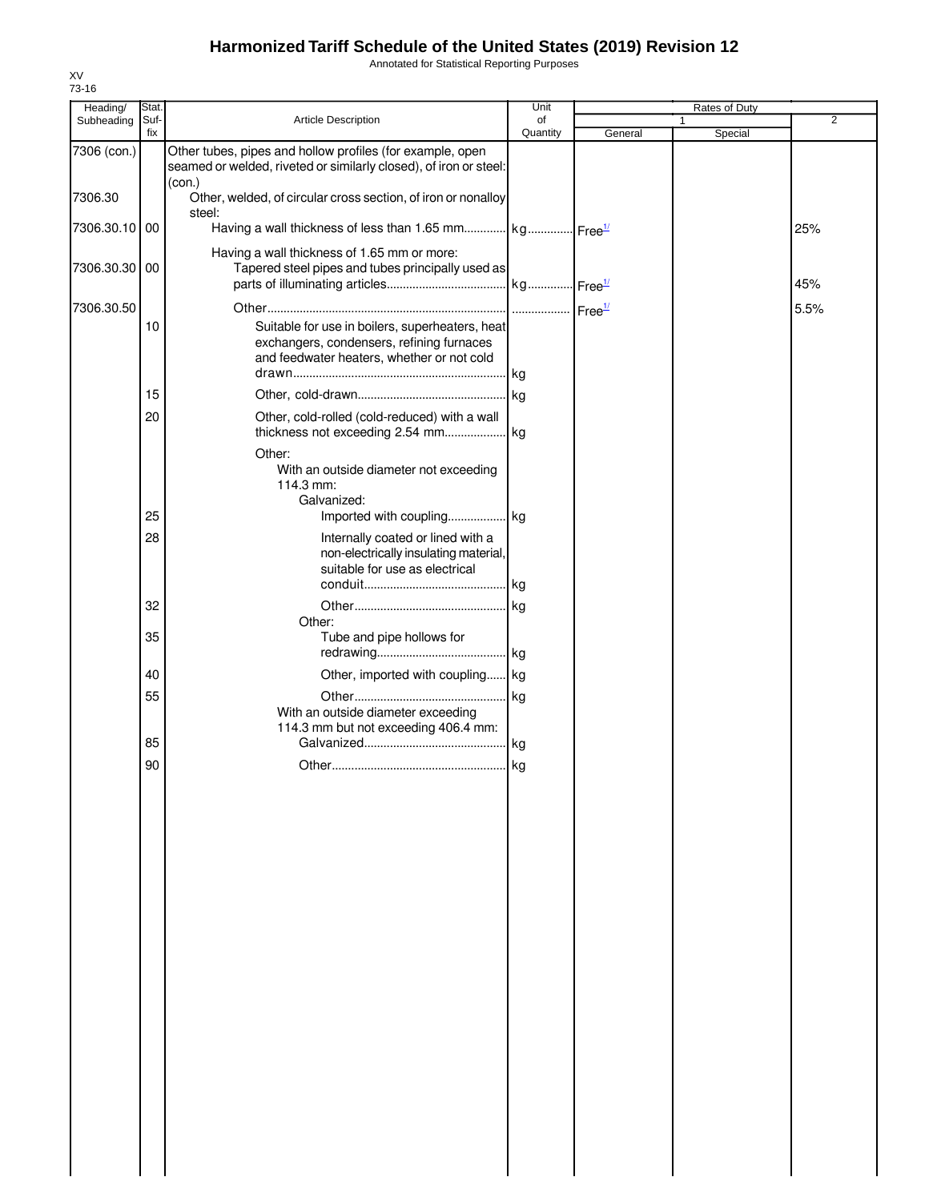# Harmonized Tariff Schedule of the United States (2019) Revision 12

Annotated for Statistical Reporting Purposes

XV
73-16

| Heading/ Subheading | Stat. Suf- fix | Article Description | Unit of Quantity | Rates of Duty 1 General | Rates of Duty 1 Special | Rates of Duty 2 |
|---|---|---|---|---|---|---|
| 7306 (con.) | | Other tubes, pipes and hollow profiles (for example, open seamed or welded, riveted or similarly closed), of iron or steel: (con.) | | | | |
| 7306.30 | | Other, welded, of circular cross section, of iron or nonalloy steel: | | | | |
| 7306.30.10 | 00 | Having a wall thickness of less than 1.65 mm | kg | Free[1/] | | 25% |
| | | Having a wall thickness of 1.65 mm or more: | | | | |
| 7306.30.30 | 00 | Tapered steel pipes and tubes principally used as parts of illuminating articles | kg | Free[1/] | | 45% |
| 7306.30.50 | | Other | | Free[1/] | | 5.5% |
| | 10 | Suitable for use in boilers, superheaters, heat exchangers, condensers, refining furnaces and feedwater heaters, whether or not cold drawn | kg | | | |
| | 15 | Other, cold-drawn | kg | | | |
| | 20 | Other, cold-rolled (cold-reduced) with a wall thickness not exceeding 2.54 mm | kg | | | |
| | | Other: | | | | |
| | | With an outside diameter not exceeding 114.3 mm: | | | | |
| | | Galvanized: | | | | |
| | 25 | Imported with coupling | kg | | | |
| | 28 | Internally coated or lined with a non-electrically insulating material, suitable for use as electrical conduit | kg | | | |
| | 32 | Other | kg | | | |
| | | Other: | | | | |
| | 35 | Tube and pipe hollows for redrawing | kg | | | |
| | 40 | Other, imported with coupling | kg | | | |
| | 55 | Other | kg | | | |
| | | With an outside diameter exceeding 114.3 mm but not exceeding 406.4 mm: | | | | |
| | 85 | Galvanized | kg | | | |
| | 90 | Other | kg | | | |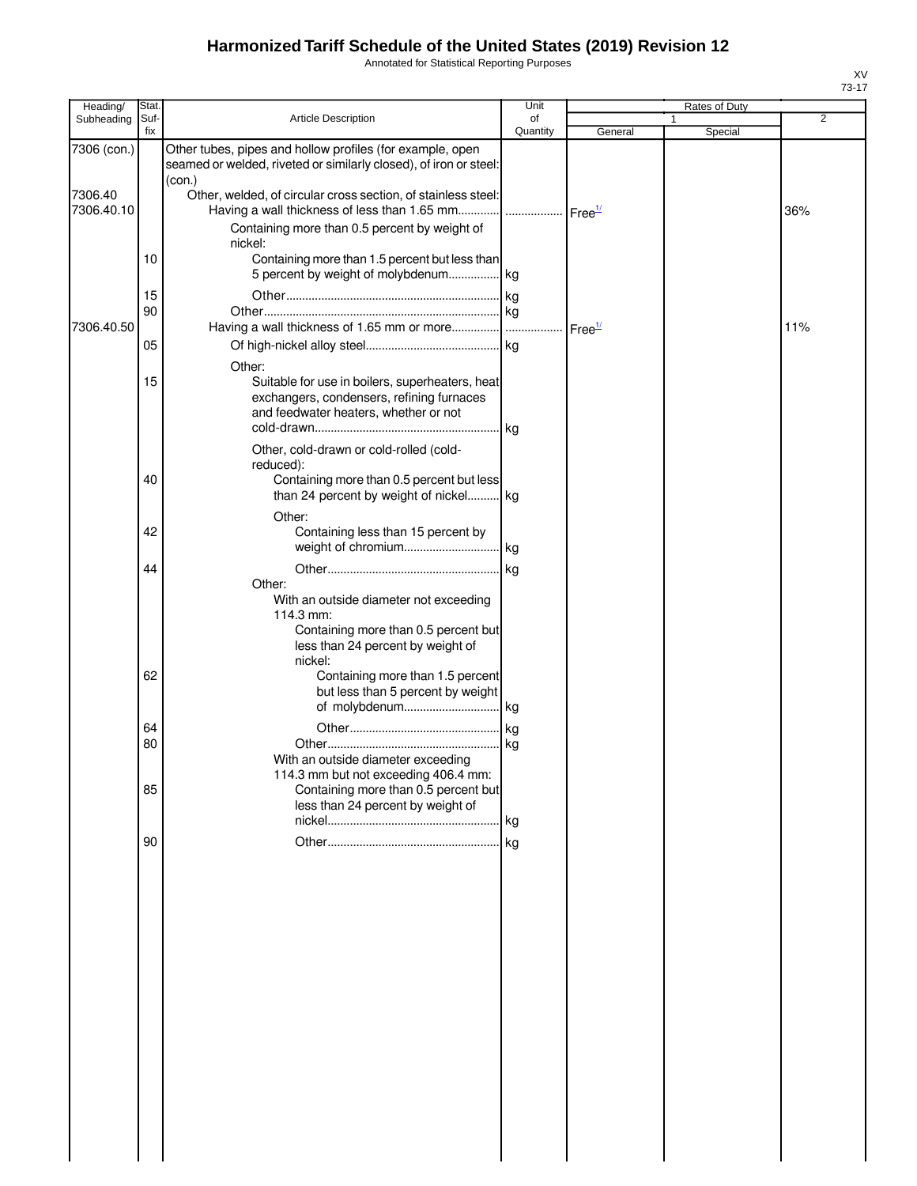# Harmonized Tariff Schedule of the United States (2019) Revision 12

Annotated for Statistical Reporting Purposes

XV
73-17

| Heading/ Subheading | Stat. Suf- fix | Article Description | Unit of Quantity | Rates of Duty 1 General | Rates of Duty 1 Special | Rates of Duty 2 |
|---|---|---|---|---|---|---|
| 7306 (con.) | | Other tubes, pipes and hollow profiles (for example, open seamed or welded, riveted or similarly closed), of iron or steel: (con.) | | | | |
| 7306.40 | | Other, welded, of circular cross section, of stainless steel: | | | | |
| 7306.40.10 | | Having a wall thickness of less than 1.65 mm | | Free[1/] | | 36% |
| | | Containing more than 0.5 percent by weight of nickel: | | | | |
| | 10 | Containing more than 1.5 percent but less than 5 percent by weight of molybdenum | kg | | | |
| | 15 | Other | kg | | | |
| | 90 | Other | kg | | | |
| 7306.40.50 | | Having a wall thickness of 1.65 mm or more | | Free[1/] | | 11% |
| | 05 | Of high-nickel alloy steel | kg | | | |
| | | Other: | | | | |
| | 15 | Suitable for use in boilers, superheaters, heat exchangers, condensers, refining furnaces and feedwater heaters, whether or not cold-drawn | kg | | | |
| | | Other, cold-drawn or cold-rolled (cold-reduced): | | | | |
| | 40 | Containing more than 0.5 percent but less than 24 percent by weight of nickel | kg | | | |
| | | Other: | | | | |
| | 42 | Containing less than 15 percent by weight of chromium | kg | | | |
| | 44 | Other | kg | | | |
| | | Other: | | | | |
| | | With an outside diameter not exceeding 114.3 mm: | | | | |
| | | Containing more than 0.5 percent but less than 24 percent by weight of nickel: | | | | |
| | 62 | Containing more than 1.5 percent but less than 5 percent by weight of molybdenum | kg | | | |
| | 64 | Other | kg | | | |
| | 80 | Other | kg | | | |
| | | With an outside diameter exceeding 114.3 mm but not exceeding 406.4 mm: | | | | |
| | 85 | Containing more than 0.5 percent but less than 24 percent by weight of nickel | kg | | | |
| | 90 | Other | kg | | | |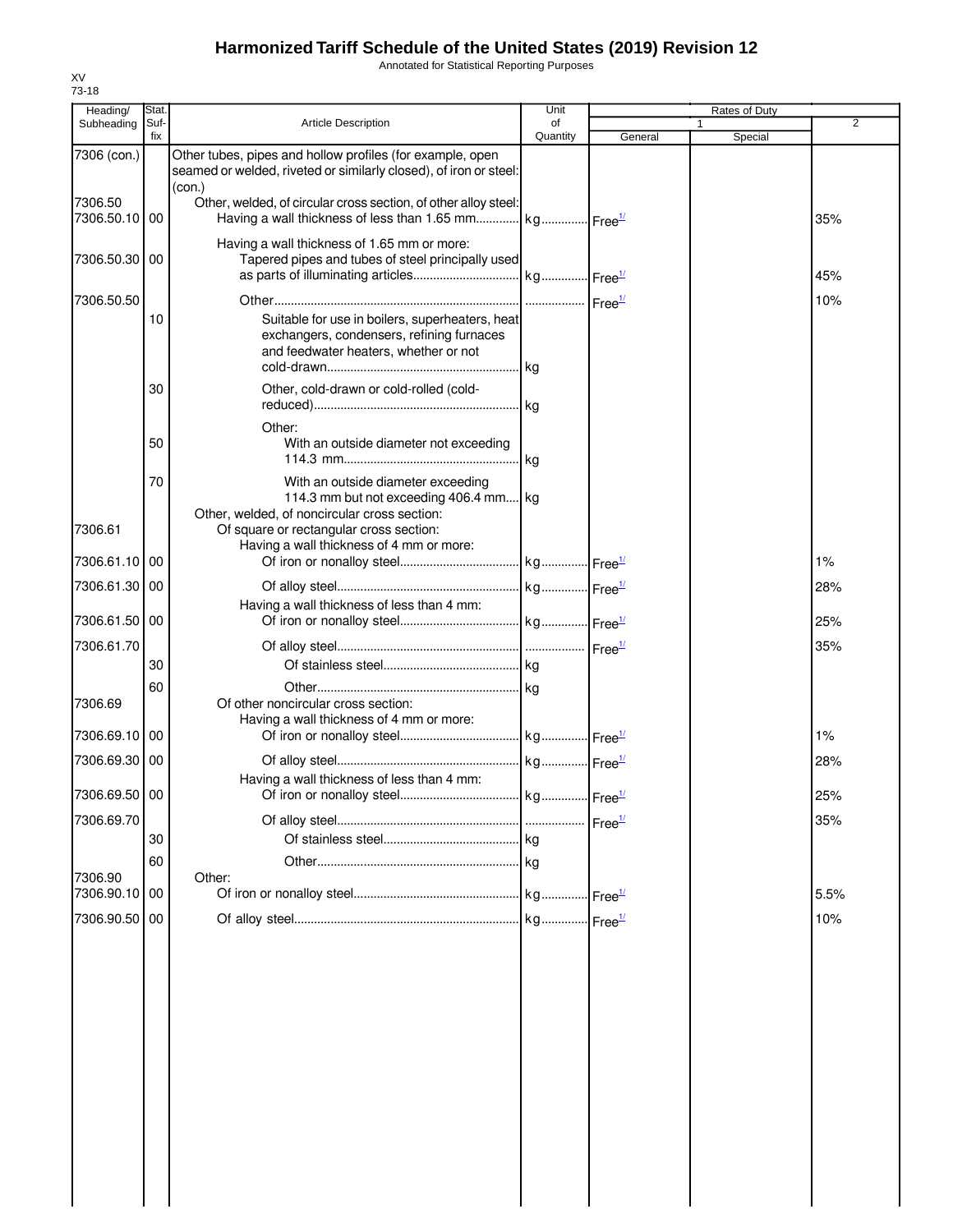# Harmonized Tariff Schedule of the United States (2019) Revision 12

Annotated for Statistical Reporting Purposes

XV
73-18

| Heading/ Subheading | Stat. Suf- fix | Article Description | Unit of Quantity | Rates of Duty 1 General | Special | 2 |
|---|---|---|---|---|---|---|
| 7306 (con.) | | Other tubes, pipes and hollow profiles (for example, open seamed or welded, riveted or similarly closed), of iron or steel: (con.) | | | | |
| 7306.50 | | Other, welded, of circular cross section, of other alloy steel: | | | | |
| 7306.50.10 | 00 | Having a wall thickness of less than 1.65 mm | kg | Free[1/] | | 35% |
| | | Having a wall thickness of 1.65 mm or more: | | | | |
| 7306.50.30 | 00 | Tapered pipes and tubes of steel principally used as parts of illuminating articles | kg | Free[1/] | | 45% |
| 7306.50.50 | | Other | | Free[1/] | | 10% |
| | 10 | Suitable for use in boilers, superheaters, heat exchangers, condensers, refining furnaces and feedwater heaters, whether or not cold-drawn | kg | | | |
| | 30 | Other, cold-drawn or cold-rolled (cold-reduced) | kg | | | |
| | | Other: | | | | |
| | 50 | With an outside diameter not exceeding 114.3 mm | kg | | | |
| | 70 | With an outside diameter exceeding 114.3 mm but not exceeding 406.4 mm | kg | | | |
| | | Other, welded, of noncircular cross section: | | | | |
| 7306.61 | | Of square or rectangular cross section: | | | | |
| | | Having a wall thickness of 4 mm or more: | | | | |
| 7306.61.10 | 00 | Of iron or nonalloy steel | kg | Free[1/] | | 1% |
| 7306.61.30 | 00 | Of alloy steel | kg | Free[1/] | | 28% |
| | | Having a wall thickness of less than 4 mm: | | | | |
| 7306.61.50 | 00 | Of iron or nonalloy steel | kg | Free[1/] | | 25% |
| 7306.61.70 | | Of alloy steel | | Free[1/] | | 35% |
| | 30 | Of stainless steel | kg | | | |
| | 60 | Other | kg | | | |
| 7306.69 | | Of other noncircular cross section: | | | | |
| | | Having a wall thickness of 4 mm or more: | | | | |
| 7306.69.10 | 00 | Of iron or nonalloy steel | kg | Free[1/] | | 1% |
| 7306.69.30 | 00 | Of alloy steel | kg | Free[1/] | | 28% |
| | | Having a wall thickness of less than 4 mm: | | | | |
| 7306.69.50 | 00 | Of iron or nonalloy steel | kg | Free[1/] | | 25% |
| 7306.69.70 | | Of alloy steel | | Free[1/] | | 35% |
| | 30 | Of stainless steel | kg | | | |
| | 60 | Other | kg | | | |
| 7306.90 | | Other: | | | | |
| 7306.90.10 | 00 | Of iron or nonalloy steel | kg | Free[1/] | | 5.5% |
| 7306.90.50 | 00 | Of alloy steel | kg | Free[1/] | | 10% |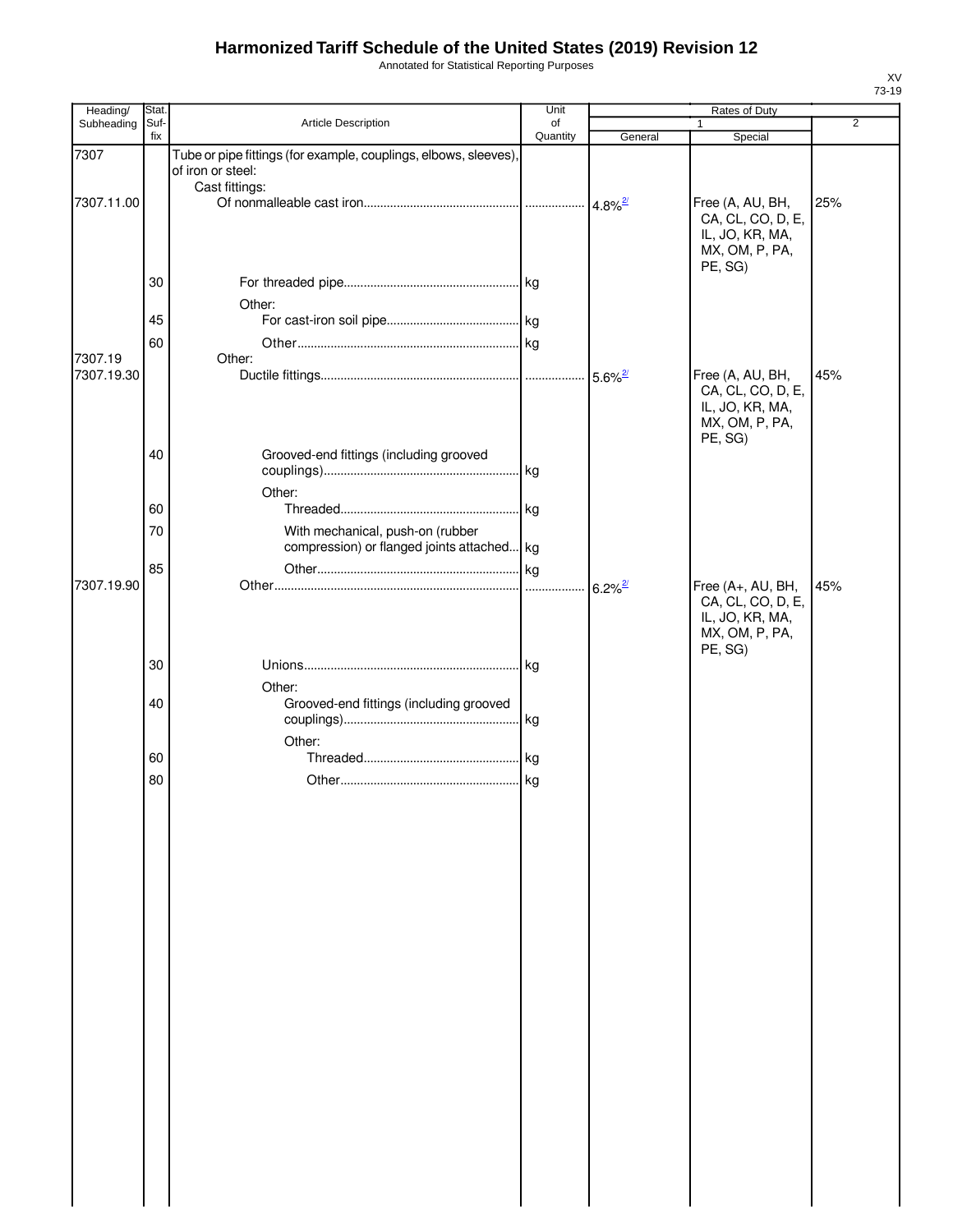# Harmonized Tariff Schedule of the United States (2019) Revision 12

Annotated for Statistical Reporting Purposes

XV
73-19

| Heading/ Subheading | Stat. Suf- fix | Article Description | Unit of Quantity | Rates of Duty 1 General | Special | 2 |
|---|---|---|---|---|---|---|
| 7307 | | Tube or pipe fittings (for example, couplings, elbows, sleeves), of iron or steel: | | | | |
| | | Cast fittings: | | | | |
| 7307.11.00 | | Of nonmalleable cast iron | | 4.8%[2/] | Free (A, AU, BH, CA, CL, CO, D, E, IL, JO, KR, MA, MX, OM, P, PA, PE, SG) | 25% |
| | 30 | For threaded pipe | kg | | | |
| | | Other: | | | | |
| | 45 | For cast-iron soil pipe | kg | | | |
| | 60 | Other | kg | | | |
| 7307.19 | | Other: | | | | |
| 7307.19.30 | | Ductile fittings | | 5.6%[2/] | Free (A, AU, BH, CA, CL, CO, D, E, IL, JO, KR, MA, MX, OM, P, PA, PE, SG) | 45% |
| | 40 | Grooved-end fittings (including grooved couplings) | kg | | | |
| | | Other: | | | | |
| | 60 | Threaded | kg | | | |
| | 70 | With mechanical, push-on (rubber compression) or flanged joints attached | kg | | | |
| | 85 | Other | kg | | | |
| 7307.19.90 | | Other | | 6.2%[2/] | Free (A+, AU, BH, CA, CL, CO, D, E, IL, JO, KR, MA, MX, OM, P, PA, PE, SG) | 45% |
| | 30 | Unions | kg | | | |
| | | Other: | | | | |
| | 40 | Grooved-end fittings (including grooved couplings) | kg | | | |
| | | Other: | | | | |
| | 60 | Threaded | kg | | | |
| | 80 | Other | kg | | | |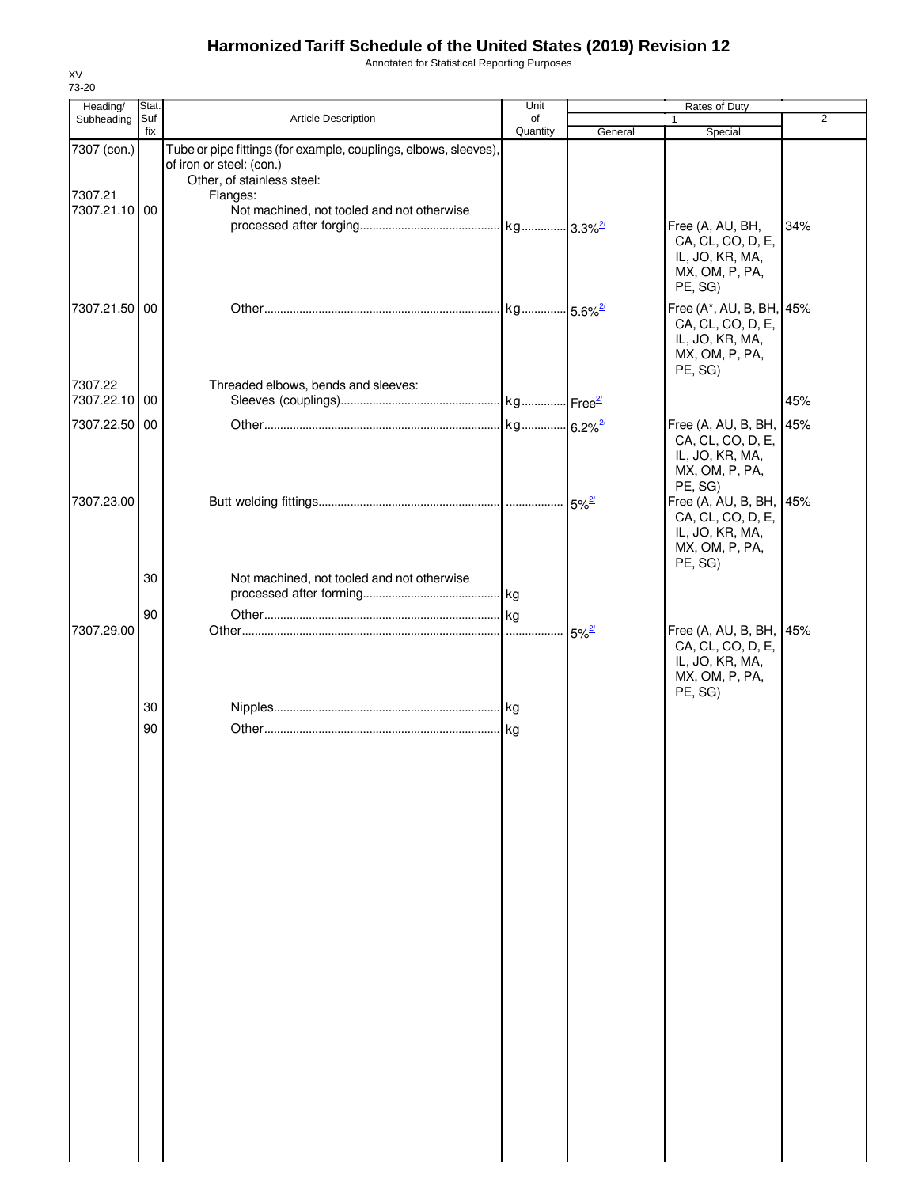# Harmonized Tariff Schedule of the United States (2019) Revision 12

Annotated for Statistical Reporting Purposes

XV
73-20

| Heading/ Subheading | Stat. Suf- fix | Article Description | Unit of Quantity | Rates of Duty 1 General | Special | 2 |
|---|---|---|---|---|---|---|
| 7307 (con.) | | Tube or pipe fittings (for example, couplings, elbows, sleeves), of iron or steel: (con.) | | | | |
| | | Other, of stainless steel: | | | | |
| 7307.21 | | Flanges: | | | | |
| 7307.21.10 | 00 | Not machined, not tooled and not otherwise processed after forging | kg | 3.3%[2/] | Free (A, AU, BH, CA, CL, CO, D, E, IL, JO, KR, MA, MX, OM, P, PA, PE, SG) | 34% |
| 7307.21.50 | 00 | Other | kg | 5.6%[2/] | Free (A*, AU, B, BH, CA, CL, CO, D, E, IL, JO, KR, MA, MX, OM, P, PA, PE, SG) | 45% |
| 7307.22 | | Threaded elbows, bends and sleeves: | | | | |
| 7307.22.10 | 00 | Sleeves (couplings) | kg | Free[2/] | | 45% |
| 7307.22.50 | 00 | Other | kg | 6.2%[2/] | Free (A, AU, B, BH, CA, CL, CO, D, E, IL, JO, KR, MA, MX, OM, P, PA, PE, SG) | 45% |
| 7307.23.00 | | Butt welding fittings | | 5%[2/] | Free (A, AU, B, BH, CA, CL, CO, D, E, IL, JO, KR, MA, MX, OM, P, PA, PE, SG) | 45% |
| | 30 | Not machined, not tooled and not otherwise processed after forming | kg | | | |
| | 90 | Other | kg | | | |
| 7307.29.00 | | Other | | 5%[2/] | Free (A, AU, B, BH, CA, CL, CO, D, E, IL, JO, KR, MA, MX, OM, P, PA, PE, SG) | 45% |
| | 30 | Nipples | kg | | | |
| | 90 | Other | kg | | | |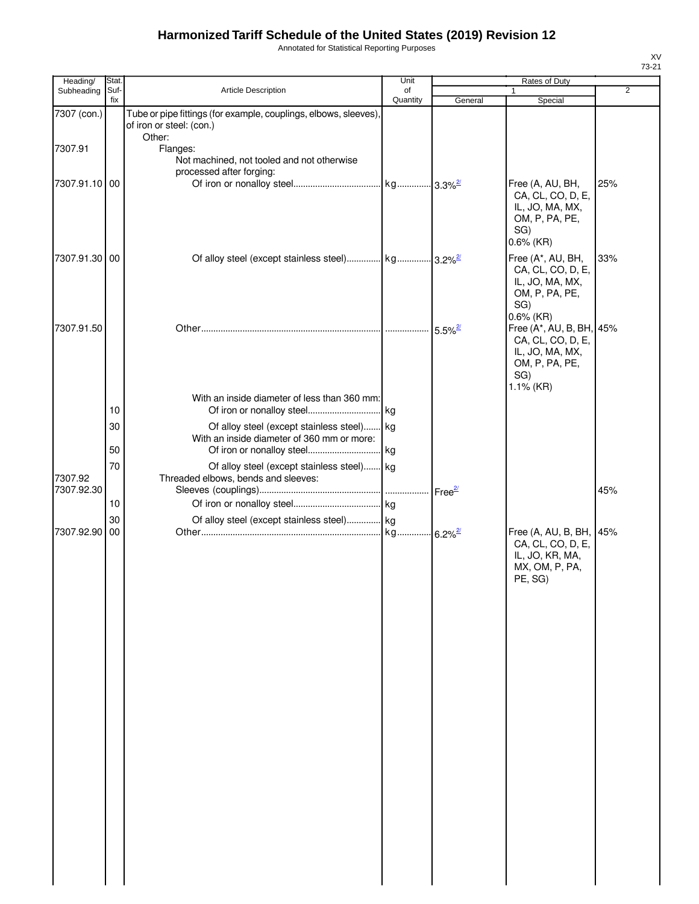# Harmonized Tariff Schedule of the United States (2019) Revision 12

Annotated for Statistical Reporting Purposes

XV
73-21

| Heading/ Subheading | Stat. Suf- fix | Article Description | Unit of Quantity | Rates of Duty 1 General | Special | 2 |
|---|---|---|---|---|---|---|
| 7307 (con.) | | Tube or pipe fittings (for example, couplings, elbows, sleeves), of iron or steel: (con.) | | | | |
| | | Other: | | | | |
| 7307.91 | | Flanges: | | | | |
| | | Not machined, not tooled and not otherwise processed after forging: | | | | |
| 7307.91.10 | 00 | Of iron or nonalloy steel | kg | 3.3%[2/] | Free (A, AU, BH, CA, CL, CO, D, E, IL, JO, MA, MX, OM, P, PA, PE, SG) 0.6% (KR) | 25% |
| 7307.91.30 | 00 | Of alloy steel (except stainless steel) | kg | 3.2%[2/] | Free (A*, AU, BH, CA, CL, CO, D, E, IL, JO, MA, MX, OM, P, PA, PE, SG) 0.6% (KR) | 33% |
| 7307.91.50 | | Other | | 5.5%[2/] | Free (A*, AU, B, BH, CA, CL, CO, D, E, IL, JO, MA, MX, OM, P, PA, PE, SG) 1.1% (KR) | 45% |
| | | With an inside diameter of less than 360 mm: | | | | |
| | 10 | Of iron or nonalloy steel | kg | | | |
| | 30 | Of alloy steel (except stainless steel) | kg | | | |
| | | With an inside diameter of 360 mm or more: | | | | |
| | 50 | Of iron or nonalloy steel | kg | | | |
| | 70 | Of alloy steel (except stainless steel) | kg | | | |
| 7307.92 | | Threaded elbows, bends and sleeves: | | | | |
| 7307.92.30 | | Sleeves (couplings) | | Free[2/] | | 45% |
| | 10 | Of iron or nonalloy steel | kg | | | |
| | 30 | Of alloy steel (except stainless steel) | kg | | | |
| 7307.92.90 | 00 | Other | kg | 6.2%[2/] | Free (A, AU, B, BH, CA, CL, CO, D, E, IL, JO, KR, MA, MX, OM, P, PA, PE, SG) | 45% |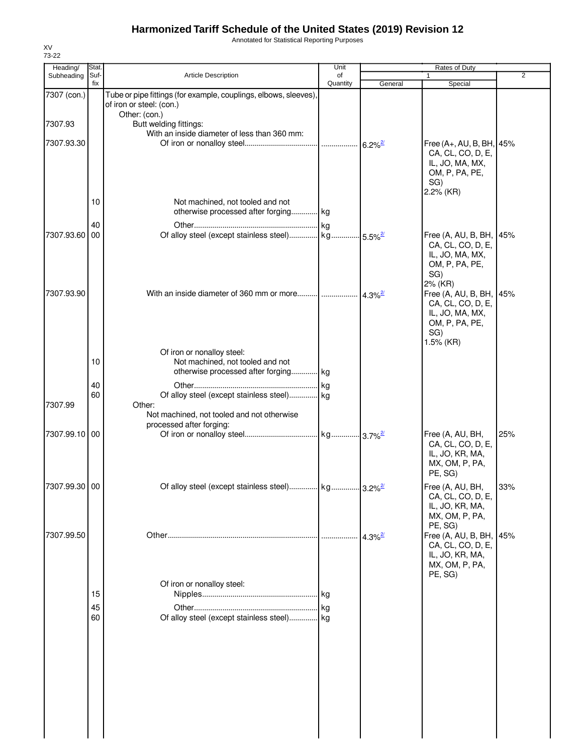# Harmonized Tariff Schedule of the United States (2019) Revision 12

Annotated for Statistical Reporting Purposes

XV
73-22

| Heading/ Subheading | Stat. Suf- fix | Article Description | Unit of Quantity | Rates of Duty 1 General | Special | 2 |
|---|---|---|---|---|---|---|
| 7307 (con.) | | Tube or pipe fittings (for example, couplings, elbows, sleeves), of iron or steel: (con.) | | | | |
| | | Other: (con.) | | | | |
| 7307.93 | | Butt welding fittings: | | | | |
| | | With an inside diameter of less than 360 mm: | | | | |
| 7307.93.30 | | Of iron or nonalloy steel | | 6.2%[2/] | Free (A+, AU, B, BH, CA, CL, CO, D, E, IL, JO, MA, MX, OM, P, PA, PE, SG) 2.2% (KR) | 45% |
| | 10 | Not machined, not tooled and not otherwise processed after forging | kg | | | |
| | 40 | Other | kg | | | |
| 7307.93.60 | 00 | Of alloy steel (except stainless steel) | kg | 5.5%[2/] | Free (A, AU, B, BH, CA, CL, CO, D, E, IL, JO, MA, MX, OM, P, PA, PE, SG) 2% (KR) | 45% |
| 7307.93.90 | | With an inside diameter of 360 mm or more | | 4.3%[2/] | Free (A, AU, B, BH, CA, CL, CO, D, E, IL, JO, MA, MX, OM, P, PA, PE, SG) 1.5% (KR) | 45% |
| | | Of iron or nonalloy steel: | | | | |
| | 10 | Not machined, not tooled and not otherwise processed after forging | kg | | | |
| | 40 | Other | kg | | | |
| | 60 | Of alloy steel (except stainless steel) | kg | | | |
| 7307.99 | | Other: | | | | |
| | | Not machined, not tooled and not otherwise processed after forging: | | | | |
| 7307.99.10 | 00 | Of iron or nonalloy steel | kg | 3.7%[2/] | Free (A, AU, BH, CA, CL, CO, D, E, IL, JO, KR, MA, MX, OM, P, PA, PE, SG) | 25% |
| 7307.99.30 | 00 | Of alloy steel (except stainless steel) | kg | 3.2%[2/] | Free (A, AU, BH, CA, CL, CO, D, E, IL, JO, KR, MA, MX, OM, P, PA, PE, SG) | 33% |
| 7307.99.50 | | Other | | 4.3%[2/] | Free (A, AU, B, BH, CA, CL, CO, D, E, IL, JO, KR, MA, MX, OM, P, PA, PE, SG) | 45% |
| | | Of iron or nonalloy steel: | | | | |
| | 15 | Nipples | kg | | | |
| | 45 | Other | kg | | | |
| | 60 | Of alloy steel (except stainless steel) | kg | | | |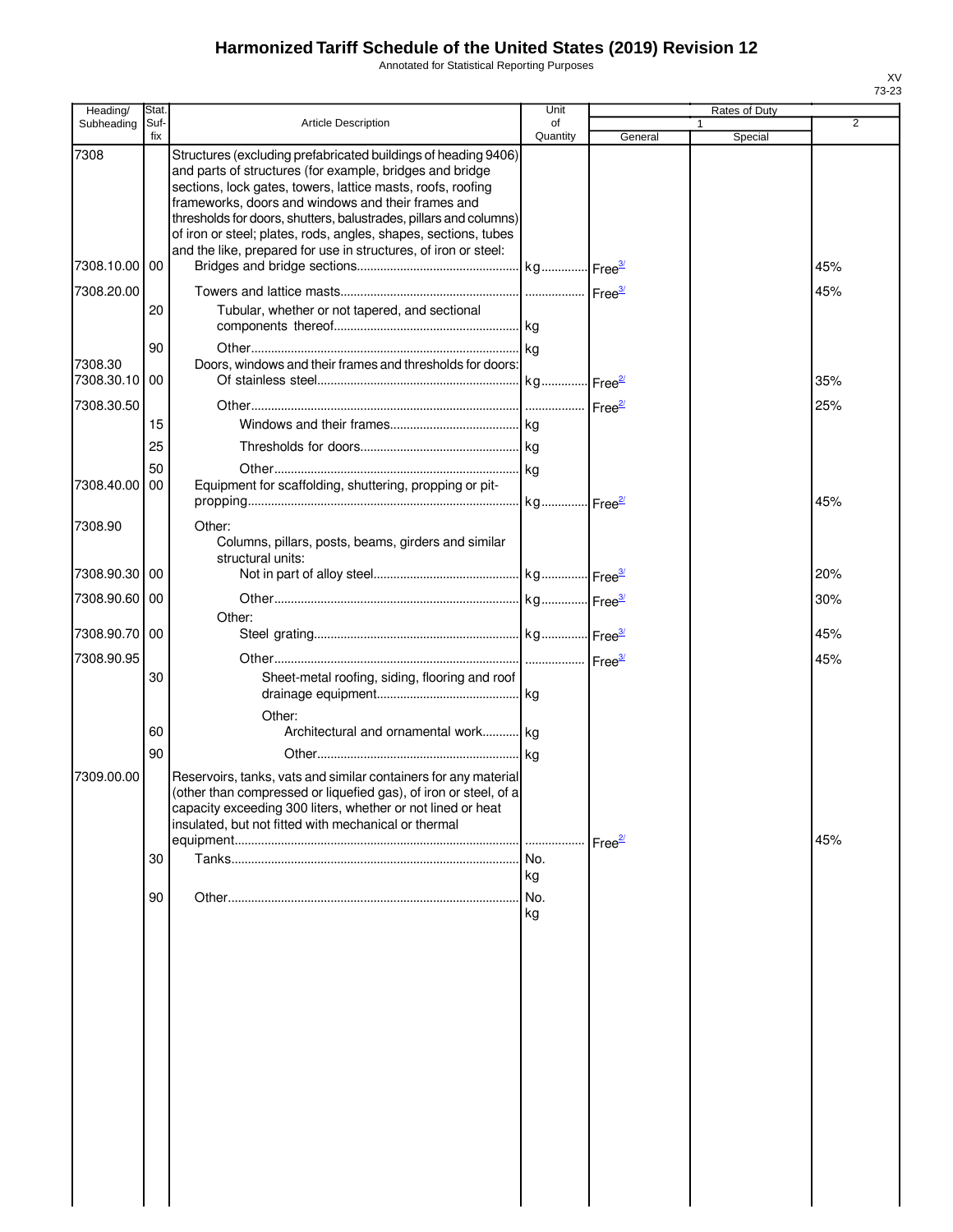# Harmonized Tariff Schedule of the United States (2019) Revision 12

Annotated for Statistical Reporting Purposes

XV
73-23

| Heading/ Subheading | Stat. Suf- fix | Article Description | Unit of Quantity | Rates of Duty 1 General | Special | 2 |
|---|---|---|---|---|---|---|
| 7308 | | Structures (excluding prefabricated buildings of heading 9406) and parts of structures (for example, bridges and bridge sections, lock gates, towers, lattice masts, roofs, roofing frameworks, doors and windows and their frames and thresholds for doors, shutters, balustrades, pillars and columns) of iron or steel; plates, rods, angles, shapes, sections, tubes and the like, prepared for use in structures, of iron or steel: | | | | |
| 7308.10.00 | 00 | Bridges and bridge sections | kg | Free[3/] | | 45% |
| 7308.20.00 | | Towers and lattice masts | | Free[3/] | | 45% |
| | 20 | Tubular, whether or not tapered, and sectional components thereof | kg | | | |
| | 90 | Other | kg | | | |
| 7308.30 | | Doors, windows and their frames and thresholds for doors: | | | | |
| 7308.30.10 | 00 | Of stainless steel | kg | Free[2/] | | 35% |
| 7308.30.50 | | Other | | Free[2/] | | 25% |
| | 15 | Windows and their frames | kg | | | |
| | 25 | Thresholds for doors | kg | | | |
| | 50 | Other | kg | | | |
| 7308.40.00 | 00 | Equipment for scaffolding, shuttering, propping or pit-propping | kg | Free[2/] | | 45% |
| 7308.90 | | Other: | | | | |
| | | Columns, pillars, posts, beams, girders and similar structural units: | | | | |
| 7308.90.30 | 00 | Not in part of alloy steel | kg | Free[3/] | | 20% |
| 7308.90.60 | 00 | Other | kg | Free[3/] | | 30% |
| | | Other: | | | | |
| 7308.90.70 | 00 | Steel grating | kg | Free[3/] | | 45% |
| 7308.90.95 | | Other | | Free[3/] | | 45% |
| | 30 | Sheet-metal roofing, siding, flooring and roof drainage equipment | kg | | | |
| | | Other: | | | | |
| | 60 | Architectural and ornamental work | kg | | | |
| | 90 | Other | kg | | | |
| 7309.00.00 | | Reservoirs, tanks, vats and similar containers for any material (other than compressed or liquefied gas), of iron or steel, of a capacity exceeding 300 liters, whether or not lined or heat insulated, but not fitted with mechanical or thermal equipment | | Free[2/] | | 45% |
| | 30 | Tanks | No. kg | | | |
| | 90 | Other | No. kg | | | |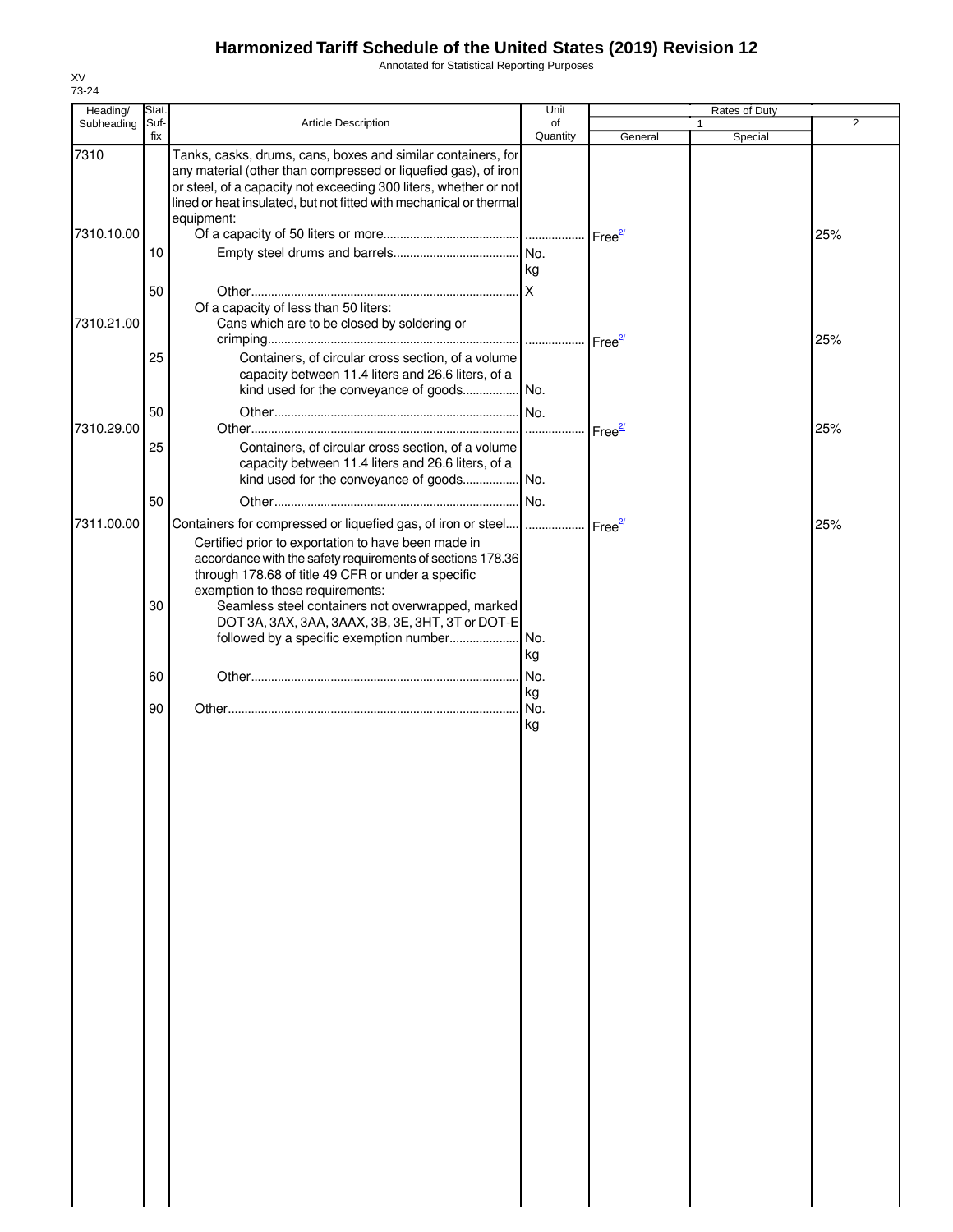# Harmonized Tariff Schedule of the United States (2019) Revision 12

Annotated for Statistical Reporting Purposes

XV
73-24

| Heading/ Subheading | Stat. Suf- fix | Article Description | Unit of Quantity | Rates of Duty | | |
|---|---|---|---|---|---|---|
| | | | | 1 | | 2 |
| | | | | General | Special | |
| 7310 | | Tanks, casks, drums, cans, boxes and similar containers, for any material (other than compressed or liquefied gas), of iron or steel, of a capacity not exceeding 300 liters, whether or not lined or heat insulated, but not fitted with mechanical or thermal equipment: | | | | |
| 7310.10.00 | | Of a capacity of 50 liters or more | | Free[2/] | | 25% |
| | 10 | Empty steel drums and barrels | No. kg | | | |
| | 50 | Other | X | | | |
| | | Of a capacity of less than 50 liters: | | | | |
| 7310.21.00 | | Cans which are to be closed by soldering or crimping | | Free[2/] | | 25% |
| | 25 | Containers, of circular cross section, of a volume capacity between 11.4 liters and 26.6 liters, of a kind used for the conveyance of goods | No. | | | |
| | 50 | Other | No. | | | |
| 7310.29.00 | | Other | | Free[2/] | | 25% |
| | 25 | Containers, of circular cross section, of a volume capacity between 11.4 liters and 26.6 liters, of a kind used for the conveyance of goods | No. | | | |
| | 50 | Other | No. | | | |
| 7311.00.00 | | Containers for compressed or liquefied gas, of iron or steel | | Free[2/] | | 25% |
| | | Certified prior to exportation to have been made in accordance with the safety requirements of sections 178.36 through 178.68 of title 49 CFR or under a specific exemption to those requirements: | | | | |
| | 30 | Seamless steel containers not overwrapped, marked DOT 3A, 3AX, 3AA, 3AAX, 3B, 3E, 3HT, 3T or DOT-E followed by a specific exemption number | No. kg | | | |
| | 60 | Other | No. kg | | | |
| | 90 | Other | No. kg | | | |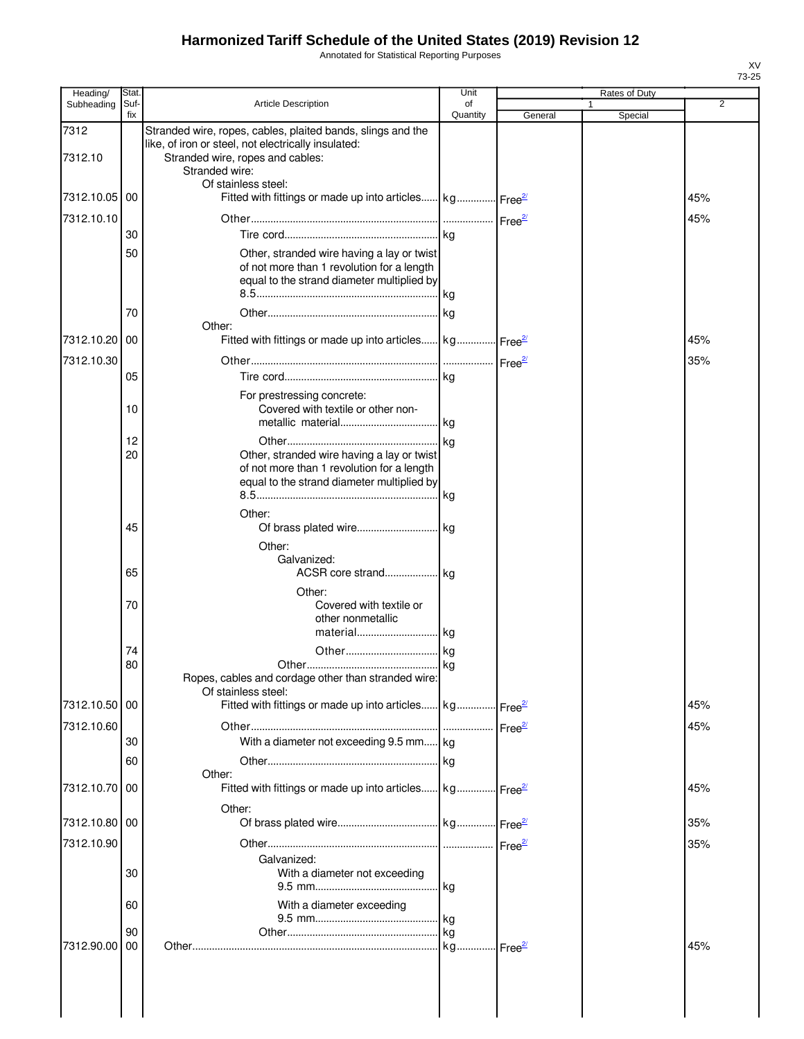# Harmonized Tariff Schedule of the United States (2019) Revision 12

Annotated for Statistical Reporting Purposes

XV
73-25

| Heading/ Subheading | Stat. Suf- fix | Article Description | Unit of Quantity | Rates of Duty 1 General | Special | 2 |
|---|---|---|---|---|---|---|
| 7312 | | Stranded wire, ropes, cables, plaited bands, slings and the like, of iron or steel, not electrically insulated: | | | | |
| 7312.10 | | Stranded wire, ropes and cables: | | | | |
| | | Stranded wire: | | | | |
| | | Of stainless steel: | | | | |
| 7312.10.05 | 00 | Fitted with fittings or made up into articles | kg | Free[2/] | | 45% |
| 7312.10.10 | | Other | | Free[2/] | | 45% |
| | 30 | Tire cord | kg | | | |
| | 50 | Other, stranded wire having a lay or twist of not more than 1 revolution for a length equal to the strand diameter multiplied by 8.5 | kg | | | |
| | 70 | Other | kg | | | |
| | | Other: | | | | |
| 7312.10.20 | 00 | Fitted with fittings or made up into articles | kg | Free[2/] | | 45% |
| 7312.10.30 | | Other | | Free[2/] | | 35% |
| | 05 | Tire cord | kg | | | |
| | | For prestressing concrete: | | | | |
| | 10 | Covered with textile or other non-metallic material | kg | | | |
| | 12 | Other | kg | | | |
| | 20 | Other, stranded wire having a lay or twist of not more than 1 revolution for a length equal to the strand diameter multiplied by 8.5 | kg | | | |
| | | Other: | | | | |
| | 45 | Of brass plated wire | kg | | | |
| | | Other: | | | | |
| | | Galvanized: | | | | |
| | 65 | ACSR core strand | kg | | | |
| | | Other: | | | | |
| | 70 | Covered with textile or other nonmetallic material | kg | | | |
| | 74 | Other | kg | | | |
| | 80 | Other | kg | | | |
| | | Ropes, cables and cordage other than stranded wire: | | | | |
| | | Of stainless steel: | | | | |
| 7312.10.50 | 00 | Fitted with fittings or made up into articles | kg | Free[2/] | | 45% |
| 7312.10.60 | | Other | | Free[2/] | | 45% |
| | 30 | With a diameter not exceeding 9.5 mm | kg | | | |
| | 60 | Other | kg | | | |
| | | Other: | | | | |
| 7312.10.70 | 00 | Fitted with fittings or made up into articles | kg | Free[2/] | | 45% |
| | | Other: | | | | |
| 7312.10.80 | 00 | Of brass plated wire | kg | Free[2/] | | 35% |
| 7312.10.90 | | Other | | Free[2/] | | 35% |
| | | Galvanized: | | | | |
| | 30 | With a diameter not exceeding 9.5 mm | kg | | | |
| | 60 | With a diameter exceeding 9.5 mm | kg | | | |
| | 90 | Other | kg | | | |
| 7312.90.00 | 00 | Other | kg | Free[2/] | | 45% |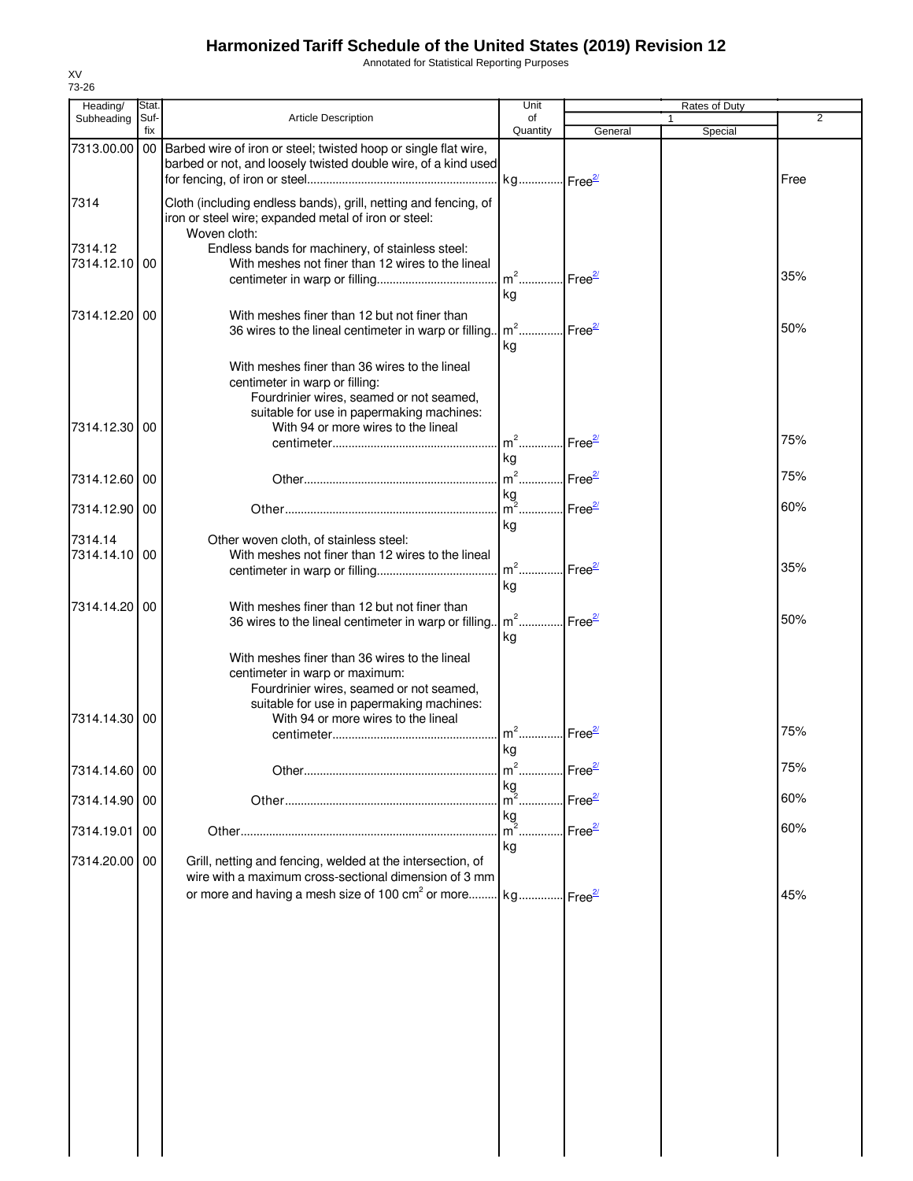# Harmonized Tariff Schedule of the United States (2019) Revision 12

Annotated for Statistical Reporting Purposes

XV
73-26

| Heading/ Subheading | Stat. Suf- fix | Article Description | Unit of Quantity | Rates of Duty 1 General | Special | 2 |
|---|---|---|---|---|---|---|
| 7313.00.00 | 00 | Barbed wire of iron or steel; twisted hoop or single flat wire, barbed or not, and loosely twisted double wire, of a kind used for fencing, of iron or steel | kg | Free[2/] | | Free |
| 7314 | | Cloth (including endless bands), grill, netting and fencing, of iron or steel wire; expanded metal of iron or steel: | | | | |
| | | Woven cloth: | | | | |
| 7314.12 | | Endless bands for machinery, of stainless steel: | | | | |
| 7314.12.10 | 00 | With meshes not finer than 12 wires to the lineal centimeter in warp or filling | $m^2$<br>kg | Free[2/] | | 35% |
| 7314.12.20 | 00 | With meshes finer than 12 but not finer than 36 wires to the lineal centimeter in warp or filling | $m^2$<br>kg | Free[2/] | | 50% |
| | | With meshes finer than 36 wires to the lineal centimeter in warp or filling: | | | | |
| | | Fourdrinier wires, seamed or not seamed, suitable for use in papermaking machines: | | | | |
| 7314.12.30 | 00 | With 94 or more wires to the lineal centimeter | $m^2$<br>kg | Free[2/] | | 75% |
| 7314.12.60 | 00 | Other | $m^2$<br>kg | Free[2/] | | 75% |
| 7314.12.90 | 00 | Other | $m^2$<br>kg | Free[2/] | | 60% |
| 7314.14 | | Other woven cloth, of stainless steel: | | | | |
| 7314.14.10 | 00 | With meshes not finer than 12 wires to the lineal centimeter in warp or filling | $m^2$<br>kg | Free[2/] | | 35% |
| 7314.14.20 | 00 | With meshes finer than 12 but not finer than 36 wires to the lineal centimeter in warp or filling | $m^2$<br>kg | Free[2/] | | 50% |
| | | With meshes finer than 36 wires to the lineal centimeter in warp or maximum: | | | | |
| | | Fourdrinier wires, seamed or not seamed, suitable for use in papermaking machines: | | | | |
| 7314.14.30 | 00 | With 94 or more wires to the lineal centimeter | $m^2$<br>kg | Free[2/] | | 75% |
| 7314.14.60 | 00 | Other | $m^2$<br>kg | Free[2/] | | 75% |
| 7314.14.90 | 00 | Other | $m^2$<br>kg | Free[2/] | | 60% |
| 7314.19.01 | 00 | Other | $m^2$<br>kg | Free[2/] | | 60% |
| 7314.20.00 | 00 | Grill, netting and fencing, welded at the intersection, of wire with a maximum cross-sectional dimension of 3 mm or more and having a mesh size of 100 $cm^2$ or more | kg | Free[2/] | | 45% |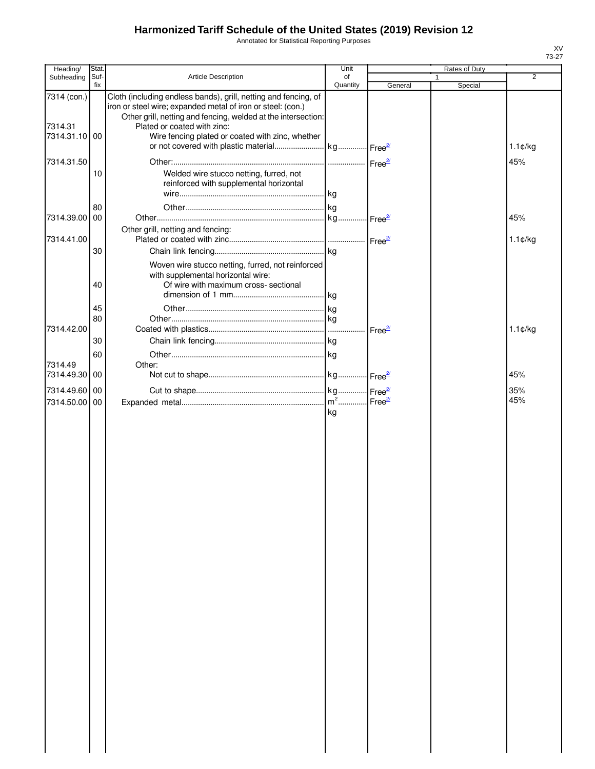# Harmonized Tariff Schedule of the United States (2019) Revision 12

Annotated for Statistical Reporting Purposes

XV
73-27

| Heading/ Subheading | Stat. Suf- fix | Article Description | Unit of Quantity | Rates of Duty 1 General | Rates of Duty 1 Special | Rates of Duty 2 |
|---|---|---|---|---|---|---|
| 7314 (con.) | | Cloth (including endless bands), grill, netting and fencing, of iron or steel wire; expanded metal of iron or steel: (con.) | | | | |
| | | Other grill, netting and fencing, welded at the intersection: | | | | |
| 7314.31 | | Plated or coated with zinc: | | | | |
| 7314.31.10 | 00 | Wire fencing plated or coated with zinc, whether or not covered with plastic material | kg | Free[2/] | | 1.1¢/kg |
| 7314.31.50 | | Other: | | Free[2/] | | 45% |
| | 10 | Welded wire stucco netting, furred, not reinforced with supplemental horizontal wire | kg | | | |
| | 80 | Other | kg | | | |
| 7314.39.00 | 00 | Other | kg | Free[2/] | | 45% |
| | | Other grill, netting and fencing: | | | | |
| 7314.41.00 | | Plated or coated with zinc | | Free[2/] | | 1.1¢/kg |
| | 30 | Chain link fencing | kg | | | |
| | | Woven wire stucco netting, furred, not reinforced with supplemental horizontal wire: | | | | |
| | 40 | Of wire with maximum cross- sectional dimension of 1 mm | kg | | | |
| | 45 | Other | kg | | | |
| | 80 | Other | kg | | | |
| 7314.42.00 | | Coated with plastics | | Free[2/] | | 1.1¢/kg |
| | 30 | Chain link fencing | kg | | | |
| | 60 | Other | kg | | | |
| 7314.49 | | Other: | | | | |
| 7314.49.30 | 00 | Not cut to shape | kg | Free[2/] | | 45% |
| 7314.49.60 | 00 | Cut to shape | kg | Free[2/] | | 35% |
| 7314.50.00 | 00 | Expanded metal | $m^2$ kg | Free[2/] | | 45% |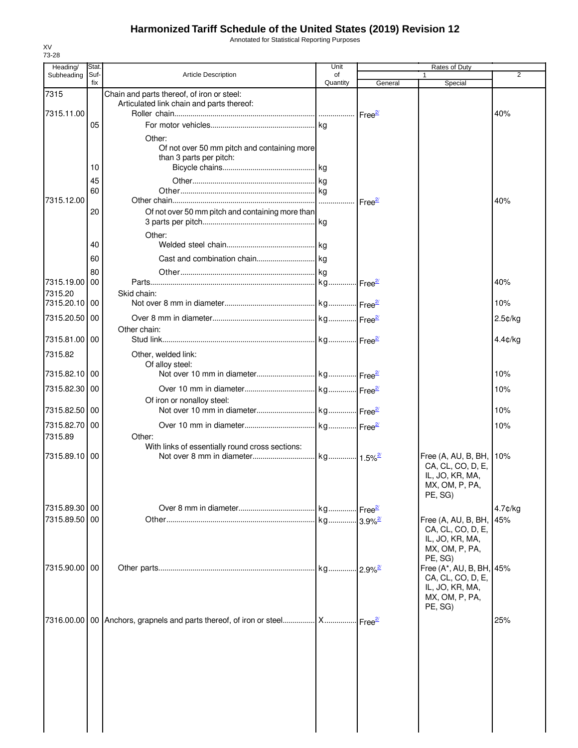# Harmonized Tariff Schedule of the United States (2019) Revision 12

Annotated for Statistical Reporting Purposes

XV
73-28

| Heading/ Subheading | Stat. Suf- fix | Article Description | Unit of Quantity | Rates of Duty 1 General | Special | 2 |
|---|---|---|---|---|---|---|
| 7315 | | Chain and parts thereof, of iron or steel: | | | | |
| | | Articulated link chain and parts thereof: | | | | |
| 7315.11.00 | | Roller chain | | Free[2/] | | 40% |
| | 05 | For motor vehicles | kg | | | |
| | | Other: | | | | |
| | | Of not over 50 mm pitch and containing more than 3 parts per pitch: | | | | |
| | 10 | Bicycle chains | kg | | | |
| | 45 | Other | kg | | | |
| | 60 | Other | kg | | | |
| 7315.12.00 | | Other chain | | Free[2/] | | 40% |
| | 20 | Of not over 50 mm pitch and containing more than 3 parts per pitch | kg | | | |
| | | Other: | | | | |
| | 40 | Welded steel chain | kg | | | |
| | 60 | Cast and combination chain | kg | | | |
| | 80 | Other | kg | | | |
| 7315.19.00 | 00 | Parts | kg | Free[2/] | | 40% |
| 7315.20 | | Skid chain: | | | | |
| 7315.20.10 | 00 | Not over 8 mm in diameter | kg | Free[2/] | | 10% |
| 7315.20.50 | 00 | Over 8 mm in diameter | kg | Free[2/] | | 2.5¢/kg |
| | | Other chain: | | | | |
| 7315.81.00 | 00 | Stud link | kg | Free[2/] | | 4.4¢/kg |
| 7315.82 | | Other, welded link: | | | | |
| | | Of alloy steel: | | | | |
| 7315.82.10 | 00 | Not over 10 mm in diameter | kg | Free[2/] | | 10% |
| 7315.82.30 | 00 | Over 10 mm in diameter | kg | Free[2/] | | 10% |
| | | Of iron or nonalloy steel: | | | | |
| 7315.82.50 | 00 | Not over 10 mm in diameter | kg | Free[2/] | | 10% |
| 7315.82.70 | 00 | Over 10 mm in diameter | kg | Free[2/] | | 10% |
| 7315.89 | | Other: | | | | |
| | | With links of essentially round cross sections: | | | | |
| 7315.89.10 | 00 | Not over 8 mm in diameter | kg | 1.5%[2/] | Free (A, AU, B, BH, CA, CL, CO, D, E, IL, JO, KR, MA, MX, OM, P, PA, PE, SG) | 10% |
| 7315.89.30 | 00 | Over 8 mm in diameter | kg | Free[2/] | | 4.7¢/kg |
| 7315.89.50 | 00 | Other | kg | 3.9%[2/] | Free (A, AU, B, BH, CA, CL, CO, D, E, IL, JO, KR, MA, MX, OM, P, PA, PE, SG) | 45% |
| 7315.90.00 | 00 | Other parts | kg | 2.9%[2/] | Free (A*, AU, B, BH, CA, CL, CO, D, E, IL, JO, KR, MA, MX, OM, P, PA, PE, SG) | 45% |
| 7316.00.00 | 00 | Anchors, grapnels and parts thereof, of iron or steel | X | Free[2/] | | 25% |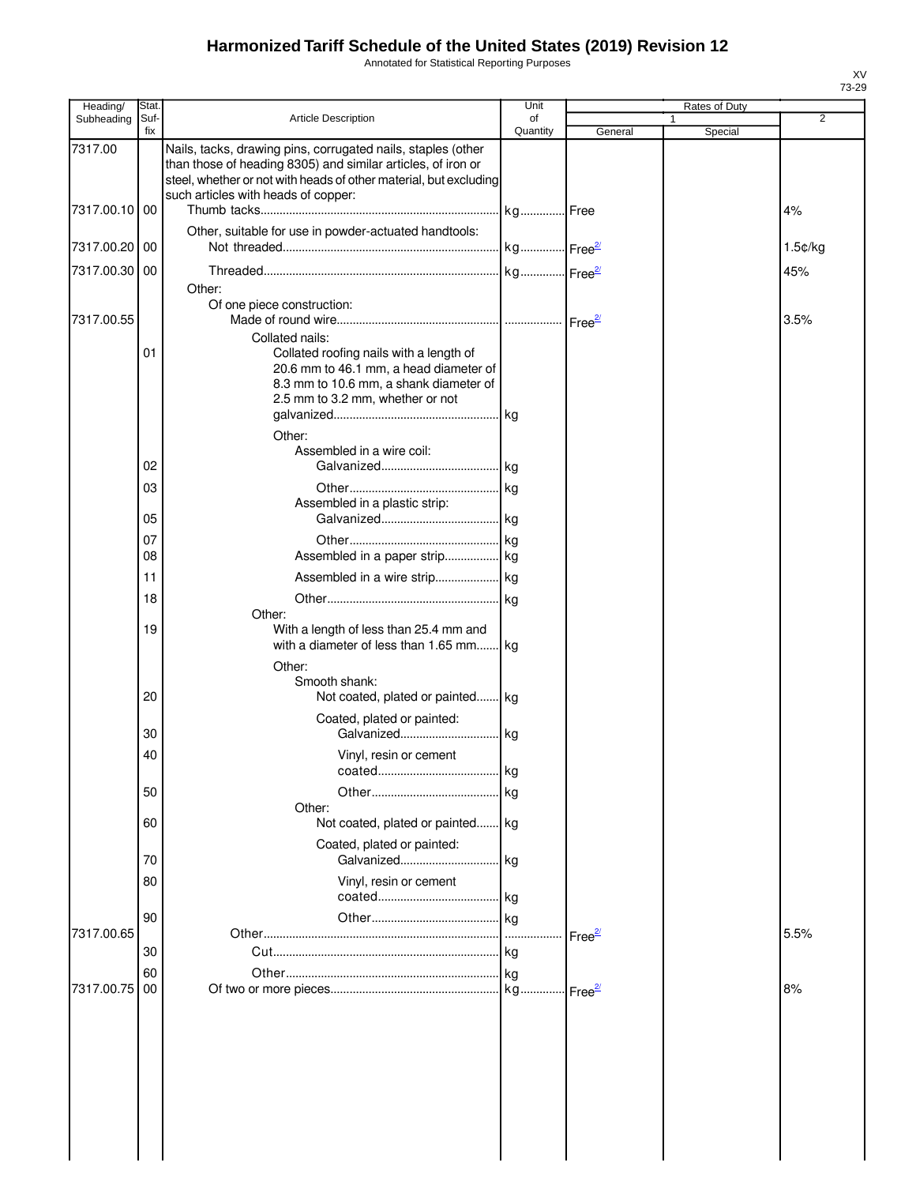# Harmonized Tariff Schedule of the United States (2019) Revision 12

Annotated for Statistical Reporting Purposes

| Heading/ Subheading | Stat. Suf- fix | Article Description | Unit of Quantity | Rates of Duty 1 General | Special | 2 |
|---|---|---|---|---|---|---|
| 7317.00 | | Nails, tacks, drawing pins, corrugated nails, staples (other than those of heading 8305) and similar articles, of iron or steel, whether or not with heads of other material, but excluding such articles with heads of copper: | | | | |
| 7317.00.10 | 00 | Thumb tacks | kg | Free | | 4% |
| | | Other, suitable for use in powder-actuated handtools: | | | | |
| 7317.00.20 | 00 | Not threaded | kg | Free[2/] | | 1.5¢/kg |
| 7317.00.30 | 00 | Threaded | kg | Free[2/] | | 45% |
| | | Other: | | | | |
| | | Of one piece construction: | | | | |
| 7317.00.55 | | Made of round wire | | Free[2/] | | 3.5% |
| | | Collated nails: | | | | |
| | 01 | Collated roofing nails with a length of 20.6 mm to 46.1 mm, a head diameter of 8.3 mm to 10.6 mm, a shank diameter of 2.5 mm to 3.2 mm, whether or not galvanized | kg | | | |
| | | Other: | | | | |
| | | Assembled in a wire coil: | | | | |
| | 02 | Galvanized | kg | | | |
| | 03 | Other | kg | | | |
| | | Assembled in a plastic strip: | | | | |
| | 05 | Galvanized | kg | | | |
| | 07 | Other | kg | | | |
| | 08 | Assembled in a paper strip | kg | | | |
| | 11 | Assembled in a wire strip | kg | | | |
| | 18 | Other | kg | | | |
| | | Other: | | | | |
| | 19 | With a length of less than 25.4 mm and with a diameter of less than 1.65 mm | kg | | | |
| | | Other: | | | | |
| | | Smooth shank: | | | | |
| | 20 | Not coated, plated or painted | kg | | | |
| | | Coated, plated or painted: | | | | |
| | 30 | Galvanized | kg | | | |
| | 40 | Vinyl, resin or cement coated | kg | | | |
| | 50 | Other | kg | | | |
| | | Other: | | | | |
| | 60 | Not coated, plated or painted | kg | | | |
| | | Coated, plated or painted: | | | | |
| | 70 | Galvanized | kg | | | |
| | 80 | Vinyl, resin or cement coated | kg | | | |
| | 90 | Other | kg | | | |
| 7317.00.65 | | Other | | Free[2/] | | 5.5% |
| | 30 | Cut | kg | | | |
| | 60 | Other | kg | | | |
| 7317.00.75 | 00 | Of two or more pieces | kg | Free[2/] | | 8% |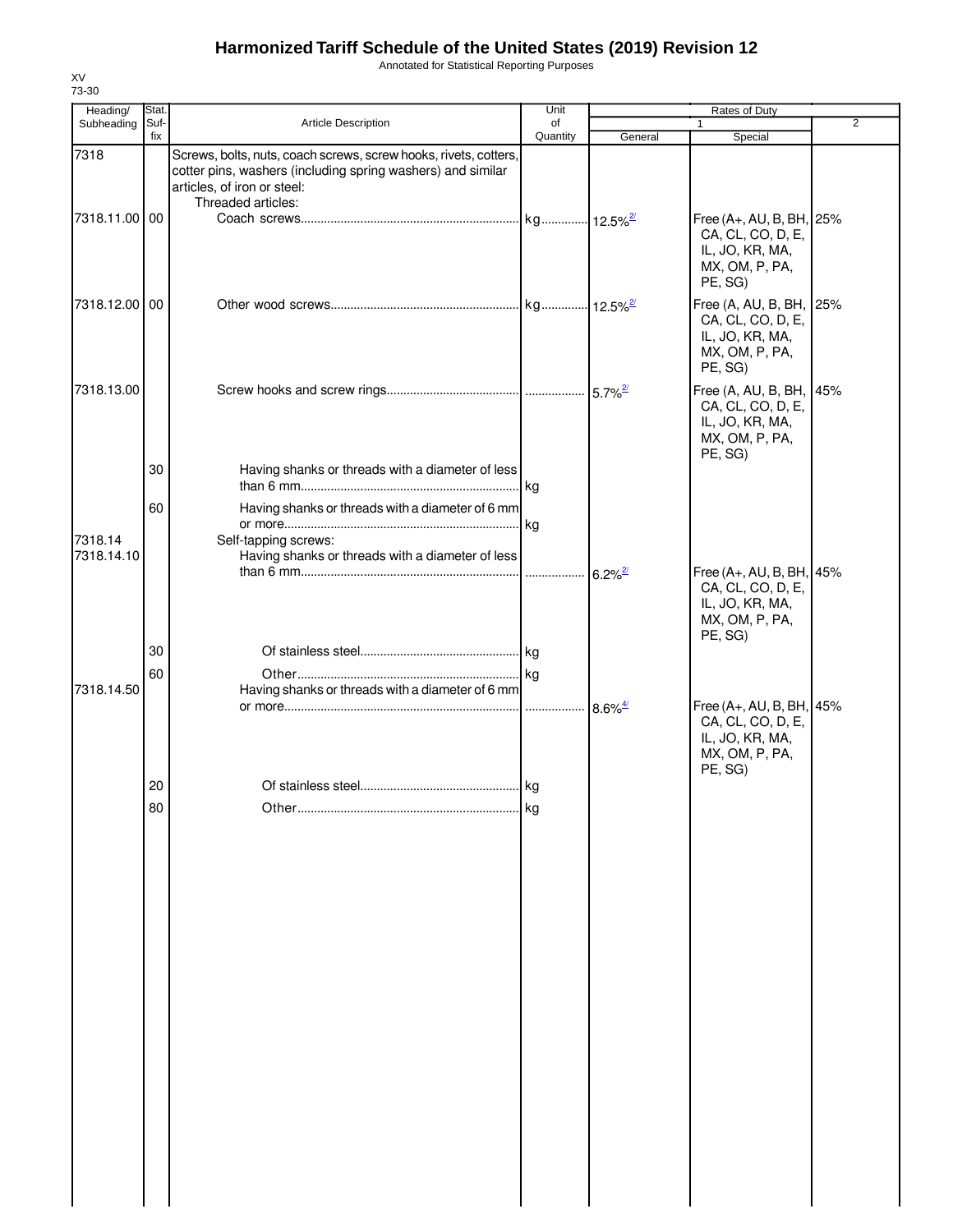# Harmonized Tariff Schedule of the United States (2019) Revision 12

Annotated for Statistical Reporting Purposes

XV
73-30

| Heading/ Subheading | Stat. Suf-fix | Article Description | Unit of Quantity | Rates of Duty 1 General | Special | 2 |
|---|---|---|---|---|---|---|
| 7318 | | Screws, bolts, nuts, coach screws, screw hooks, rivets, cotters, cotter pins, washers (including spring washers) and similar articles, of iron or steel: | | | | |
| | | Threaded articles: | | | | |
| 7318.11.00 | 00 | Coach screws | kg | 12.5%[2/] | Free (A+, AU, B, BH, CA, CL, CO, D, E, IL, JO, KR, MA, MX, OM, P, PA, PE, SG) | 25% |
| 7318.12.00 | 00 | Other wood screws | kg | 12.5%[2/] | Free (A, AU, B, BH, CA, CL, CO, D, E, IL, JO, KR, MA, MX, OM, P, PA, PE, SG) | 25% |
| 7318.13.00 | | Screw hooks and screw rings | | 5.7%[2/] | Free (A, AU, B, BH, CA, CL, CO, D, E, IL, JO, KR, MA, MX, OM, P, PA, PE, SG) | 45% |
| | 30 | Having shanks or threads with a diameter of less than 6 mm | kg | | | |
| | 60 | Having shanks or threads with a diameter of 6 mm or more | kg | | | |
| 7318.14 | | Self-tapping screws: | | | | |
| 7318.14.10 | | Having shanks or threads with a diameter of less than 6 mm | | 6.2%[2/] | Free (A+, AU, B, BH, CA, CL, CO, D, E, IL, JO, KR, MA, MX, OM, P, PA, PE, SG) | 45% |
| | 30 | Of stainless steel | kg | | | |
| | 60 | Other | kg | | | |
| 7318.14.50 | | Having shanks or threads with a diameter of 6 mm or more | | 8.6%[4/] | Free (A+, AU, B, BH, CA, CL, CO, D, E, IL, JO, KR, MA, MX, OM, P, PA, PE, SG) | 45% |
| | 20 | Of stainless steel | kg | | | |
| | 80 | Other | kg | | | |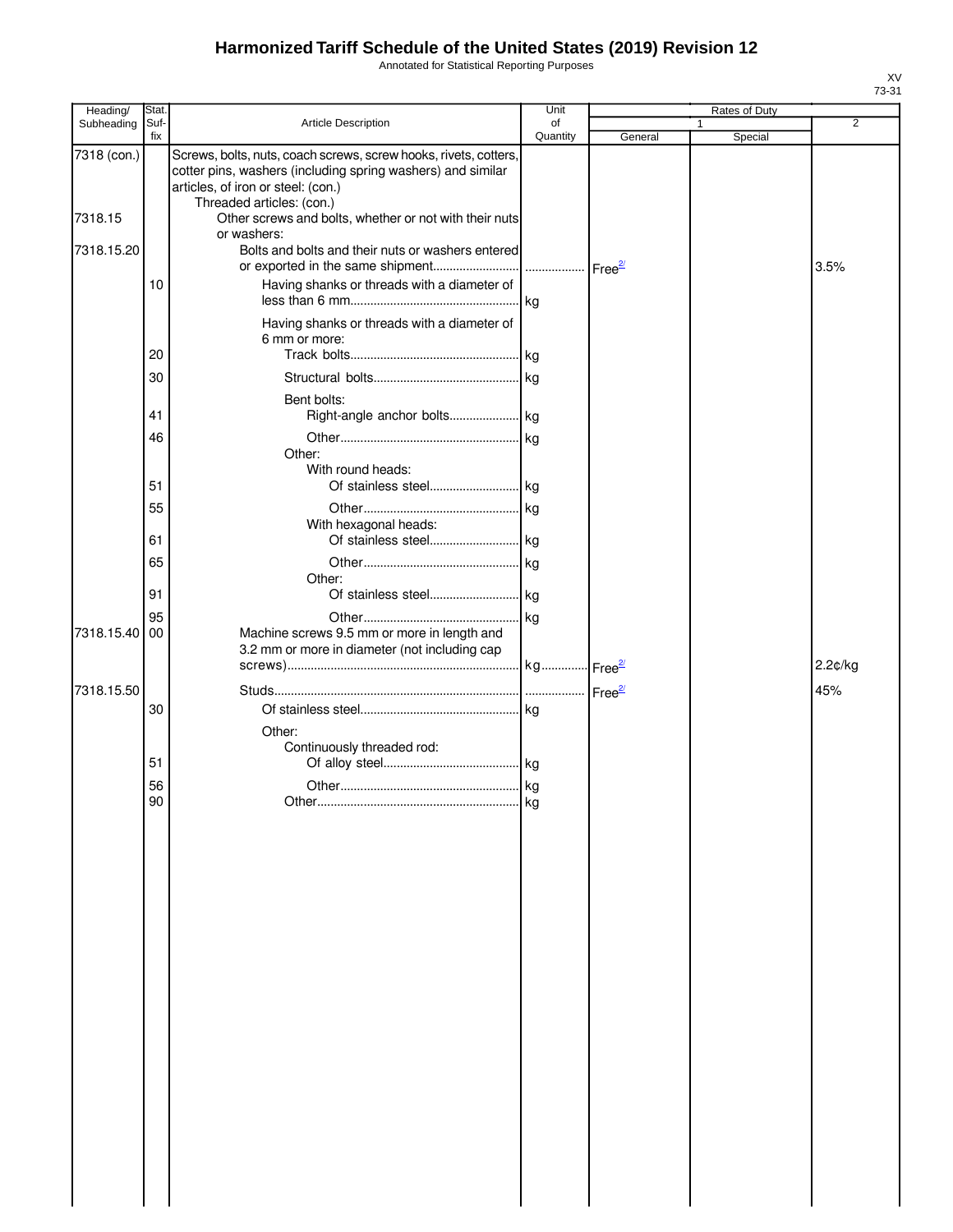# Harmonized Tariff Schedule of the United States (2019) Revision 12

Annotated for Statistical Reporting Purposes

XV
73-31

| Heading/ Subheading | Stat. Suf- fix | Article Description | Unit of Quantity | Rates of Duty 1 General | Special | 2 |
|---|---|---|---|---|---|---|
| 7318 (con.) | | Screws, bolts, nuts, coach screws, screw hooks, rivets, cotters, cotter pins, washers (including spring washers) and similar articles, of iron or steel: (con.) | | | | |
| | | Threaded articles: (con.) | | | | |
| 7318.15 | | Other screws and bolts, whether or not with their nuts or washers: | | | | |
| 7318.15.20 | | Bolts and bolts and their nuts or washers entered or exported in the same shipment | | Free[2/] | | 3.5% |
| | 10 | Having shanks or threads with a diameter of less than 6 mm | kg | | | |
| | | Having shanks or threads with a diameter of 6 mm or more: | | | | |
| | 20 | Track bolts | kg | | | |
| | 30 | Structural bolts | kg | | | |
| | | Bent bolts: | | | | |
| | 41 | Right-angle anchor bolts | kg | | | |
| | 46 | Other | kg | | | |
| | | Other: | | | | |
| | | With round heads: | | | | |
| | 51 | Of stainless steel | kg | | | |
| | 55 | Other | kg | | | |
| | | With hexagonal heads: | | | | |
| | 61 | Of stainless steel | kg | | | |
| | 65 | Other | kg | | | |
| | | Other: | | | | |
| | 91 | Of stainless steel | kg | | | |
| | 95 | Other | kg | | | |
| 7318.15.40 | 00 | Machine screws 9.5 mm or more in length and 3.2 mm or more in diameter (not including cap screws) | kg | Free[2/] | | 2.2¢/kg |
| 7318.15.50 | | Studs | | Free[2/] | | 45% |
| | 30 | Of stainless steel | kg | | | |
| | | Other: | | | | |
| | | Continuously threaded rod: | | | | |
| | 51 | Of alloy steel | kg | | | |
| | 56 | Other | kg | | | |
| | 90 | Other | kg | | | |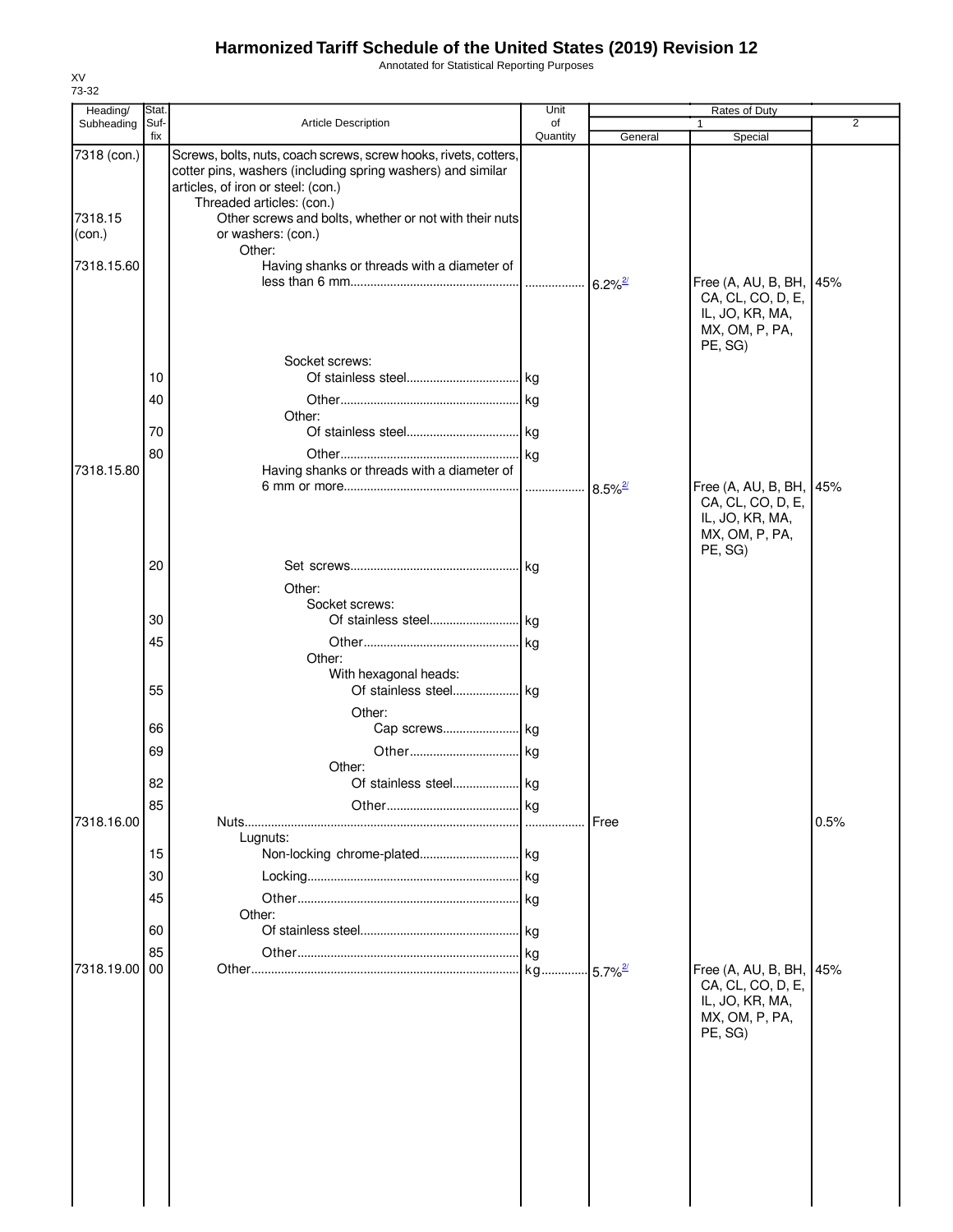# Harmonized Tariff Schedule of the United States (2019) Revision 12

Annotated for Statistical Reporting Purposes

XV
73-32

| Heading/ Subheading | Stat. Suf- fix | Article Description | Unit of Quantity | Rates of Duty 1 General | Special | 2 |
|---|---|---|---|---|---|---|
| 7318 (con.) | | Screws, bolts, nuts, coach screws, screw hooks, rivets, cotters, cotter pins, washers (including spring washers) and similar articles, of iron or steel: (con.) | | | | |
| | | Threaded articles: (con.) | | | | |
| 7318.15 (con.) | | Other screws and bolts, whether or not with their nuts or washers: (con.) | | | | |
| | | Other: | | | | |
| 7318.15.60 | | Having shanks or threads with a diameter of less than 6 mm | | 6.2%[2/] | Free (A, AU, B, BH, CA, CL, CO, D, E, IL, JO, KR, MA, MX, OM, P, PA, PE, SG) | 45% |
| | | Socket screws: | | | | |
| | 10 | Of stainless steel | kg | | | |
| | 40 | Other | kg | | | |
| | | Other: | | | | |
| | 70 | Of stainless steel | kg | | | |
| | 80 | Other | kg | | | |
| 7318.15.80 | | Having shanks or threads with a diameter of 6 mm or more | | 8.5%[2/] | Free (A, AU, B, BH, CA, CL, CO, D, E, IL, JO, KR, MA, MX, OM, P, PA, PE, SG) | 45% |
| | 20 | Set screws | kg | | | |
| | | Other: | | | | |
| | | Socket screws: | | | | |
| | 30 | Of stainless steel | kg | | | |
| | 45 | Other | kg | | | |
| | | Other: | | | | |
| | | With hexagonal heads: | | | | |
| | 55 | Of stainless steel | kg | | | |
| | | Other: | | | | |
| | 66 | Cap screws | kg | | | |
| | 69 | Other | kg | | | |
| | | Other: | | | | |
| | 82 | Of stainless steel | kg | | | |
| | 85 | Other | kg | | | |
| 7318.16.00 | | Nuts | | Free | | 0.5% |
| | | Lugnuts: | | | | |
| | 15 | Non-locking chrome-plated | kg | | | |
| | 30 | Locking | kg | | | |
| | 45 | Other | kg | | | |
| | | Other: | | | | |
| | 60 | Of stainless steel | kg | | | |
| | 85 | Other | kg | | | |
| 7318.19.00 | 00 | Other | kg | 5.7%[2/] | Free (A, AU, B, BH, CA, CL, CO, D, E, IL, JO, KR, MA, MX, OM, P, PA, PE, SG) | 45% |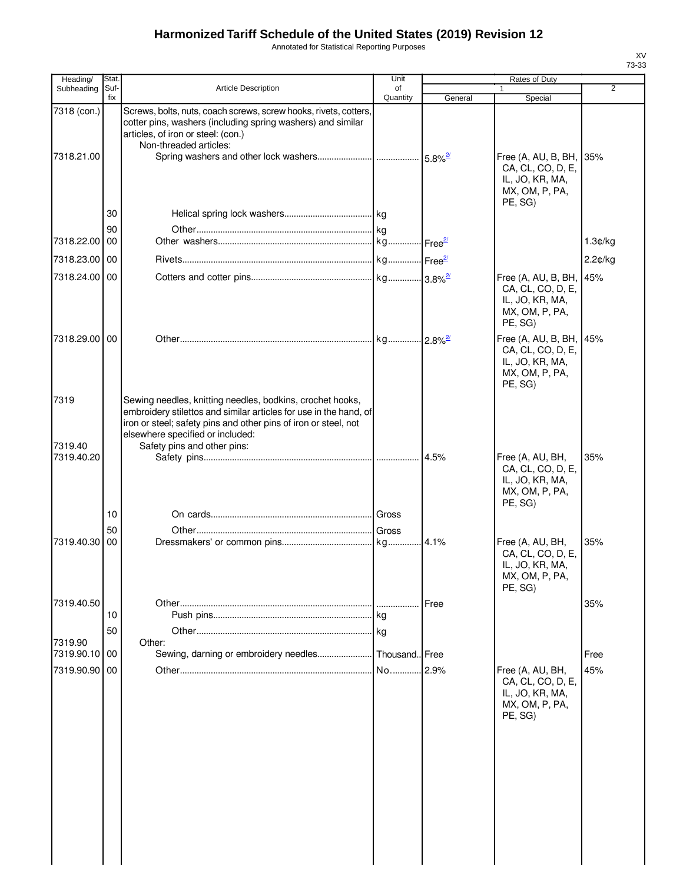# Harmonized Tariff Schedule of the United States (2019) Revision 12

Annotated for Statistical Reporting Purposes

XV
73-33

| Heading/ Subheading | Stat. Suf- fix | Article Description | Unit of Quantity | Rates of Duty | | |
|---|---|---|---|---|---|---|
| | | | | 1 | | 2 |
| | | | | General | Special | |
| 7318 (con.) | | Screws, bolts, nuts, coach screws, screw hooks, rivets, cotters, cotter pins, washers (including spring washers) and similar articles, of iron or steel: (con.) | | | | |
| | | Non-threaded articles: | | | | |
| 7318.21.00 | | Spring washers and other lock washers | | 5.8%[2/] | Free (A, AU, B, BH, CA, CL, CO, D, E, IL, JO, KR, MA, MX, OM, P, PA, PE, SG) | 35% |
| | 30 | Helical spring lock washers | kg | | | |
| | 90 | Other | kg | | | |
| 7318.22.00 | 00 | Other washers | kg | Free[2/] | | 1.3¢/kg |
| 7318.23.00 | 00 | Rivets | kg | Free[2/] | | 2.2¢/kg |
| 7318.24.00 | 00 | Cotters and cotter pins | kg | 3.8%[2/] | Free (A, AU, B, BH, CA, CL, CO, D, E, IL, JO, KR, MA, MX, OM, P, PA, PE, SG) | 45% |
| 7318.29.00 | 00 | Other | kg | 2.8%[2/] | Free (A, AU, B, BH, CA, CL, CO, D, E, IL, JO, KR, MA, MX, OM, P, PA, PE, SG) | 45% |
| 7319 | | Sewing needles, knitting needles, bodkins, crochet hooks, embroidery stilettos and similar articles for use in the hand, of iron or steel; safety pins and other pins of iron or steel, not elsewhere specified or included: | | | | |
| 7319.40 | | Safety pins and other pins: | | | | |
| 7319.40.20 | | Safety pins | | 4.5% | Free (A, AU, BH, CA, CL, CO, D, E, IL, JO, KR, MA, MX, OM, P, PA, PE, SG) | 35% |
| | 10 | On cards | Gross | | | |
| | 50 | Other | Gross | | | |
| 7319.40.30 | 00 | Dressmakers' or common pins | kg | 4.1% | Free (A, AU, BH, CA, CL, CO, D, E, IL, JO, KR, MA, MX, OM, P, PA, PE, SG) | 35% |
| 7319.40.50 | | Other | | Free | | 35% |
| | 10 | Push pins | kg | | | |
| | 50 | Other | kg | | | |
| 7319.90 | | Other: | | | | |
| 7319.90.10 | 00 | Sewing, darning or embroidery needles | Thousand | Free | | Free |
| 7319.90.90 | 00 | Other | No. | 2.9% | Free (A, AU, BH, CA, CL, CO, D, E, IL, JO, KR, MA, MX, OM, P, PA, PE, SG) | 45% |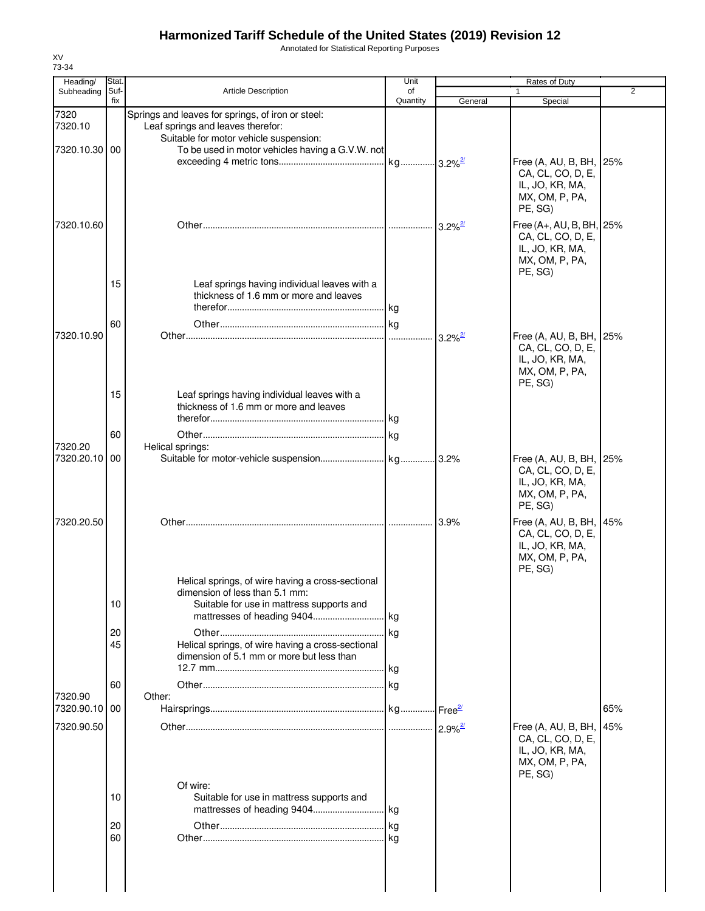# Harmonized Tariff Schedule of the United States (2019) Revision 12

Annotated for Statistical Reporting Purposes

XV
73-34

| Heading/ Subheading | Stat. Suf- fix | Article Description | Unit of Quantity | Rates of Duty 1 General | Special | 2 |
|---|---|---|---|---|---|---|
| 7320 | | Springs and leaves for springs, of iron or steel: | | | | |
| 7320.10 | | Leaf springs and leaves therefor: | | | | |
| | | Suitable for motor vehicle suspension: | | | | |
| 7320.10.30 | 00 | To be used in motor vehicles having a G.V.W. not exceeding 4 metric tons | kg | 3.2%[2/] | Free (A, AU, B, BH, CA, CL, CO, D, E, IL, JO, KR, MA, MX, OM, P, PA, PE, SG) | 25% |
| 7320.10.60 | | Other | | 3.2%[2/] | Free (A+, AU, B, BH, CA, CL, CO, D, E, IL, JO, KR, MA, MX, OM, P, PA, PE, SG) | 25% |
| | 15 | Leaf springs having individual leaves with a thickness of 1.6 mm or more and leaves therefor | kg | | | |
| | 60 | Other | kg | | | |
| 7320.10.90 | | Other | | 3.2%[2/] | Free (A, AU, B, BH, CA, CL, CO, D, E, IL, JO, KR, MA, MX, OM, P, PA, PE, SG) | 25% |
| | 15 | Leaf springs having individual leaves with a thickness of 1.6 mm or more and leaves therefor | kg | | | |
| | 60 | Other | kg | | | |
| 7320.20 | | Helical springs: | | | | |
| 7320.20.10 | 00 | Suitable for motor-vehicle suspension | kg | 3.2% | Free (A, AU, B, BH, CA, CL, CO, D, E, IL, JO, KR, MA, MX, OM, P, PA, PE, SG) | 25% |
| 7320.20.50 | | Other | | 3.9% | Free (A, AU, B, BH, CA, CL, CO, D, E, IL, JO, KR, MA, MX, OM, P, PA, PE, SG) | 45% |
| | | Helical springs, of wire having a cross-sectional dimension of less than 5.1 mm: | | | | |
| | 10 | Suitable for use in mattress supports and mattresses of heading 9404 | kg | | | |
| | 20 | Other | kg | | | |
| | 45 | Helical springs, of wire having a cross-sectional dimension of 5.1 mm or more but less than 12.7 mm | kg | | | |
| | 60 | Other | kg | | | |
| 7320.90 | | Other: | | | | |
| 7320.90.10 | 00 | Hairsprings | kg | Free[2/] | | 65% |
| 7320.90.50 | | Other | | 2.9%[2/] | Free (A, AU, B, BH, CA, CL, CO, D, E, IL, JO, KR, MA, MX, OM, P, PA, PE, SG) | 45% |
| | | Of wire: | | | | |
| | 10 | Suitable for use in mattress supports and mattresses of heading 9404 | kg | | | |
| | 20 | Other | kg | | | |
| | 60 | Other | kg | | | |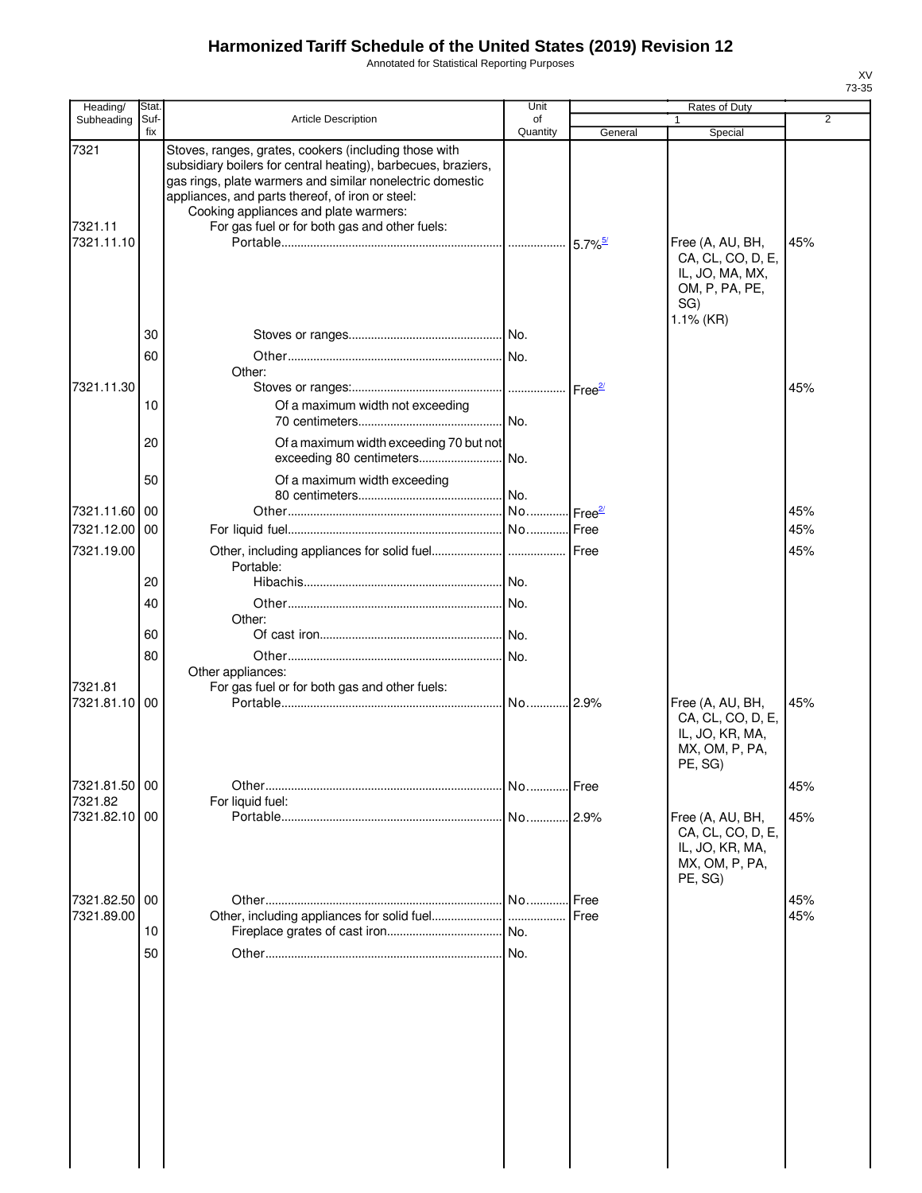# Harmonized Tariff Schedule of the United States (2019) Revision 12

Annotated for Statistical Reporting Purposes

XV
73-35

| Heading/ Subheading | Stat. Suf- fix | Article Description | Unit of Quantity | Rates of Duty 1 General | Special | 2 |
|---|---|---|---|---|---|---|
| 7321 | | Stoves, ranges, grates, cookers (including those with subsidiary boilers for central heating), barbecues, braziers, gas rings, plate warmers and similar nonelectric domestic appliances, and parts thereof, of iron or steel: | | | | |
| | | Cooking appliances and plate warmers: | | | | |
| 7321.11 | | For gas fuel or for both gas and other fuels: | | | | |
| 7321.11.10 | | Portable | | 5.7%[5/] | Free (A, AU, BH, CA, CL, CO, D, E, IL, JO, MA, MX, OM, P, PA, PE, SG) 1.1% (KR) | 45% |
| | 30 | Stoves or ranges | No. | | | |
| | 60 | Other | No. | | | |
| | | Other: | | | | |
| 7321.11.30 | | Stoves or ranges: | | Free[2/] | | 45% |
| | 10 | Of a maximum width not exceeding 70 centimeters | No. | | | |
| | 20 | Of a maximum width exceeding 70 but not exceeding 80 centimeters | No. | | | |
| | 50 | Of a maximum width exceeding 80 centimeters | No. | | | |
| 7321.11.60 | 00 | Other | No. | Free[2/] | | 45% |
| 7321.12.00 | 00 | For liquid fuel | No. | Free | | 45% |
| 7321.19.00 | | Other, including appliances for solid fuel | | Free | | 45% |
| | | Portable: | | | | |
| | 20 | Hibachis | No. | | | |
| | 40 | Other | No. | | | |
| | | Other: | | | | |
| | 60 | Of cast iron | No. | | | |
| | 80 | Other | No. | | | |
| | | Other appliances: | | | | |
| 7321.81 | | For gas fuel or for both gas and other fuels: | | | | |
| 7321.81.10 | 00 | Portable | No. | 2.9% | Free (A, AU, BH, CA, CL, CO, D, E, IL, JO, KR, MA, MX, OM, P, PA, PE, SG) | 45% |
| 7321.81.50 | 00 | Other | No. | Free | | 45% |
| 7321.82 | | For liquid fuel: | | | | |
| 7321.82.10 | 00 | Portable | No. | 2.9% | Free (A, AU, BH, CA, CL, CO, D, E, IL, JO, KR, MA, MX, OM, P, PA, PE, SG) | 45% |
| 7321.82.50 | 00 | Other | No. | Free | | 45% |
| 7321.89.00 | | Other, including appliances for solid fuel | | Free | | 45% |
| | 10 | Fireplace grates of cast iron | No. | | | |
| | 50 | Other | No. | | | |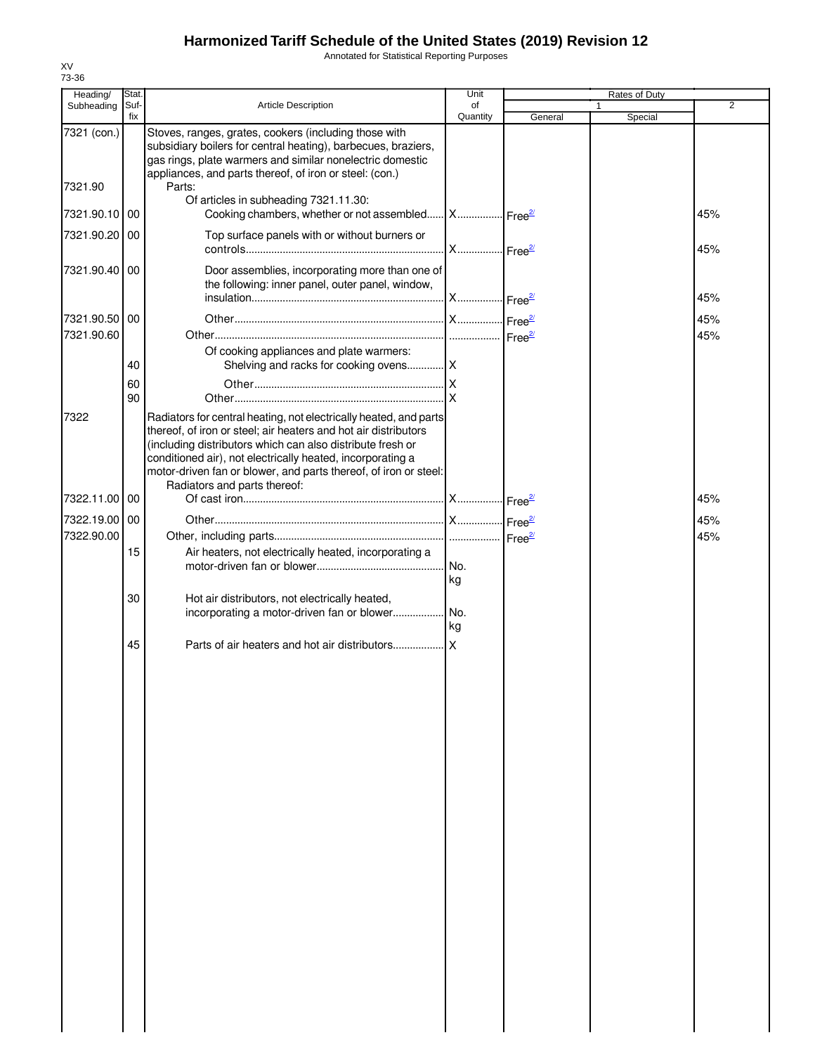# Harmonized Tariff Schedule of the United States (2019) Revision 12

Annotated for Statistical Reporting Purposes

XV
73-36

| Heading/ Subheading | Stat. Suf-fix | Article Description | Unit of Quantity | Rates of Duty 1 General | Special | 2 |
|---|---|---|---|---|---|---|
| 7321 (con.) | | Stoves, ranges, grates, cookers (including those with subsidiary boilers for central heating), barbecues, braziers, gas rings, plate warmers and similar nonelectric domestic appliances, and parts thereof, of iron or steel: (con.) | | | | |
| 7321.90 | | Parts: | | | | |
| | | Of articles in subheading 7321.11.30: | | | | |
| 7321.90.10 | 00 | Cooking chambers, whether or not assembled | X | Free[2/] | | 45% |
| 7321.90.20 | 00 | Top surface panels with or without burners or controls | X | Free[2/] | | 45% |
| 7321.90.40 | 00 | Door assemblies, incorporating more than one of the following: inner panel, outer panel, window, insulation | X | Free[2/] | | 45% |
| 7321.90.50 | 00 | Other | X | Free[2/] | | 45% |
| 7321.90.60 | | Other | | Free[2/] | | 45% |
| | | Of cooking appliances and plate warmers: | | | | |
| | 40 | Shelving and racks for cooking ovens | X | | | |
| | 60 | Other | X | | | |
| | 90 | Other | X | | | |
| 7322 | | Radiators for central heating, not electrically heated, and parts thereof, of iron or steel; air heaters and hot air distributors (including distributors which can also distribute fresh or conditioned air), not electrically heated, incorporating a motor-driven fan or blower, and parts thereof, of iron or steel: | | | | |
| | | Radiators and parts thereof: | | | | |
| 7322.11.00 | 00 | Of cast iron | X | Free[2/] | | 45% |
| 7322.19.00 | 00 | Other | X | Free[2/] | | 45% |
| 7322.90.00 | | Other, including parts | | Free[2/] | | 45% |
| | 15 | Air heaters, not electrically heated, incorporating a motor-driven fan or blower | No. kg | | | |
| | 30 | Hot air distributors, not electrically heated, incorporating a motor-driven fan or blower | No. kg | | | |
| | 45 | Parts of air heaters and hot air distributors | X | | | |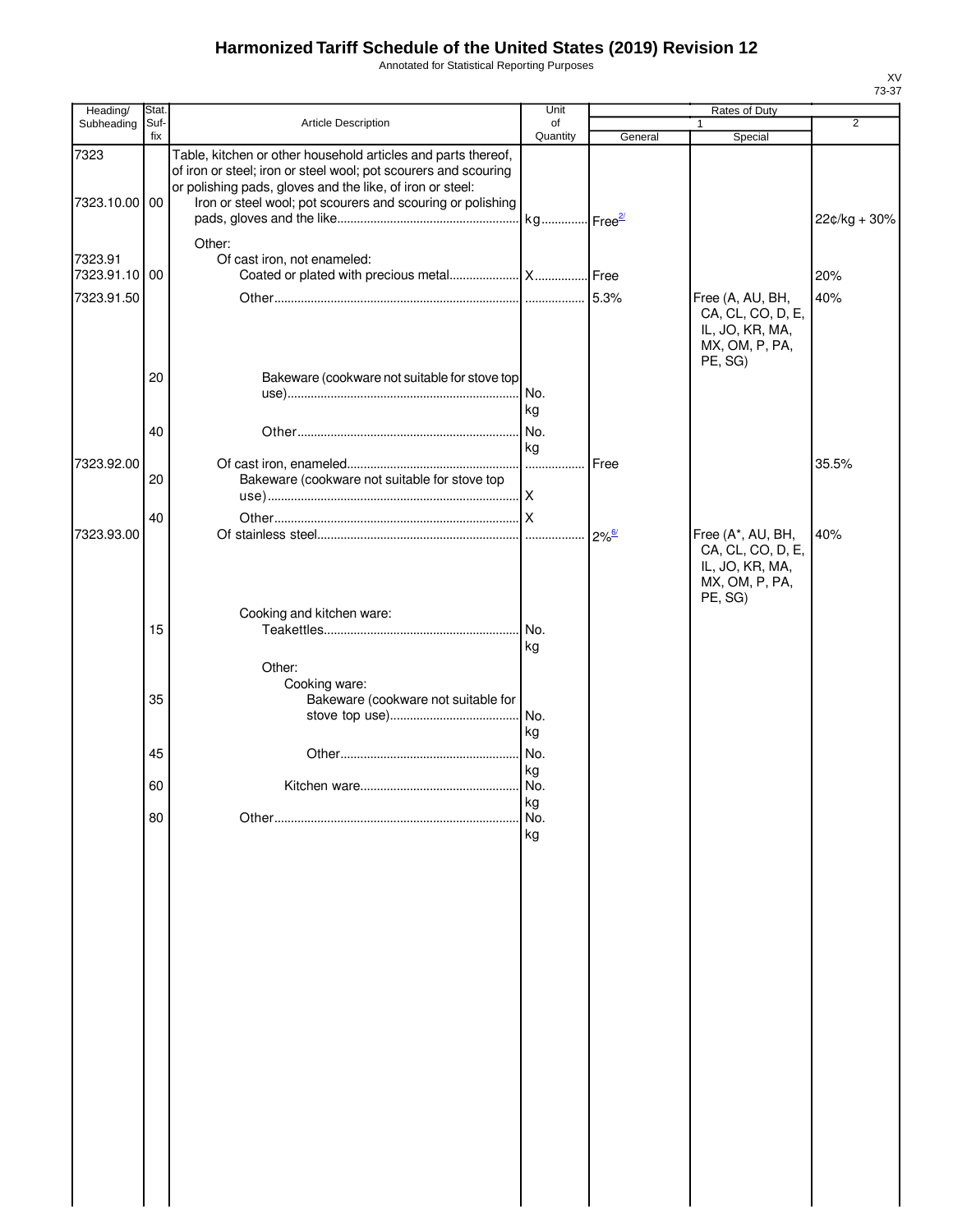# Harmonized Tariff Schedule of the United States (2019) Revision 12

Annotated for Statistical Reporting Purposes

XV
73-37

| Heading/ Subheading | Stat. Suf- fix | Article Description | Unit of Quantity | Rates of Duty 1 General | Special | 2 |
|---|---|---|---|---|---|---|
| 7323 | | Table, kitchen or other household articles and parts thereof, of iron or steel; iron or steel wool; pot scourers and scouring or polishing pads, gloves and the like, of iron or steel: | | | | |
| 7323.10.00 | 00 | Iron or steel wool; pot scourers and scouring or polishing pads, gloves and the like | kg | Free[2/] | | 22¢/kg + 30% |
| | | Other: | | | | |
| 7323.91 | | Of cast iron, not enameled: | | | | |
| 7323.91.10 | 00 | Coated or plated with precious metal | X | Free | | 20% |
| 7323.91.50 | | Other | | 5.3% | Free (A, AU, BH, CA, CL, CO, D, E, IL, JO, KR, MA, MX, OM, P, PA, PE, SG) | 40% |
| | 20 | Bakeware (cookware not suitable for stove top use) | No. kg | | | |
| | 40 | Other | No. kg | | | |
| 7323.92.00 | | Of cast iron, enameled | | Free | | 35.5% |
| | 20 | Bakeware (cookware not suitable for stove top use) | X | | | |
| | 40 | Other | X | | | |
| 7323.93.00 | | Of stainless steel | | 2%[6/] | Free (A*, AU, BH, CA, CL, CO, D, E, IL, JO, KR, MA, MX, OM, P, PA, PE, SG) | 40% |
| | | Cooking and kitchen ware: | | | | |
| | 15 | Teakettles | No. kg | | | |
| | | Other: | | | | |
| | | Cooking ware: | | | | |
| | 35 | Bakeware (cookware not suitable for stove top use) | No. kg | | | |
| | 45 | Other | No. kg | | | |
| | 60 | Kitchen ware | No. kg | | | |
| | 80 | Other | No. kg | | | |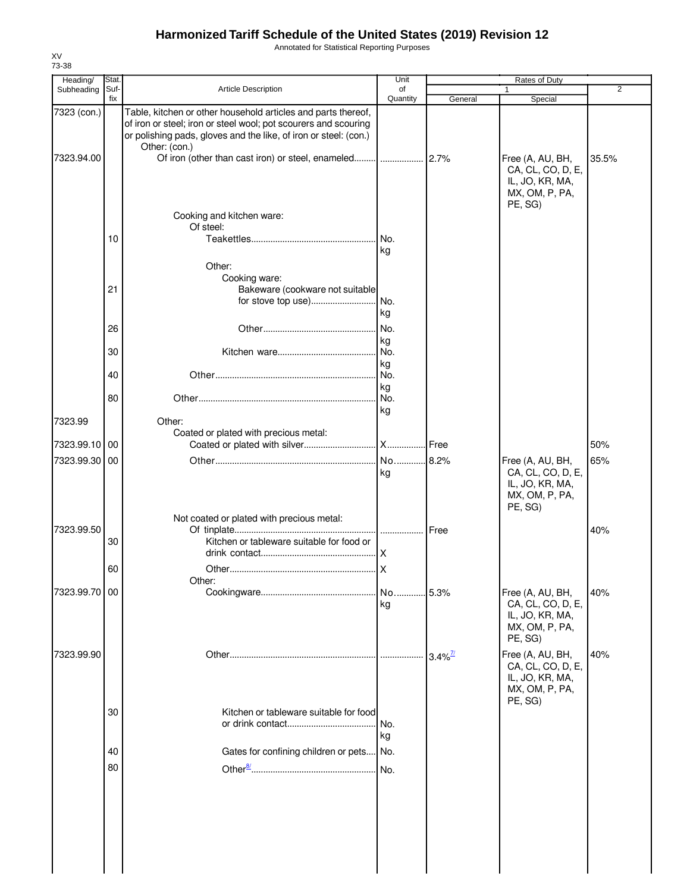# Harmonized Tariff Schedule of the United States (2019) Revision 12

Annotated for Statistical Reporting Purposes

XV
73-38

| Heading/ Subheading | Stat. Suf- fix | Article Description | Unit of Quantity | Rates of Duty 1 General | Special | 2 |
|---|---|---|---|---|---|---|
| 7323 (con.) | | Table, kitchen or other household articles and parts thereof, of iron or steel; iron or steel wool; pot scourers and scouring or polishing pads, gloves and the like, of iron or steel: (con.) | | | | |
| | | Other: (con.) | | | | |
| 7323.94.00 | | Of iron (other than cast iron) or steel, enameled | | 2.7% | Free (A, AU, BH, CA, CL, CO, D, E, IL, JO, KR, MA, MX, OM, P, PA, PE, SG) | 35.5% |
| | | Cooking and kitchen ware: | | | | |
| | | Of steel: | | | | |
| | 10 | Teakettles | No. kg | | | |
| | | Other: | | | | |
| | | Cooking ware: | | | | |
| | 21 | Bakeware (cookware not suitable for stove top use) | No. kg | | | |
| | 26 | Other | No. kg | | | |
| | 30 | Kitchen ware | No. kg | | | |
| | 40 | Other | No. kg | | | |
| | 80 | Other | No. kg | | | |
| 7323.99 | | Other: | | | | |
| | | Coated or plated with precious metal: | | | | |
| 7323.99.10 | 00 | Coated or plated with silver | X | Free | | 50% |
| 7323.99.30 | 00 | Other | No. kg | 8.2% | Free (A, AU, BH, CA, CL, CO, D, E, IL, JO, KR, MA, MX, OM, P, PA, PE, SG) | 65% |
| | | Not coated or plated with precious metal: | | | | |
| 7323.99.50 | | Of tinplate | | Free | | 40% |
| | 30 | Kitchen or tableware suitable for food or drink contact | X | | | |
| | 60 | Other | X | | | |
| | | Other: | | | | |
| 7323.99.70 | 00 | Cookingware | No. kg | 5.3% | Free (A, AU, BH, CA, CL, CO, D, E, IL, JO, KR, MA, MX, OM, P, PA, PE, SG) | 40% |
| 7323.99.90 | | Other | | 3.4% [7/] | Free (A, AU, BH, CA, CL, CO, D, E, IL, JO, KR, MA, MX, OM, P, PA, PE, SG) | 40% |
| | 30 | Kitchen or tableware suitable for food or drink contact | No. kg | | | |
| | 40 | Gates for confining children or pets | No. | | | |
| | 80 | Other [8/] | No. | | | |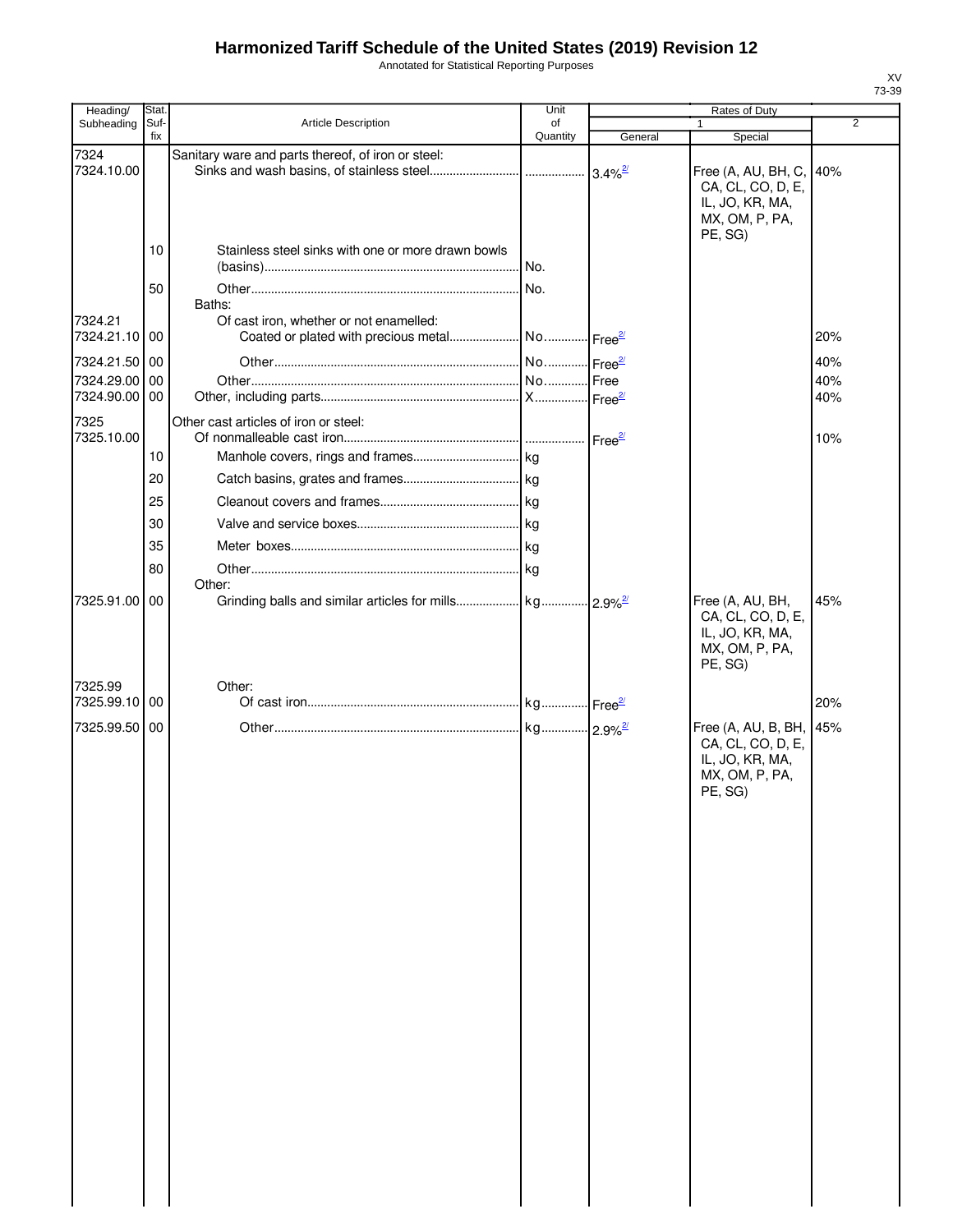# Harmonized Tariff Schedule of the United States (2019) Revision 12

Annotated for Statistical Reporting Purposes

| Heading/ Subheading | Stat. Suf-fix | Article Description | Unit of Quantity | Rates of Duty 1 General | Special | 2 |
|---|---|---|---|---|---|---|
| 7324 | | Sanitary ware and parts thereof, of iron or steel: | | | | |
| 7324.10.00 | | Sinks and wash basins, of stainless steel | | 3.4%[2/] | Free (A, AU, BH, C, CA, CL, CO, D, E, IL, JO, KR, MA, MX, OM, P, PA, PE, SG) | 40% |
| | 10 | Stainless steel sinks with one or more drawn bowls (basins) | No. | | | |
| | 50 | Other | No. | | | |
| | | Baths: | | | | |
| 7324.21 | | Of cast iron, whether or not enamelled: | | | | |
| 7324.21.10 | 00 | Coated or plated with precious metal | No. | Free[2/] | | 20% |
| 7324.21.50 | 00 | Other | No. | Free[2/] | | 40% |
| 7324.29.00 | 00 | Other | No. | Free | | 40% |
| 7324.90.00 | 00 | Other, including parts | X | Free[2/] | | 40% |
| 7325 | | Other cast articles of iron or steel: | | | | |
| 7325.10.00 | | Of nonmalleable cast iron | | Free[2/] | | 10% |
| | 10 | Manhole covers, rings and frames | kg | | | |
| | 20 | Catch basins, grates and frames | kg | | | |
| | 25 | Cleanout covers and frames | kg | | | |
| | 30 | Valve and service boxes | kg | | | |
| | 35 | Meter boxes | kg | | | |
| | 80 | Other | kg | | | |
| | | Other: | | | | |
| 7325.91.00 | 00 | Grinding balls and similar articles for mills | kg | 2.9%[2/] | Free (A, AU, BH, CA, CL, CO, D, E, IL, JO, KR, MA, MX, OM, P, PA, PE, SG) | 45% |
| 7325.99 | | Other: | | | | |
| 7325.99.10 | 00 | Of cast iron | kg | Free[2/] | | 20% |
| 7325.99.50 | 00 | Other | kg | 2.9%[2/] | Free (A, AU, B, BH, CA, CL, CO, D, E, IL, JO, KR, MA, MX, OM, P, PA, PE, SG) | 45% |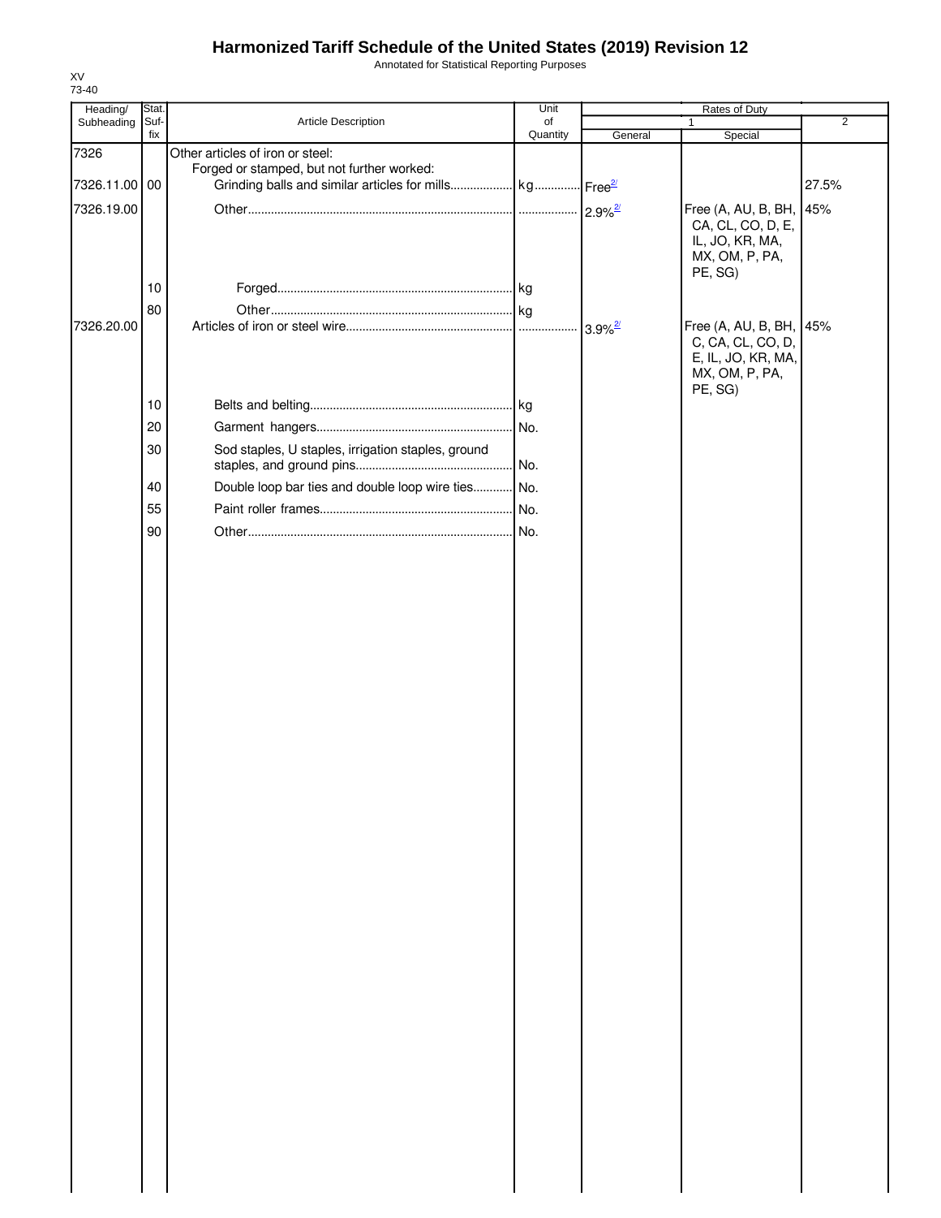# Harmonized Tariff Schedule of the United States (2019) Revision 12

Annotated for Statistical Reporting Purposes

XV
73-40

| Heading/ Subheading | Stat. Suf- fix | Article Description | Unit of Quantity | Rates of Duty 1 General | Rates of Duty 1 Special | Rates of Duty 2 |
|---|---|---|---|---|---|---|
| 7326 | | Other articles of iron or steel: | | | | |
| | | Forged or stamped, but not further worked: | | | | |
| 7326.11.00 | 00 | Grinding balls and similar articles for mills | kg | Free[2/] | | 27.5% |
| 7326.19.00 | | Other | | 2.9%[2/] | Free (A, AU, B, BH, CA, CL, CO, D, E, IL, JO, KR, MA, MX, OM, P, PA, PE, SG) | 45% |
| | 10 | Forged | kg | | | |
| | 80 | Other | kg | | | |
| 7326.20.00 | | Articles of iron or steel wire | | 3.9%[2/] | Free (A, AU, B, BH, C, CA, CL, CO, D, E, IL, JO, KR, MA, MX, OM, P, PA, PE, SG) | 45% |
| | 10 | Belts and belting | kg | | | |
| | 20 | Garment hangers | No. | | | |
| | 30 | Sod staples, U staples, irrigation staples, ground staples, and ground pins | No. | | | |
| | 40 | Double loop bar ties and double loop wire ties | No. | | | |
| | 55 | Paint roller frames | No. | | | |
| | 90 | Other | No. | | | |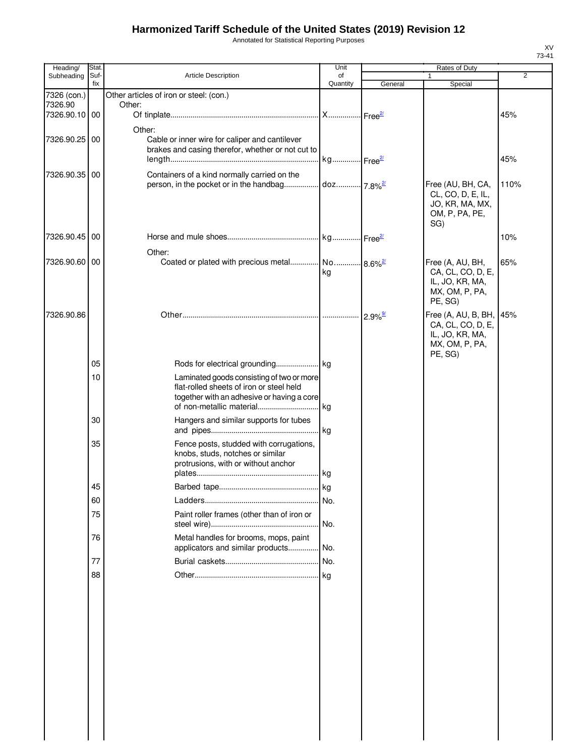# Harmonized Tariff Schedule of the United States (2019) Revision 12

Annotated for Statistical Reporting Purposes

XV
73-41

| Heading/ Subheading | Stat. Suf- fix | Article Description | Unit of Quantity | Rates of Duty 1 General | Special | 2 |
|---|---|---|---|---|---|---|
| 7326 (con.) | | Other articles of iron or steel: (con.) | | | | |
| 7326.90 | | Other: | | | | |
| 7326.90.10 | 00 | Of tinplate | X | Free[2/] | | 45% |
| | | Other: | | | | |
| 7326.90.25 | 00 | Cable or inner wire for caliper and cantilever brakes and casing therefor, whether or not cut to length | kg | Free[2/] | | 45% |
| 7326.90.35 | 00 | Containers of a kind normally carried on the person, in the pocket or in the handbag | doz | 7.8%[2/] | Free (AU, BH, CA, CL, CO, D, E, IL, JO, KR, MA, MX, OM, P, PA, PE, SG) | 110% |
| 7326.90.45 | 00 | Horse and mule shoes | kg | Free[2/] | | 10% |
| | | Other: | | | | |
| 7326.90.60 | 00 | Coated or plated with precious metal | No. kg | 8.6%[2/] | Free (A, AU, BH, CA, CL, CO, D, E, IL, JO, KR, MA, MX, OM, P, PA, PE, SG) | 65% |
| 7326.90.86 | | Other | | 2.9%[9/] | Free (A, AU, B, BH, CA, CL, CO, D, E, IL, JO, KR, MA, MX, OM, P, PA, PE, SG) | 45% |
| | 05 | Rods for electrical grounding | kg | | | |
| | 10 | Laminated goods consisting of two or more flat-rolled sheets of iron or steel held together with an adhesive or having a core of non-metallic material | kg | | | |
| | 30 | Hangers and similar supports for tubes and pipes | kg | | | |
| | 35 | Fence posts, studded with corrugations, knobs, studs, notches or similar protrusions, with or without anchor plates | kg | | | |
| | 45 | Barbed tape | kg | | | |
| | 60 | Ladders | No. | | | |
| | 75 | Paint roller frames (other than of iron or steel wire) | No. | | | |
| | 76 | Metal handles for brooms, mops, paint applicators and similar products | No. | | | |
| | 77 | Burial caskets | No. | | | |
| | 88 | Other | kg | | | |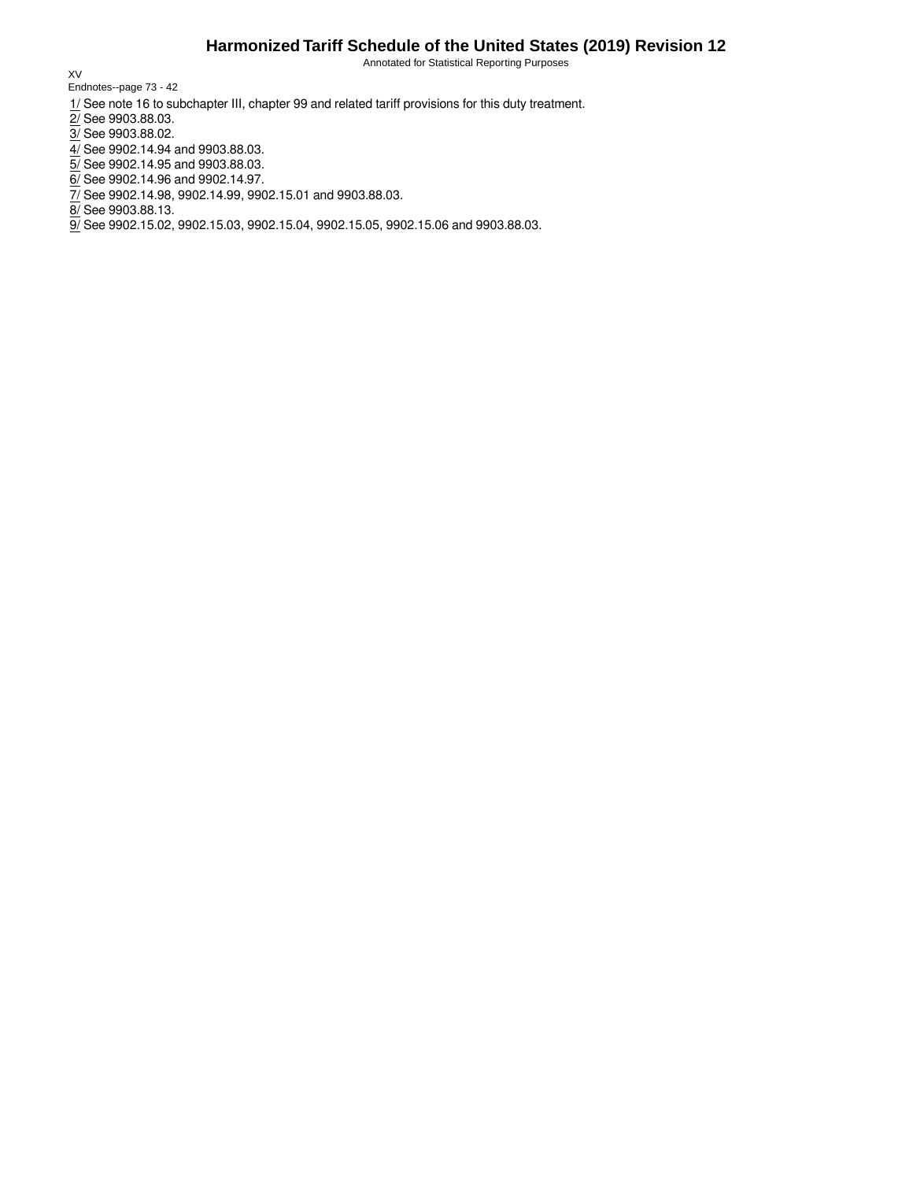XV

Endnotes--page 73 - 42

1/ See note 16 to subchapter III, chapter 99 and related tariff provisions for this duty treatment.

2/ See 9903.88.03.

3/ See 9903.88.02.

4/ See 9902.14.94 and 9903.88.03.

5/ See 9902.14.95 and 9903.88.03.

6/ See 9902.14.96 and 9902.14.97.

7/ See 9902.14.98, 9902.14.99, 9902.15.01 and 9903.88.03.

8/ See 9903.88.13.

9/ See 9902.15.02, 9902.15.03, 9902.15.04, 9902.15.05, 9902.15.06 and 9903.88.03.